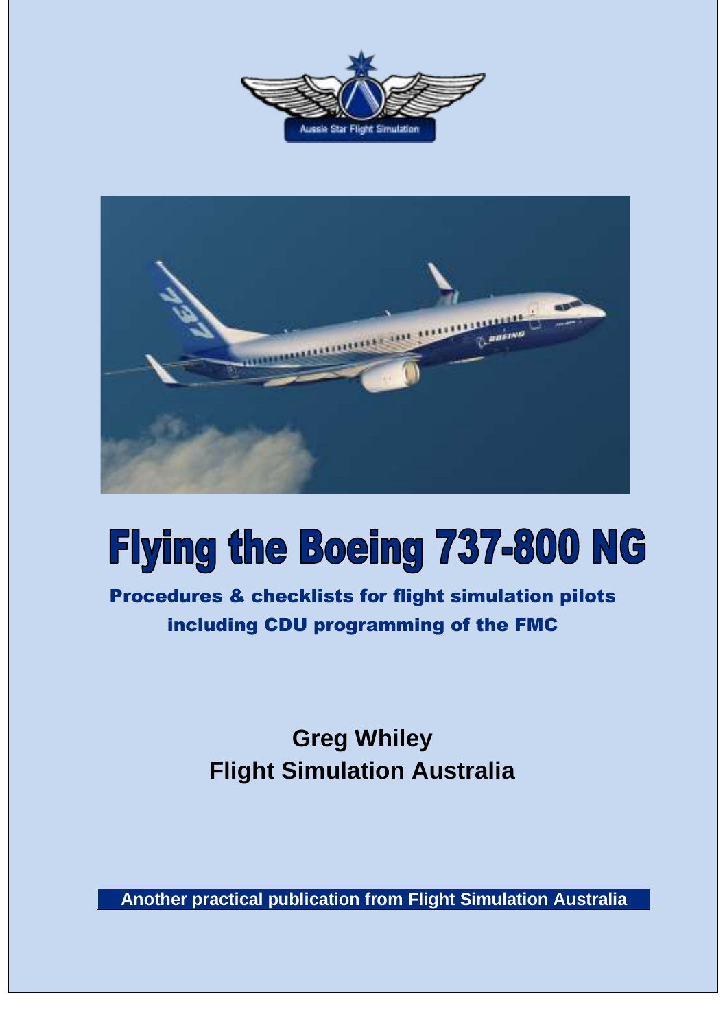# Flying the Boeing 737-800 NG

**Procedures & checklists for flight simulation pilots including CDU programming of the FMC**

**Greg Whiley**

**Flight Simulation Australia**

**Another practical publication from Flight Simulation Australia**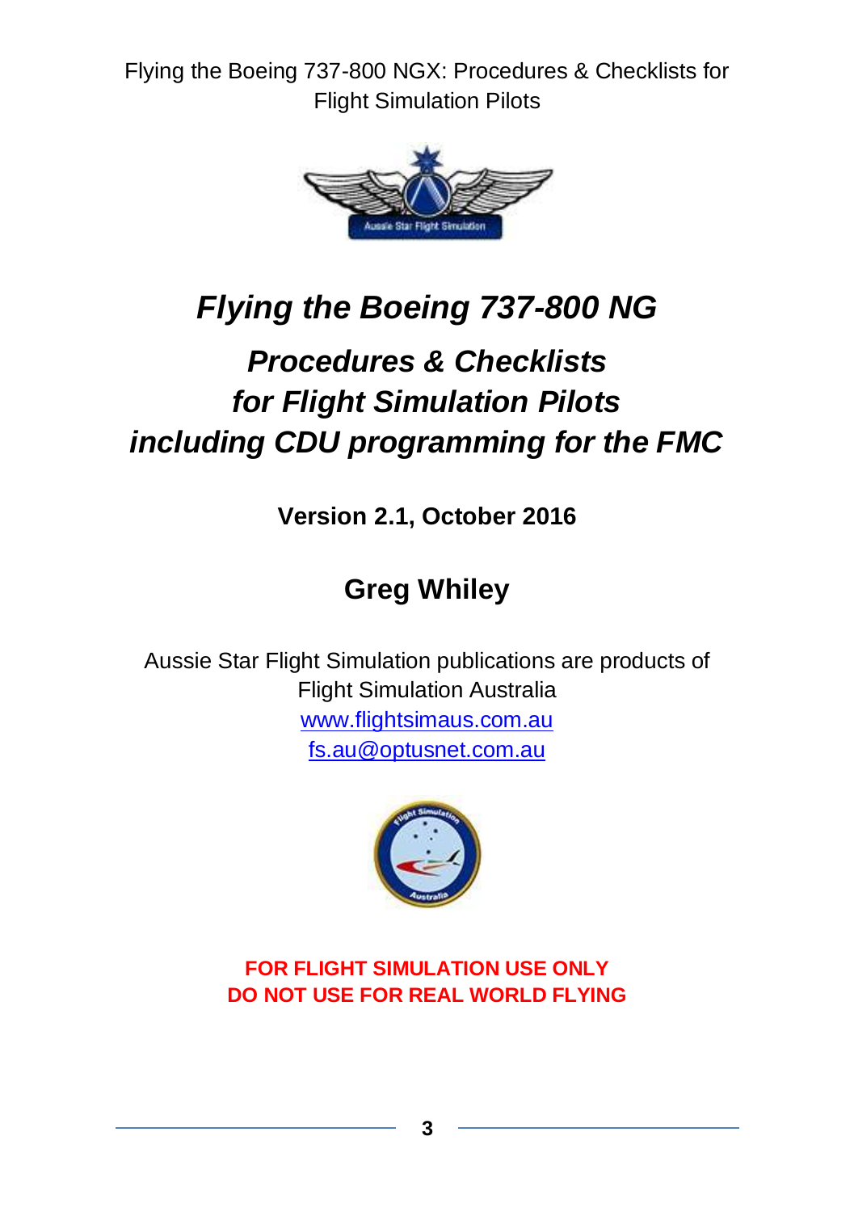# *Flying the Boeing 737-800 NG*

## *Procedures & Checklists for Flight Simulation Pilots including CDU programming for the FMC*

**Version 2.1, October 2016**

## Greg Whiley

Aussie Star Flight Simulation publications are products of Flight Simulation Australia
www.flightsimaus.com.au
fs.au@optusnet.com.au

**FOR FLIGHT SIMULATION USE ONLY**
**DO NOT USE FOR REAL WORLD FLYING**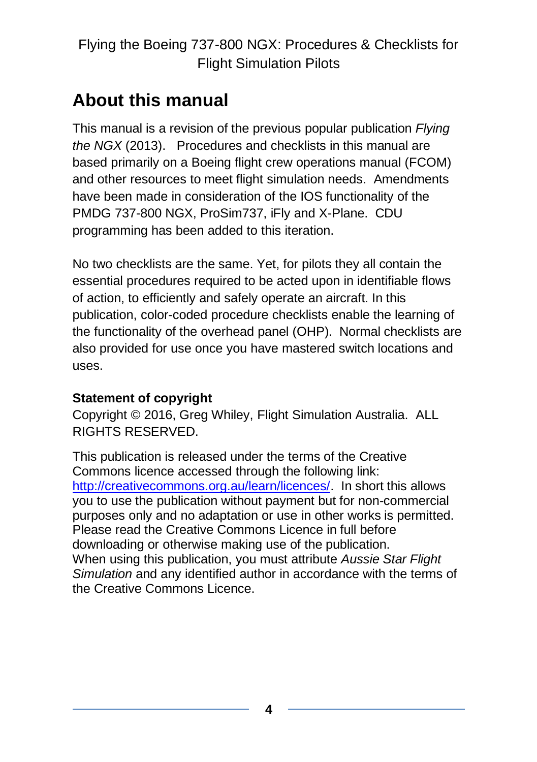## About this manual

This manual is a revision of the previous popular publication *Flying the NGX* (2013). Procedures and checklists in this manual are based primarily on a Boeing flight crew operations manual (FCOM) and other resources to meet flight simulation needs. Amendments have been made in consideration of the IOS functionality of the PMDG 737-800 NGX, ProSim737, iFly and X-Plane. CDU programming has been added to this iteration.

No two checklists are the same. Yet, for pilots they all contain the essential procedures required to be acted upon in identifiable flows of action, to efficiently and safely operate an aircraft. In this publication, color-coded procedure checklists enable the learning of the functionality of the overhead panel (OHP). Normal checklists are also provided for use once you have mastered switch locations and uses.

**Statement of copyright**

Copyright © 2016, Greg Whiley, Flight Simulation Australia. ALL RIGHTS RESERVED.

This publication is released under the terms of the Creative Commons licence accessed through the following link: http://creativecommons.org.au/learn/licences/. In short this allows you to use the publication without payment but for non-commercial purposes only and no adaptation or use in other works is permitted. Please read the Creative Commons Licence in full before downloading or otherwise making use of the publication.
When using this publication, you must attribute *Aussie Star Flight Simulation* and any identified author in accordance with the terms of the Creative Commons Licence.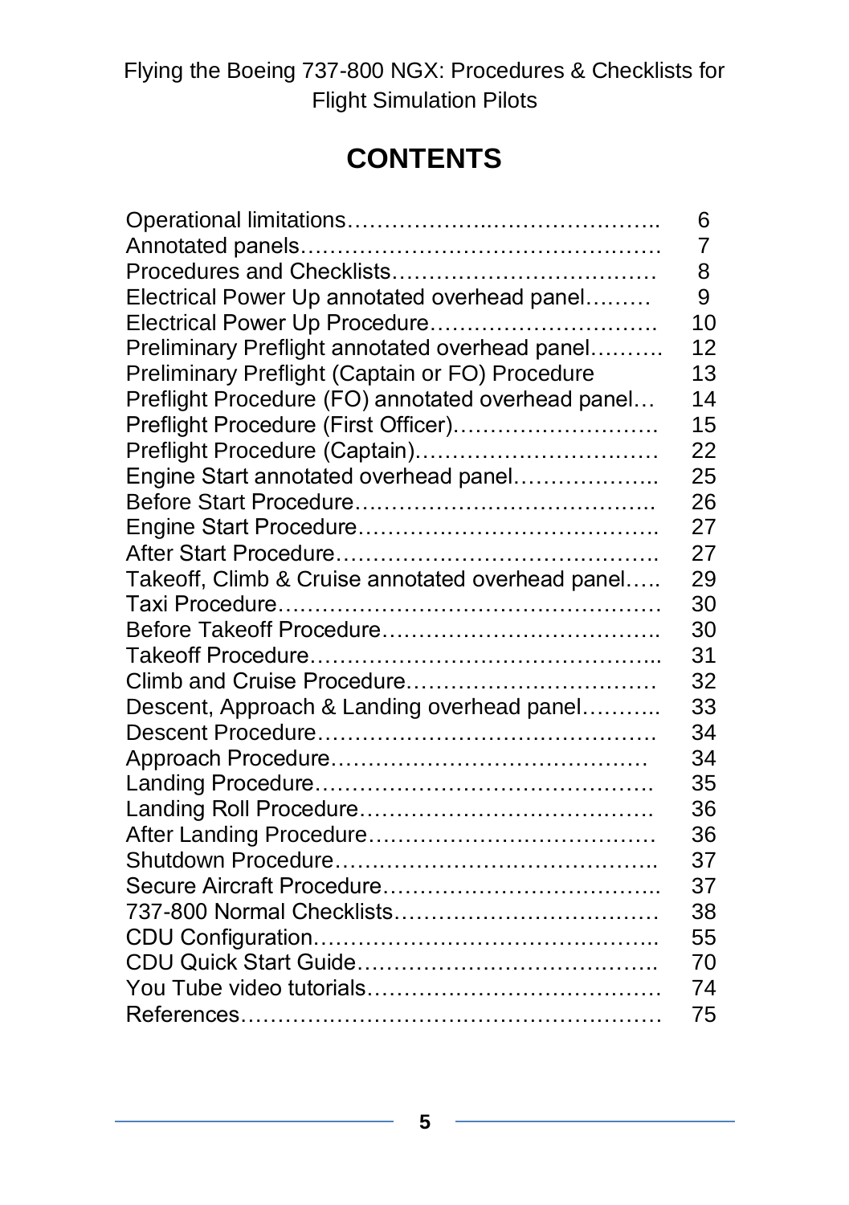Flying the Boeing 737-800 NGX: Procedures & Checklists for Flight Simulation Pilots

# CONTENTS

| | |
|---|---|
| Operational limitations…………………..……………….…….. | 6 |
| Annotated panels………………………………….……………. | 7 |
| Procedures and Checklists……………………………… | 8 |
| Electrical Power Up annotated overhead panel……… | 9 |
| Electrical Power Up Procedure…………………………. | 10 |
| Preliminary Preflight annotated overhead panel………. | 12 |
| Preliminary Preflight (Captain or FO) Procedure | 13 |
| Preflight Procedure (FO) annotated overhead panel… | 14 |
| Preflight Procedure (First Officer)………………………. | 15 |
| Preflight Procedure (Captain)…………………………… | 22 |
| Engine Start annotated overhead panel……………….. | 25 |
| Before Start Procedure………………………………….. | 26 |
| Engine Start Procedure………………………………….. | 27 |
| After Start Procedure…………………………………….. | 27 |
| Takeoff, Climb & Cruise annotated overhead panel….. | 29 |
| Taxi Procedure…………………………………………… | 30 |
| Before Takeoff Procedure……………………………….. | 30 |
| Takeoff Procedure………………………………………... | 31 |
| Climb and Cruise Procedure…………………………… | 32 |
| Descent, Approach & Landing overhead panel……….. | 33 |
| Descent Procedure……………………………………… | 34 |
| Approach Procedure……………………………………. | 34 |
| Landing Procedure………………………………………. | 35 |
| Landing Roll Procedure…………………………………. | 36 |
| After Landing Procedure………………………………… | 36 |
| Shutdown Procedure…………………………………….. | 37 |
| Secure Aircraft Procedure……………………………….. | 37 |
| 737-800 Normal Checklists……………………………… | 38 |
| CDU Configuration……………………………………….. | 55 |
| CDU Quick Start Guide………………………………….. | 70 |
| You Tube video tutorials…………………………………. | 74 |
| References………………………………………………… | 75 |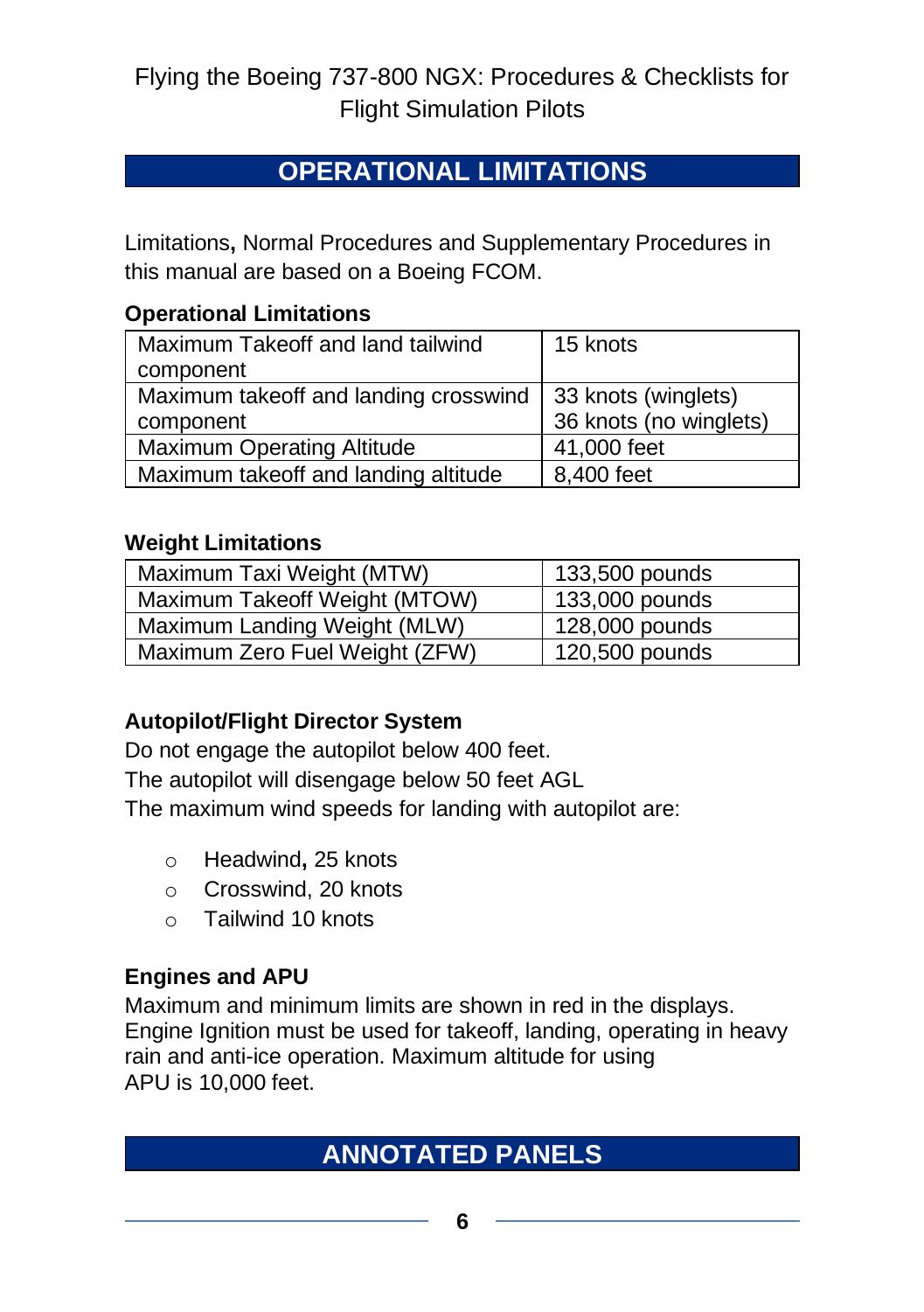## OPERATIONAL LIMITATIONS

Limitations**,** Normal Procedures and Supplementary Procedures in this manual are based on a Boeing FCOM.

### Operational Limitations

| | |
|---|---|
| Maximum Takeoff and land tailwind component | 15 knots |
| Maximum takeoff and landing crosswind component | 33 knots (winglets)<br>36 knots (no winglets) |
| Maximum Operating Altitude | 41,000 feet |
| Maximum takeoff and landing altitude | 8,400 feet |

### Weight Limitations

| | |
|---|---|
| Maximum Taxi Weight (MTW) | 133,500 pounds |
| Maximum Takeoff Weight (MTOW) | 133,000 pounds |
| Maximum Landing Weight (MLW) | 128,000 pounds |
| Maximum Zero Fuel Weight (ZFW) | 120,500 pounds |

### Autopilot/Flight Director System

Do not engage the autopilot below 400 feet.
The autopilot will disengage below 50 feet AGL
The maximum wind speeds for landing with autopilot are:

- Headwind**,** 25 knots
- Crosswind, 20 knots
- Tailwind 10 knots

### Engines and APU

Maximum and minimum limits are shown in red in the displays. Engine Ignition must be used for takeoff, landing, operating in heavy rain and anti-ice operation. Maximum altitude for using APU is 10,000 feet.

## ANNOTATED PANELS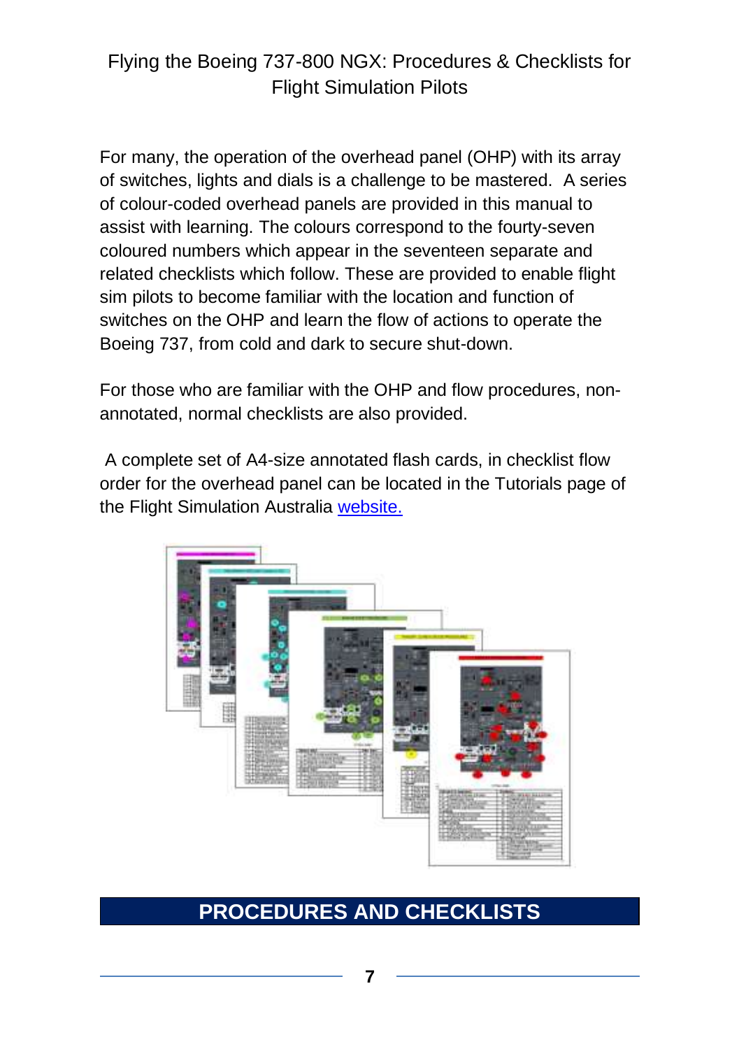Flying the Boeing 737-800 NGX: Procedures & Checklists for Flight Simulation Pilots

For many, the operation of the overhead panel (OHP) with its array of switches, lights and dials is a challenge to be mastered. A series of colour-coded overhead panels are provided in this manual to assist with learning. The colours correspond to the fourty-seven coloured numbers which appear in the seventeen separate and related checklists which follow. These are provided to enable flight sim pilots to become familiar with the location and function of switches on the OHP and learn the flow of actions to operate the Boeing 737, from cold and dark to secure shut-down.

For those who are familiar with the OHP and flow procedures, non-annotated, normal checklists are also provided.

A complete set of A4-size annotated flash cards, in checklist flow order for the overhead panel can be located in the Tutorials page of the Flight Simulation Australia website.

## PROCEDURES AND CHECKLISTS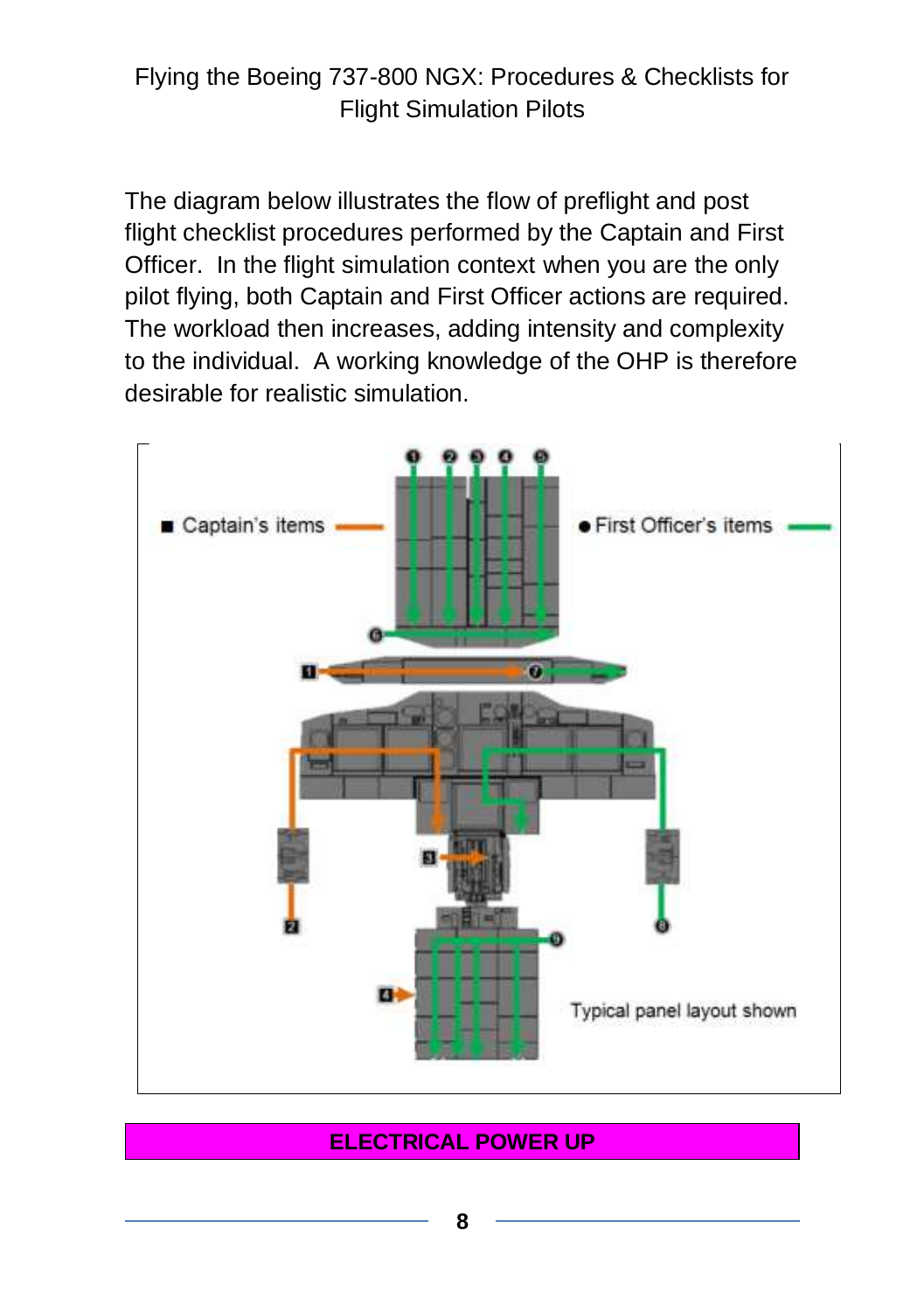The diagram below illustrates the flow of preflight and post flight checklist procedures performed by the Captain and First Officer. In the flight simulation context when you are the only pilot flying, both Captain and First Officer actions are required. The workload then increases, adding intensity and complexity to the individual. A working knowledge of the OHP is therefore desirable for realistic simulation.

■ Captain's items

● First Officer's items

Typical panel layout shown

## ELECTRICAL POWER UP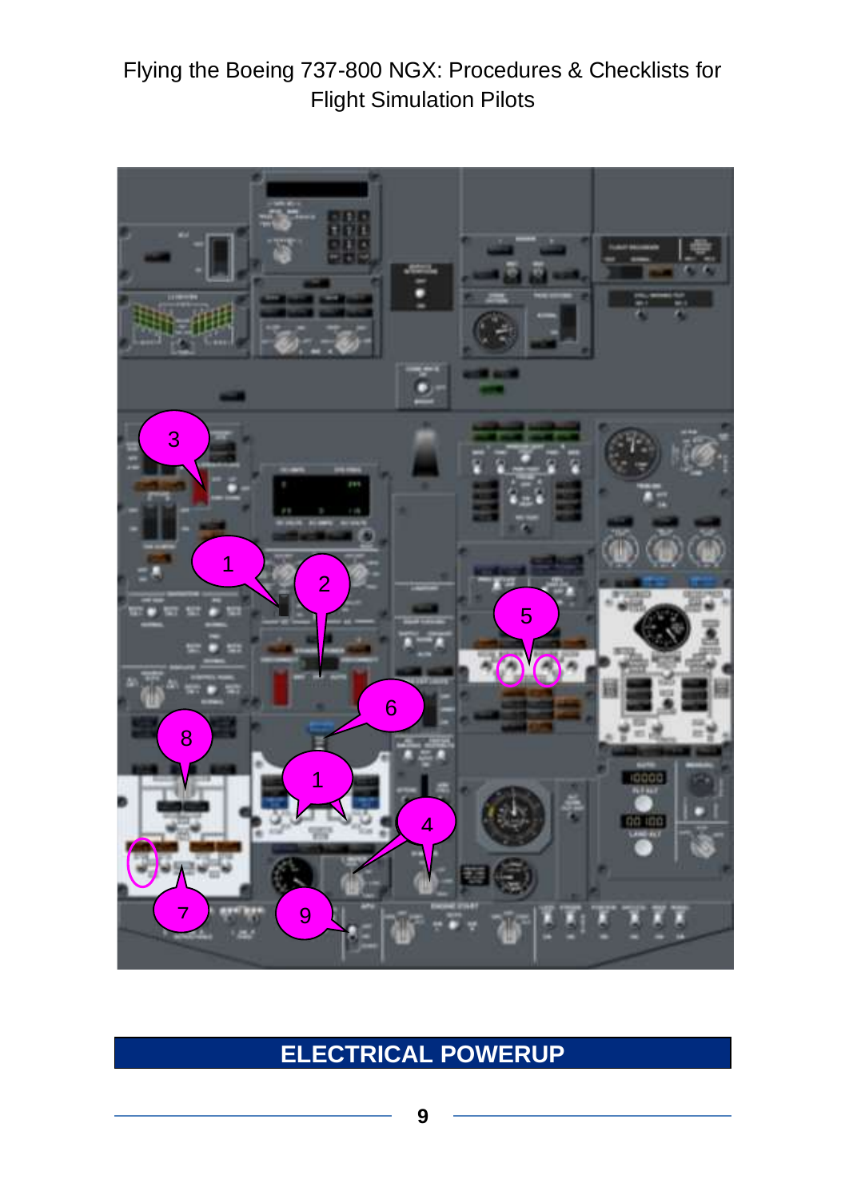# ELECTRICAL POWERUP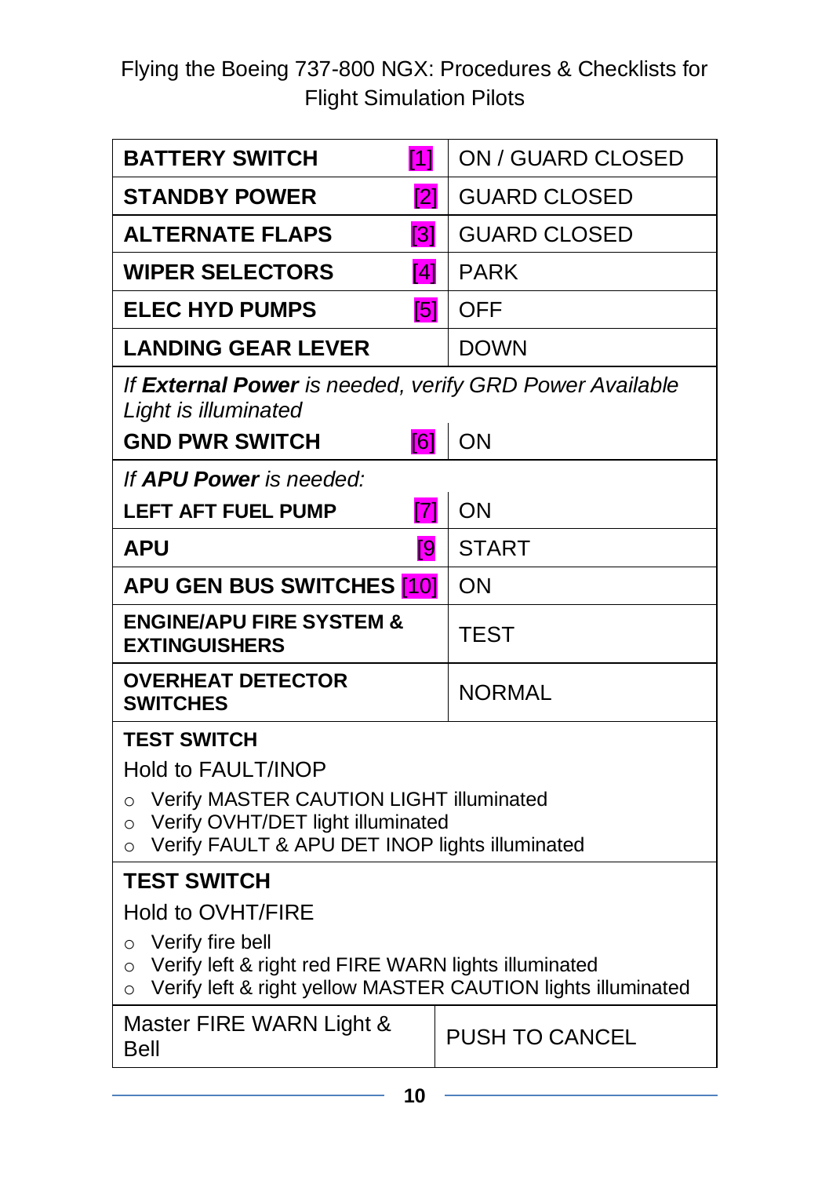| | |
|---|---|
| **BATTERY SWITCH** [1] | ON / GUARD CLOSED |
| **STANDBY POWER** [2] | GUARD CLOSED |
| **ALTERNATE FLAPS** [3] | GUARD CLOSED |
| **WIPER SELECTORS** [4] | PARK |
| **ELEC HYD PUMPS** [5] | OFF |
| **LANDING GEAR LEVER** | DOWN |
| *If* ***External Power*** *is needed, verify GRD Power Available Light is illuminated* | |
| **GND PWR SWITCH** [6] | ON |
| *If* ***APU Power*** *is needed:* | |
| **LEFT AFT FUEL PUMP** [7] | ON |
| **APU** [9 | START |
| **APU GEN BUS SWITCHES** [10] | ON |
| **ENGINE/APU FIRE SYSTEM & EXTINGUISHERS** | TEST |
| **OVERHEAT DETECTOR SWITCHES** | NORMAL |
| **TEST SWITCH**<br>Hold to FAULT/INOP<br>○ Verify MASTER CAUTION LIGHT illuminated<br>○ Verify OVHT/DET light illuminated<br>○ Verify FAULT & APU DET INOP lights illuminated | |
| **TEST SWITCH**<br>Hold to OVHT/FIRE<br>○ Verify fire bell<br>○ Verify left & right red FIRE WARN lights illuminated<br>○ Verify left & right yellow MASTER CAUTION lights illuminated | |
| Master FIRE WARN Light & Bell | PUSH TO CANCEL |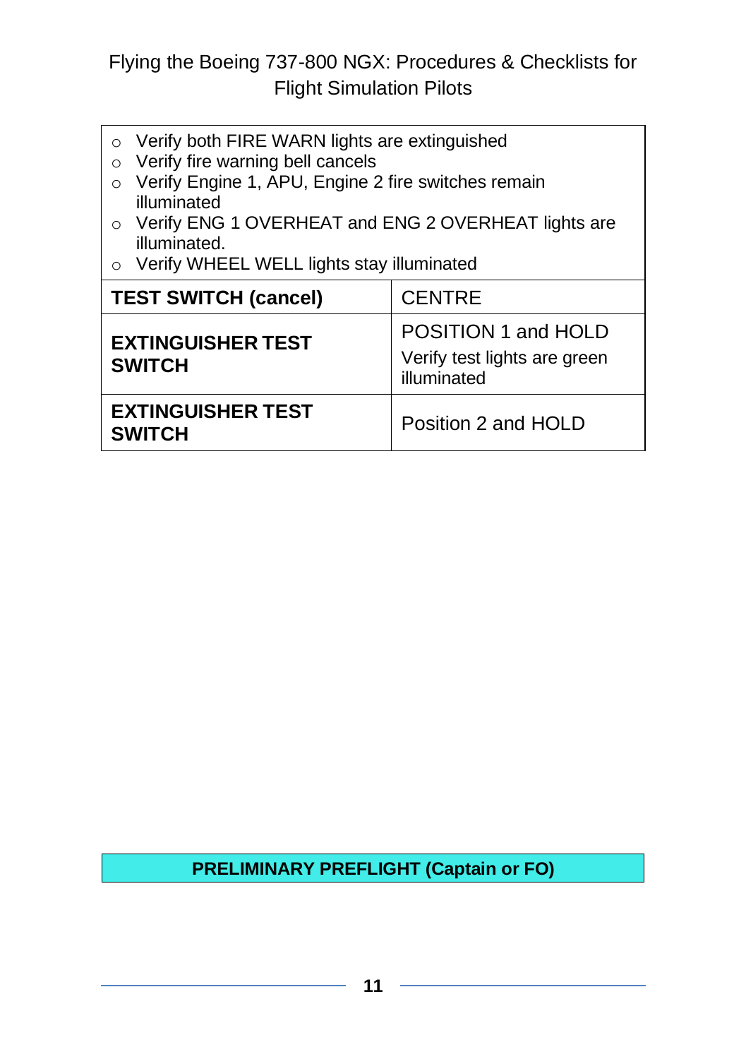- Verify both FIRE WARN lights are extinguished
- Verify fire warning bell cancels
- Verify Engine 1, APU, Engine 2 fire switches remain illuminated
- Verify ENG 1 OVERHEAT and ENG 2 OVERHEAT lights are illuminated.
- Verify WHEEL WELL lights stay illuminated

| | |
|---|---|
| **TEST SWITCH (cancel)** | CENTRE |
| **EXTINGUISHER TEST SWITCH** | POSITION 1 and HOLD<br>Verify test lights are green illuminated |
| **EXTINGUISHER TEST SWITCH** | Position 2 and HOLD |

## PRELIMINARY PREFLIGHT (Captain or FO)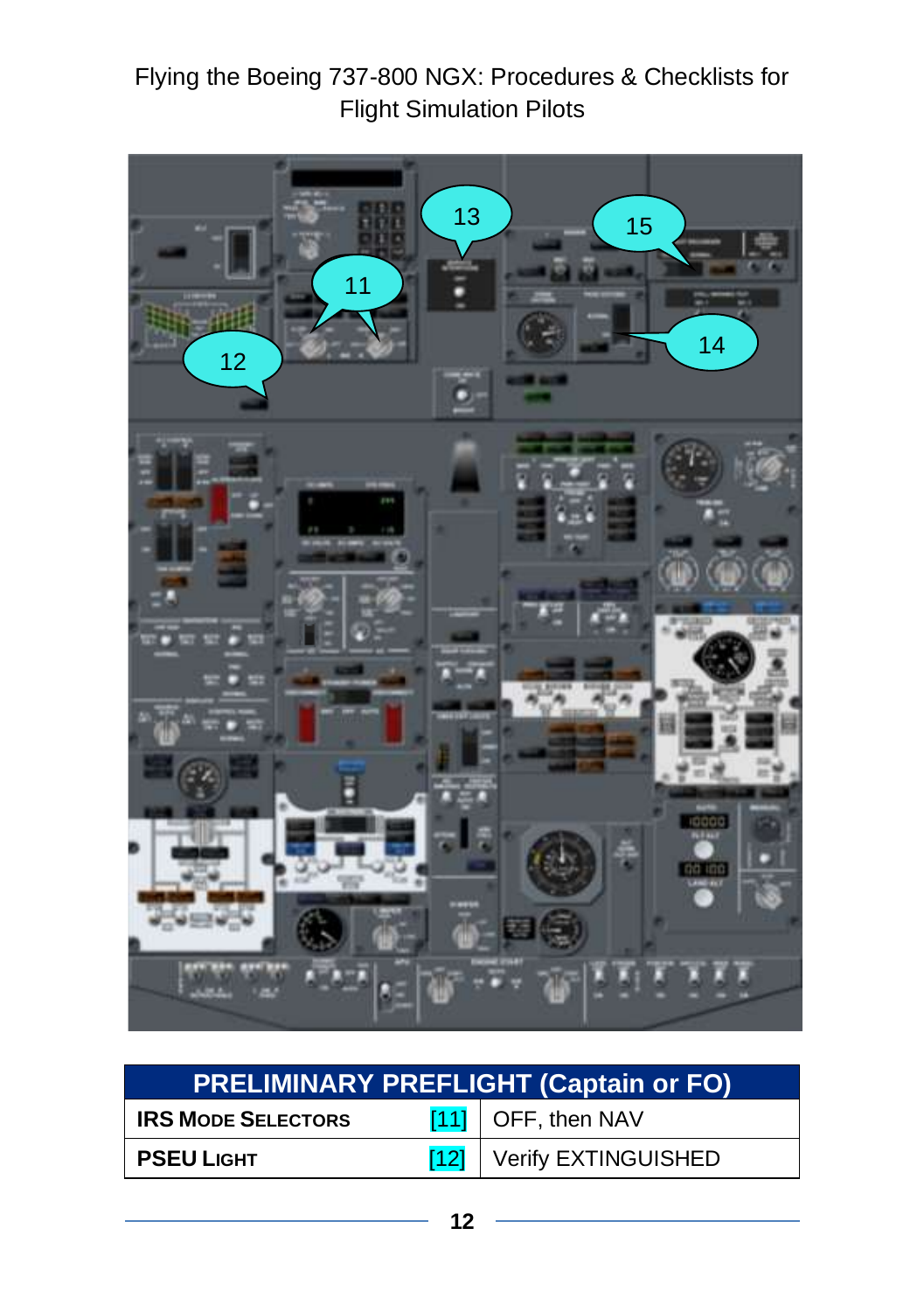| PRELIMINARY PREFLIGHT (Captain or FO) | | |
|---|---|---|
| **IRS MODE SELECTORS** | [11] | OFF, then NAV |
| **PSEU LIGHT** | [12] | Verify EXTINGUISHED |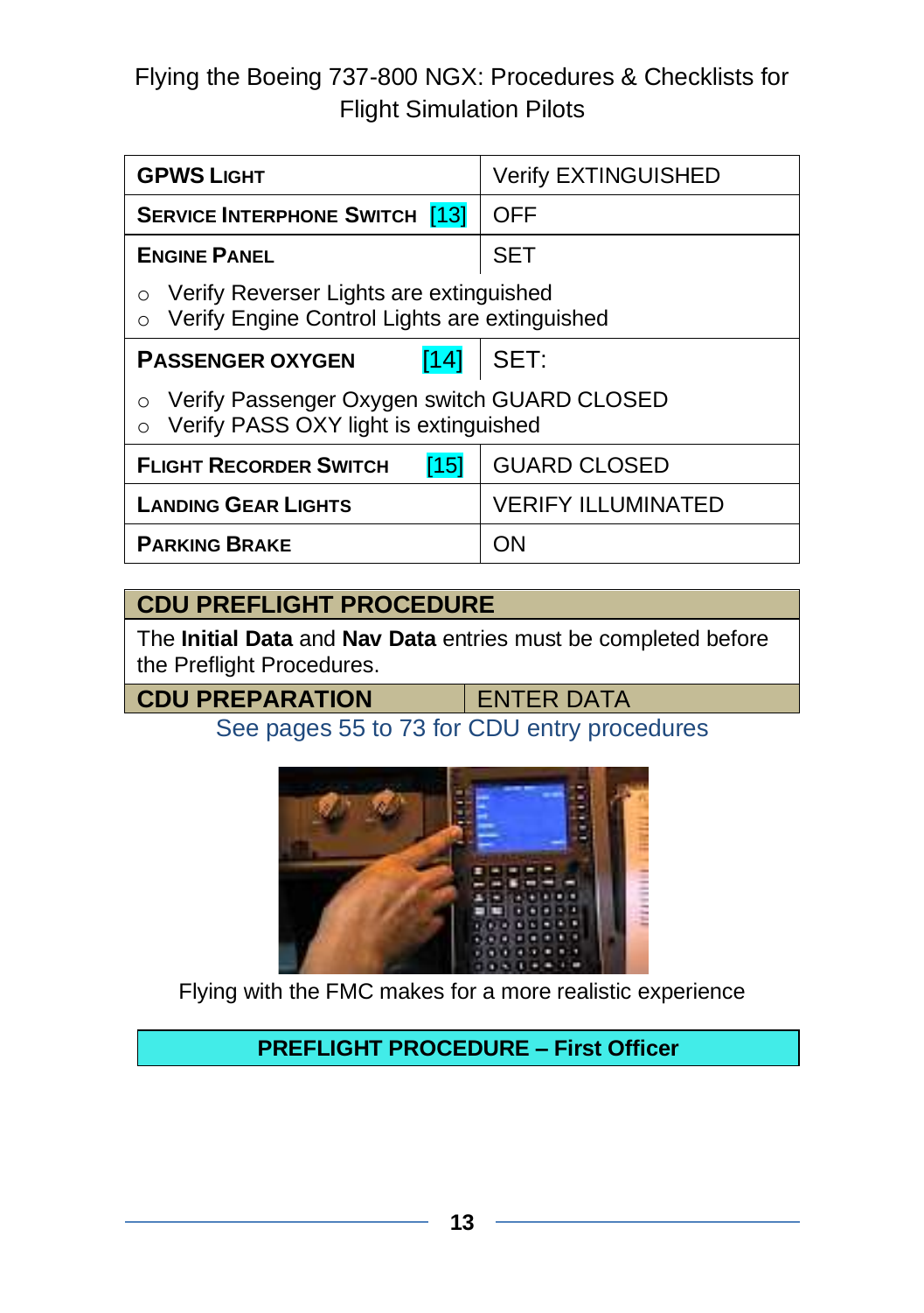| | |
|---|---|
| **GPWS LIGHT** | Verify EXTINGUISHED |
| **SERVICE INTERPHONE SWITCH** [13] | OFF |
| **ENGINE PANEL** | SET |
| ○ Verify Reverser Lights are extinguished<br>○ Verify Engine Control Lights are extinguished | |
| **PASSENGER OXYGEN** [14] | SET: |
| ○ Verify Passenger Oxygen switch GUARD CLOSED<br>○ Verify PASS OXY light is extinguished | |
| **FLIGHT RECORDER SWITCH** [15] | GUARD CLOSED |
| **LANDING GEAR LIGHTS** | VERIFY ILLUMINATED |
| **PARKING BRAKE** | ON |

## CDU PREFLIGHT PROCEDURE

The **Initial Data** and **Nav Data** entries must be completed before the Preflight Procedures.

| | |
|---|---|
| **CDU PREPARATION** | ENTER DATA |

See pages 55 to 73 for CDU entry procedures

Flying with the FMC makes for a more realistic experience

## PREFLIGHT PROCEDURE – First Officer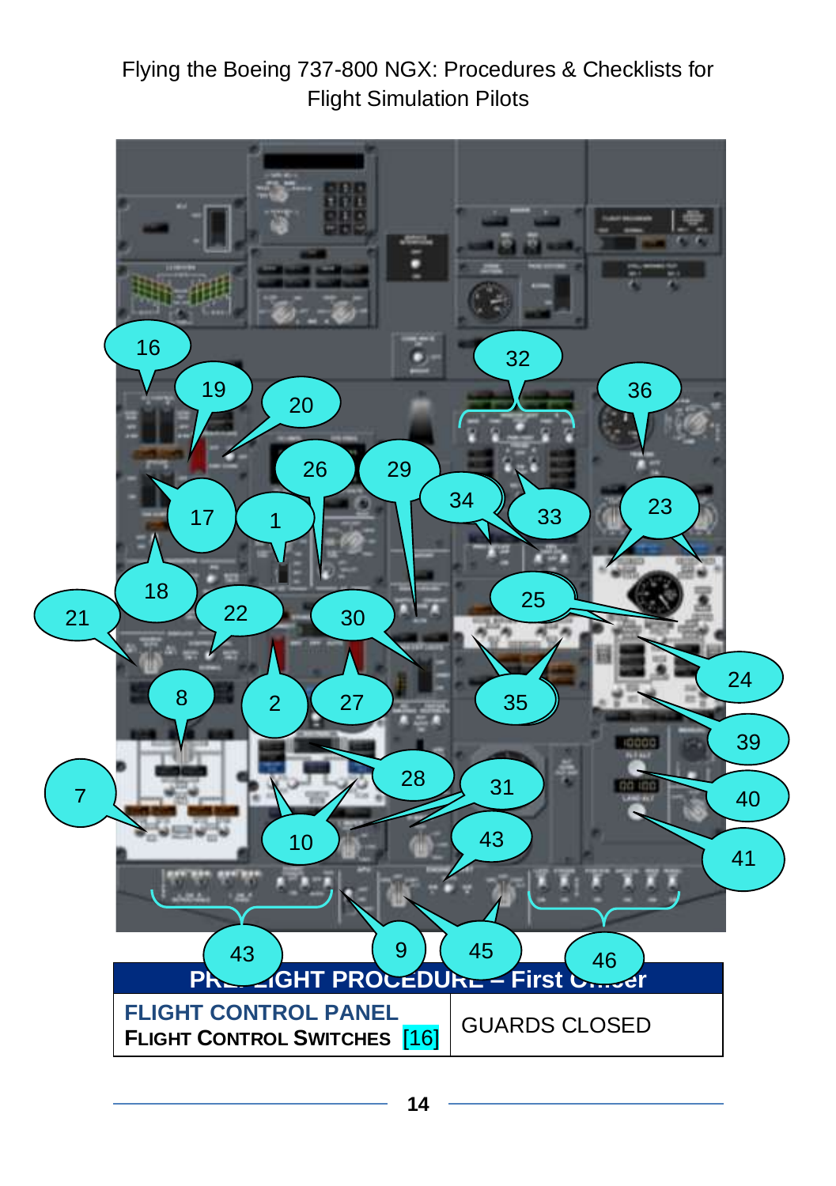| PRE-FLIGHT PROCEDURE – First Officer | |
|---|---|
| **FLIGHT CONTROL PANEL**<br>**FLIGHT CONTROL SWITCHES** [16] | GUARDS CLOSED |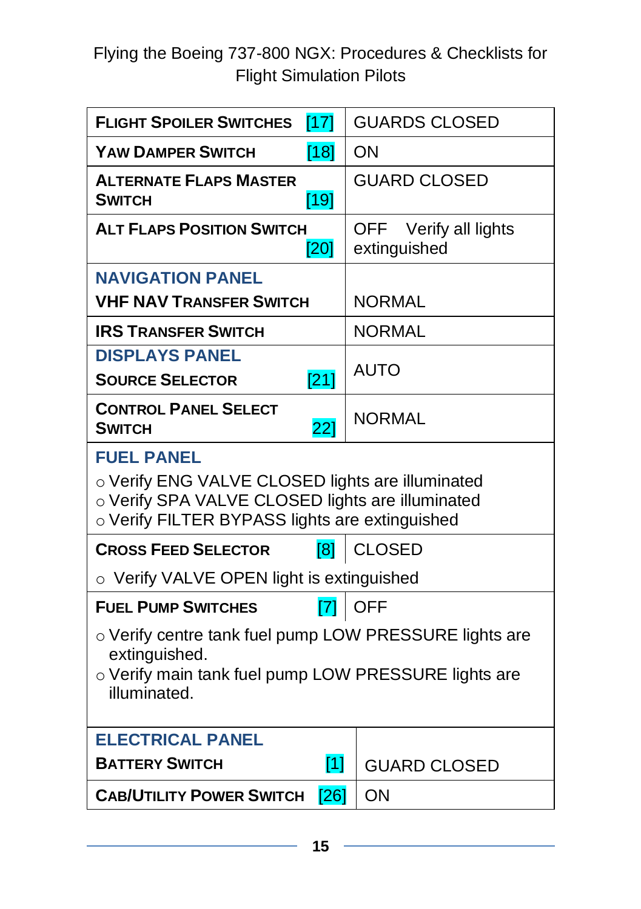| | |
|---|---|
| **FLIGHT SPOILER SWITCHES** [17] | GUARDS CLOSED |
| **YAW DAMPER SWITCH** [18] | ON |
| **ALTERNATE FLAPS MASTER SWITCH** [19] | GUARD CLOSED |
| **ALT FLAPS POSITION SWITCH** [20] | OFF Verify all lights extinguished |
| **NAVIGATION PANEL** | |
| **VHF NAV TRANSFER SWITCH** | NORMAL |
| **IRS TRANSFER SWITCH** | NORMAL |
| **DISPLAYS PANEL** | |
| **SOURCE SELECTOR** [21] | AUTO |
| **CONTROL PANEL SELECT SWITCH** 22] | NORMAL |

**FUEL PANEL**

- Verify ENG VALVE CLOSED lights are illuminated
- Verify SPA VALVE CLOSED lights are illuminated
- Verify FILTER BYPASS lights are extinguished

| | |
|---|---|
| **CROSS FEED SELECTOR** [8] | CLOSED |

- Verify VALVE OPEN light is extinguished

| | |
|---|---|
| **FUEL PUMP SWITCHES** [7] | OFF |

- Verify centre tank fuel pump LOW PRESSURE lights are extinguished.
- Verify main tank fuel pump LOW PRESSURE lights are illuminated.

| | |
|---|---|
| **ELECTRICAL PANEL** | |
| **BATTERY SWITCH** [1] | GUARD CLOSED |
| **CAB/UTILITY POWER SWITCH** [26] | ON |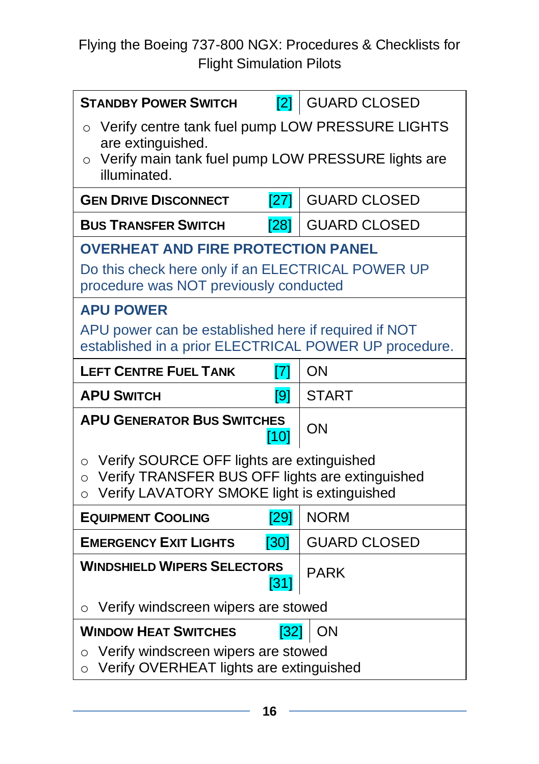| | | |
|---|---|---|
| **STANDBY POWER SWITCH** | [2] | GUARD CLOSED |

- Verify centre tank fuel pump LOW PRESSURE LIGHTS are extinguished.
- Verify main tank fuel pump LOW PRESSURE lights are illuminated.

| | | |
|---|---|---|
| **GEN DRIVE DISCONNECT** | [27] | GUARD CLOSED |
| **BUS TRANSFER SWITCH** | [28] | GUARD CLOSED |

### OVERHEAT AND FIRE PROTECTION PANEL

Do this check here only if an ELECTRICAL POWER UP procedure was NOT previously conducted

### APU POWER

APU power can be established here if required if NOT established in a prior ELECTRICAL POWER UP procedure.

| | | |
|---|---|---|
| **LEFT CENTRE FUEL TANK** | [7] | ON |
| **APU SWITCH** | [9] | START |
| **APU GENERATOR BUS SWITCHES** | [10] | ON |

- Verify SOURCE OFF lights are extinguished
- Verify TRANSFER BUS OFF lights are extinguished
- Verify LAVATORY SMOKE light is extinguished

| | | |
|---|---|---|
| **EQUIPMENT COOLING** | [29] | NORM |
| **EMERGENCY EXIT LIGHTS** | [30] | GUARD CLOSED |
| **WINDSHIELD WIPERS SELECTORS** | [31] | PARK |

- Verify windscreen wipers are stowed

| | | |
|---|---|---|
| **WINDOW HEAT SWITCHES** | [32] | ON |

- Verify windscreen wipers are stowed
- Verify OVERHEAT lights are extinguished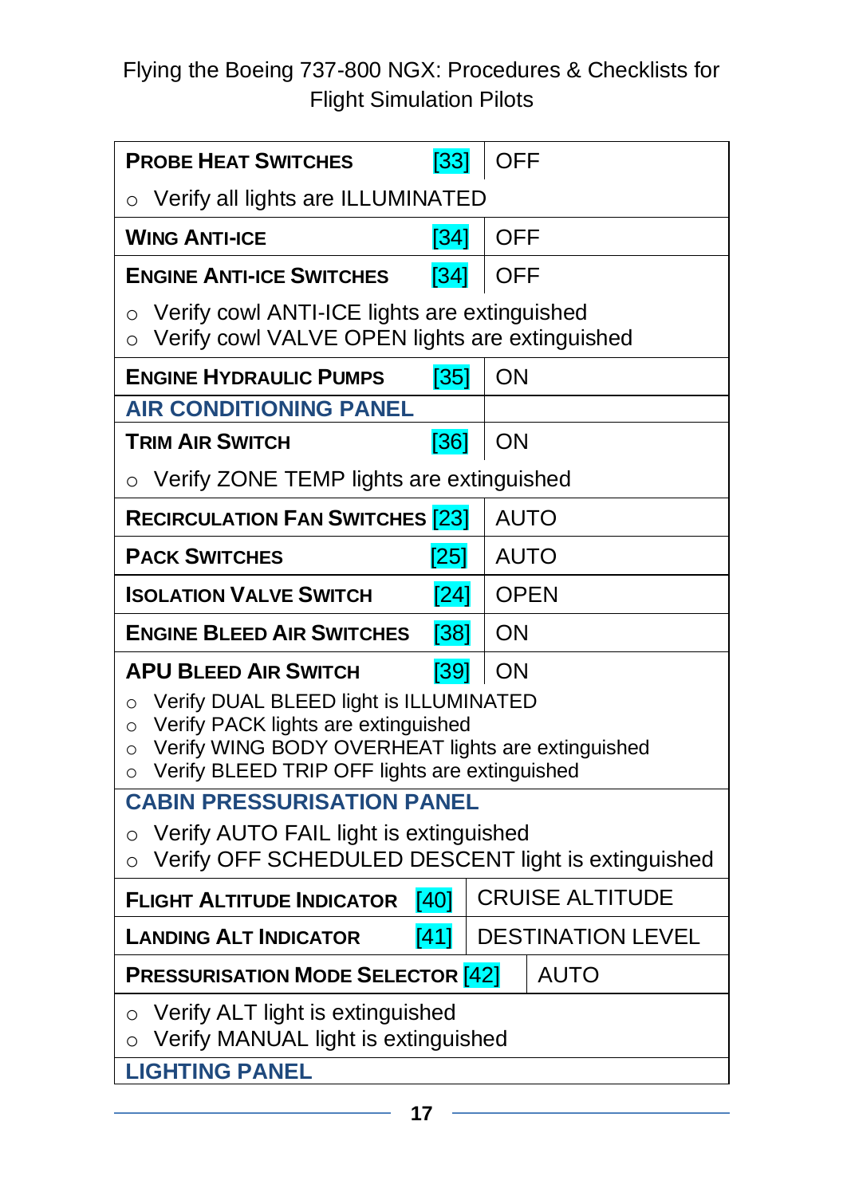| | | |
|---|---|---|
| **PROBE HEAT SWITCHES** | [33] | OFF |
| ○ Verify all lights are ILLUMINATED | | |
| **WING ANTI-ICE** | [34] | OFF |
| **ENGINE ANTI-ICE SWITCHES** | [34] | OFF |
| ○ Verify cowl ANTI-ICE lights are extinguished<br>○ Verify cowl VALVE OPEN lights are extinguished | | |
| **ENGINE HYDRAULIC PUMPS** | [35] | ON |
| **AIR CONDITIONING PANEL** | | |
| **TRIM AIR SWITCH** | [36] | ON |
| ○ Verify ZONE TEMP lights are extinguished | | |
| **RECIRCULATION FAN SWITCHES** | [23] | AUTO |
| **PACK SWITCHES** | [25] | AUTO |
| **ISOLATION VALVE SWITCH** | [24] | OPEN |
| **ENGINE BLEED AIR SWITCHES** | [38] | ON |
| **APU BLEED AIR SWITCH** | [39] | ON |
| ○ Verify DUAL BLEED light is ILLUMINATED<br>○ Verify PACK lights are extinguished<br>○ Verify WING BODY OVERHEAT lights are extinguished<br>○ Verify BLEED TRIP OFF lights are extinguished | | |
| **CABIN PRESSURISATION PANEL** | | |
| ○ Verify AUTO FAIL light is extinguished<br>○ Verify OFF SCHEDULED DESCENT light is extinguished | | |
| **FLIGHT ALTITUDE INDICATOR** | [40] | CRUISE ALTITUDE |
| **LANDING ALT INDICATOR** | [41] | DESTINATION LEVEL |
| **PRESSURISATION MODE SELECTOR** | [42] | AUTO |
| ○ Verify ALT light is extinguished<br>○ Verify MANUAL light is extinguished | | |
| **LIGHTING PANEL** | | |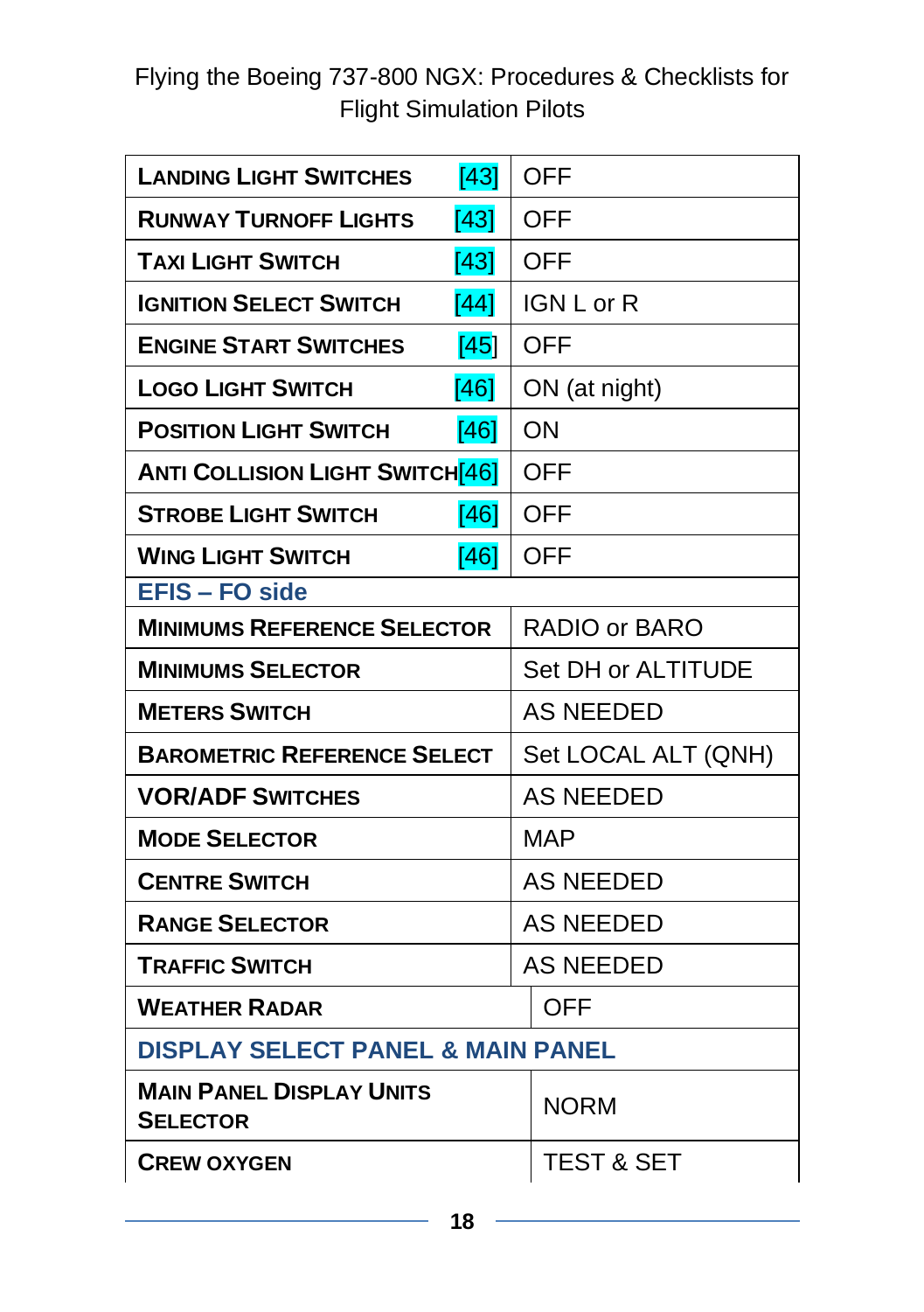| | |
|---|---|
| **LANDING LIGHT SWITCHES** [43] | OFF |
| **RUNWAY TURNOFF LIGHTS** [43] | OFF |
| **TAXI LIGHT SWITCH** [43] | OFF |
| **IGNITION SELECT SWITCH** [44] | IGN L or R |
| **ENGINE START SWITCHES** [45] | OFF |
| **LOGO LIGHT SWITCH** [46] | ON (at night) |
| **POSITION LIGHT SWITCH** [46] | ON |
| **ANTI COLLISION LIGHT SWITCH** [46] | OFF |
| **STROBE LIGHT SWITCH** [46] | OFF |
| **WING LIGHT SWITCH** [46] | OFF |
| **EFIS – FO side** | |
| **MINIMUMS REFERENCE SELECTOR** | RADIO or BARO |
| **MINIMUMS SELECTOR** | Set DH or ALTITUDE |
| **METERS SWITCH** | AS NEEDED |
| **BAROMETRIC REFERENCE SELECT** | Set LOCAL ALT (QNH) |
| **VOR/ADF SWITCHES** | AS NEEDED |
| **MODE SELECTOR** | MAP |
| **CENTRE SWITCH** | AS NEEDED |
| **RANGE SELECTOR** | AS NEEDED |
| **TRAFFIC SWITCH** | AS NEEDED |
| **WEATHER RADAR** | OFF |
| **DISPLAY SELECT PANEL & MAIN PANEL** | |
| **MAIN PANEL DISPLAY UNITS SELECTOR** | NORM |
| **CREW OXYGEN** | TEST & SET |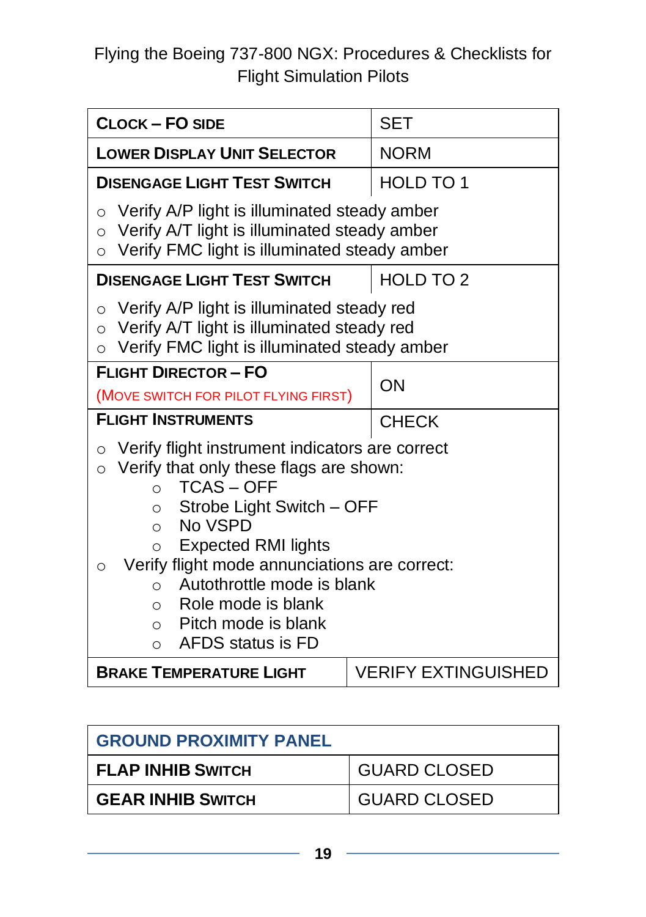| | |
|---|---|
| **CLOCK – FO SIDE** | SET |
| **LOWER DISPLAY UNIT SELECTOR** | NORM |
| **DISENGAGE LIGHT TEST SWITCH** | HOLD TO 1 |

- Verify A/P light is illuminated steady amber
- Verify A/T light is illuminated steady amber
- Verify FMC light is illuminated steady amber

| | |
|---|---|
| **DISENGAGE LIGHT TEST SWITCH** | HOLD TO 2 |

- Verify A/P light is illuminated steady red
- Verify A/T light is illuminated steady red
- Verify FMC light is illuminated steady amber

| | |
|---|---|
| **FLIGHT DIRECTOR – FO** (MOVE SWITCH FOR PILOT FLYING FIRST) | ON |
| **FLIGHT INSTRUMENTS** | CHECK |

- Verify flight instrument indicators are correct
- Verify that only these flags are shown:
  - TCAS – OFF
  - Strobe Light Switch – OFF
  - No VSPD
  - Expected RMI lights
- Verify flight mode annunciations are correct:
  - Autothrottle mode is blank
  - Role mode is blank
  - Pitch mode is blank
  - AFDS status is FD

| | |
|---|---|
| **BRAKE TEMPERATURE LIGHT** | VERIFY EXTINGUISHED |

| **GROUND PROXIMITY PANEL** | |
|---|---|
| **FLAP INHIB SWITCH** | GUARD CLOSED |
| **GEAR INHIB SWITCH** | GUARD CLOSED |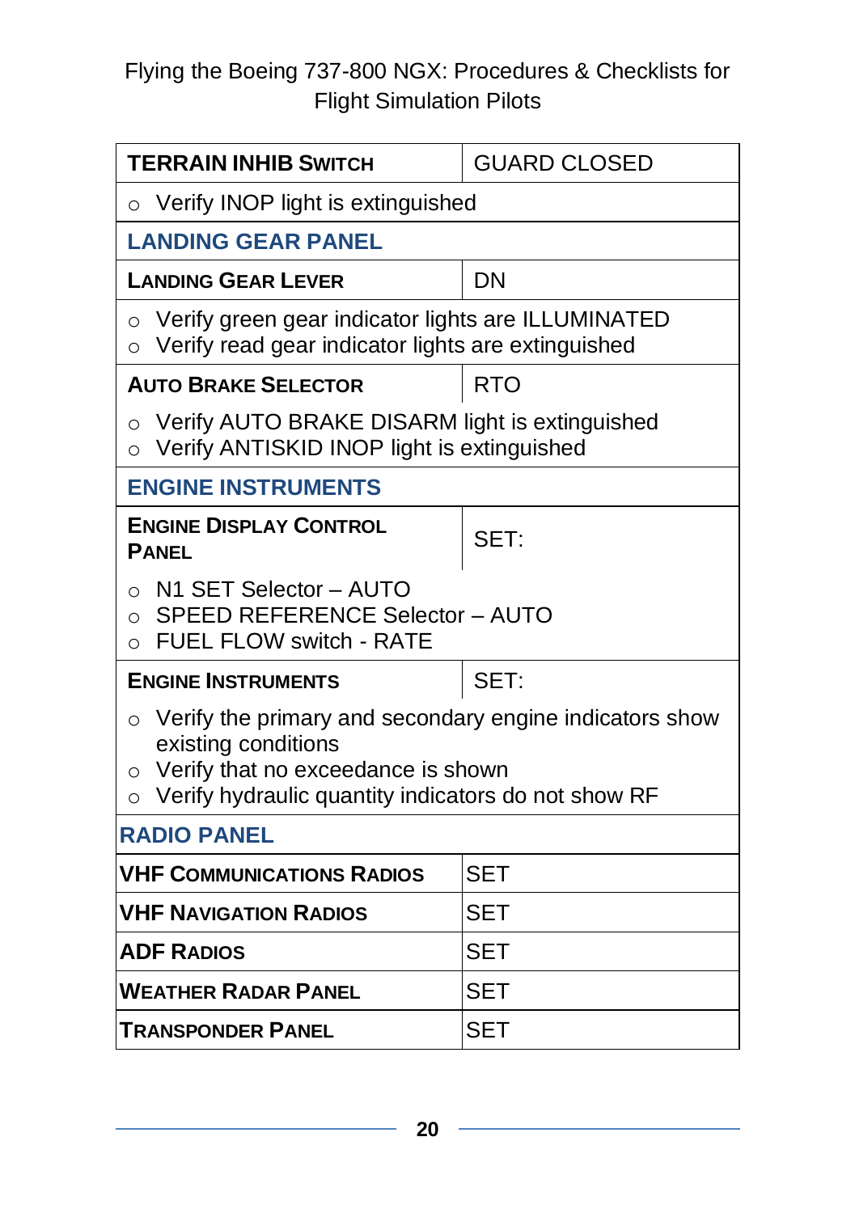| | |
|---|---|
| **TERRAIN INHIB SWITCH** | GUARD CLOSED |
| ○ Verify INOP light is extinguished | |
| **LANDING GEAR PANEL** | |
| **LANDING GEAR LEVER** | DN |
| ○ Verify green gear indicator lights are ILLUMINATED<br>○ Verify read gear indicator lights are extinguished | |
| **AUTO BRAKE SELECTOR** | RTO |
| ○ Verify AUTO BRAKE DISARM light is extinguished<br>○ Verify ANTISKID INOP light is extinguished | |
| **ENGINE INSTRUMENTS** | |
| **ENGINE DISPLAY CONTROL PANEL** | SET: |
| ○ N1 SET Selector – AUTO<br>○ SPEED REFERENCE Selector – AUTO<br>○ FUEL FLOW switch - RATE | |
| **ENGINE INSTRUMENTS** | SET: |
| ○ Verify the primary and secondary engine indicators show existing conditions<br>○ Verify that no exceedance is shown<br>○ Verify hydraulic quantity indicators do not show RF | |
| **RADIO PANEL** | |
| **VHF COMMUNICATIONS RADIOS** | SET |
| **VHF NAVIGATION RADIOS** | SET |
| **ADF RADIOS** | SET |
| **WEATHER RADAR PANEL** | SET |
| **TRANSPONDER PANEL** | SET |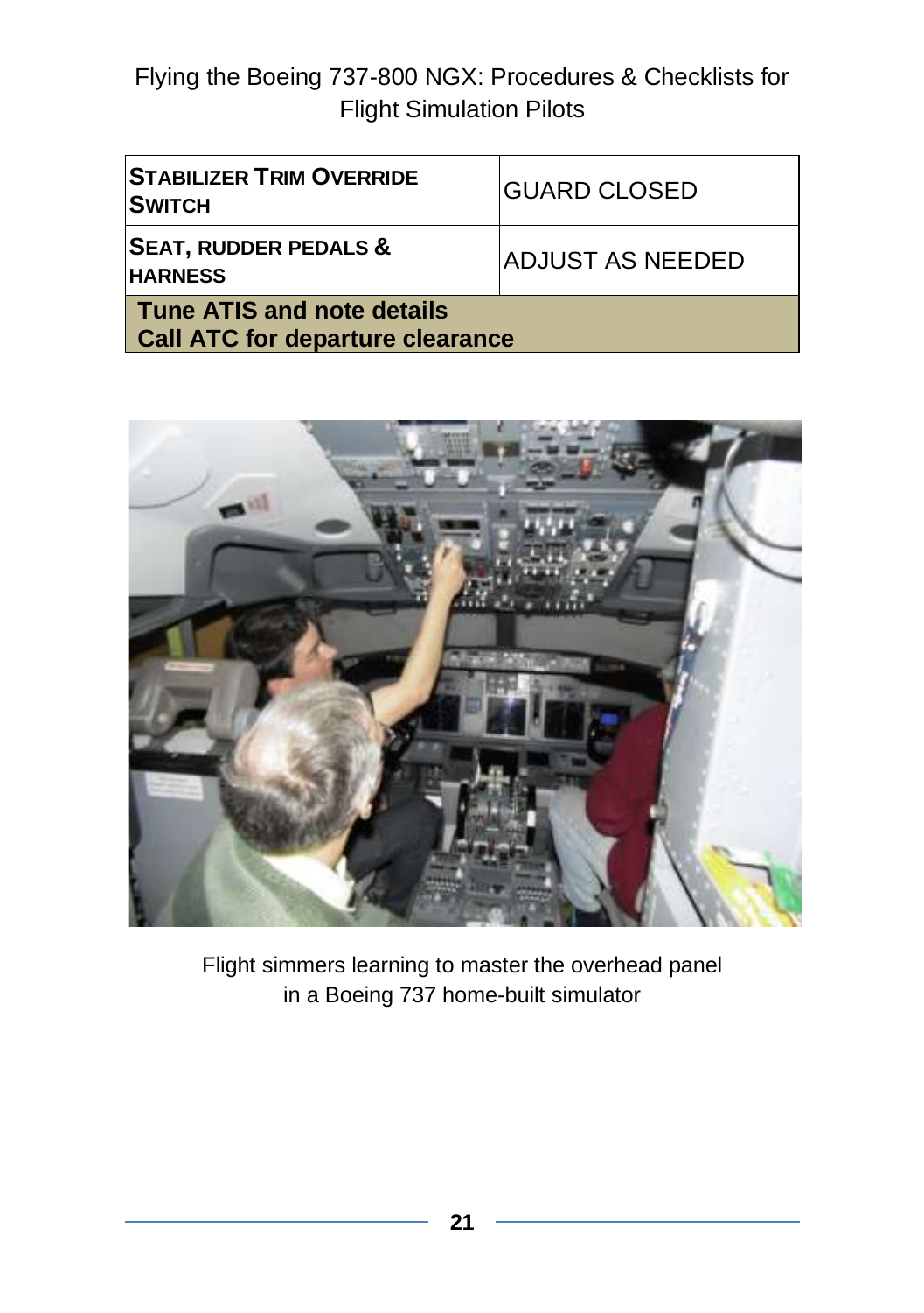| | |
|---|---|
| **STABILIZER TRIM OVERRIDE SWITCH** | GUARD CLOSED |
| **SEAT, RUDDER PEDALS & HARNESS** | ADJUST AS NEEDED |
| **Tune ATIS and note details**<br>**Call ATC for departure clearance** | |

Flight simmers learning to master the overhead panel in a Boeing 737 home-built simulator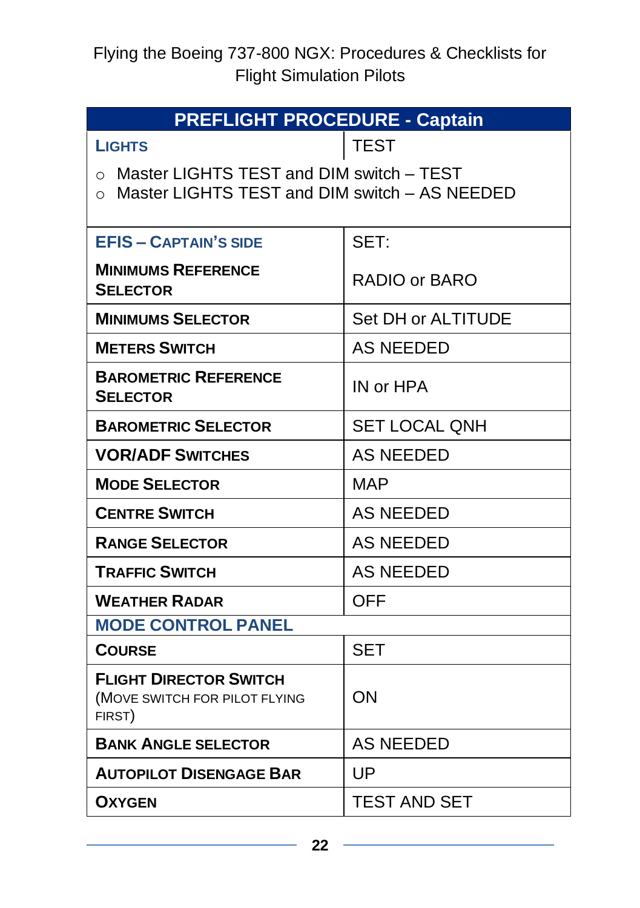| PREFLIGHT PROCEDURE - Captain | |
|---|---|
| **LIGHTS** | TEST |
| ○ Master LIGHTS TEST and DIM switch – TEST<br>○ Master LIGHTS TEST and DIM switch – AS NEEDED | |
| **EFIS – CAPTAIN'S SIDE** | SET: |
| **MINIMUMS REFERENCE SELECTOR** | RADIO or BARO |
| **MINIMUMS SELECTOR** | Set DH or ALTITUDE |
| **METERS SWITCH** | AS NEEDED |
| **BAROMETRIC REFERENCE SELECTOR** | IN or HPA |
| **BAROMETRIC SELECTOR** | SET LOCAL QNH |
| **VOR/ADF SWITCHES** | AS NEEDED |
| **MODE SELECTOR** | MAP |
| **CENTRE SWITCH** | AS NEEDED |
| **RANGE SELECTOR** | AS NEEDED |
| **TRAFFIC SWITCH** | AS NEEDED |
| **WEATHER RADAR** | OFF |
| **MODE CONTROL PANEL** | |
| **COURSE** | SET |
| **FLIGHT DIRECTOR SWITCH** (MOVE SWITCH FOR PILOT FLYING FIRST) | ON |
| **BANK ANGLE SELECTOR** | AS NEEDED |
| **AUTOPILOT DISENGAGE BAR** | UP |
| **OXYGEN** | TEST AND SET |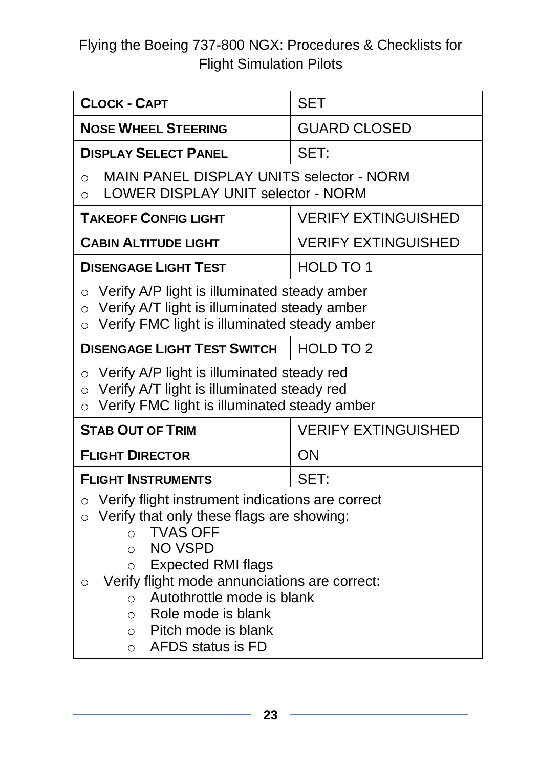| | |
|---|---|
| **CLOCK - CAPT** | SET |
| **NOSE WHEEL STEERING** | GUARD CLOSED |
| **DISPLAY SELECT PANEL** | SET: |
| ○ MAIN PANEL DISPLAY UNITS selector - NORM<br>○ LOWER DISPLAY UNIT selector - NORM | |
| **TAKEOFF CONFIG LIGHT** | VERIFY EXTINGUISHED |
| **CABIN ALTITUDE LIGHT** | VERIFY EXTINGUISHED |
| **DISENGAGE LIGHT TEST** | HOLD TO 1 |
| ○ Verify A/P light is illuminated steady amber<br>○ Verify A/T light is illuminated steady amber<br>○ Verify FMC light is illuminated steady amber | |
| **DISENGAGE LIGHT TEST SWITCH** | HOLD TO 2 |
| ○ Verify A/P light is illuminated steady red<br>○ Verify A/T light is illuminated steady red<br>○ Verify FMC light is illuminated steady amber | |
| **STAB OUT OF TRIM** | VERIFY EXTINGUISHED |
| **FLIGHT DIRECTOR** | ON |
| **FLIGHT INSTRUMENTS** | SET: |
| ○ Verify flight instrument indications are correct<br>○ Verify that only these flags are showing:<br>&nbsp;&nbsp;&nbsp;&nbsp;○ TVAS OFF<br>&nbsp;&nbsp;&nbsp;&nbsp;○ NO VSPD<br>&nbsp;&nbsp;&nbsp;&nbsp;○ Expected RMI flags<br>○ Verify flight mode annunciations are correct:<br>&nbsp;&nbsp;&nbsp;&nbsp;○ Autothrottle mode is blank<br>&nbsp;&nbsp;&nbsp;&nbsp;○ Role mode is blank<br>&nbsp;&nbsp;&nbsp;&nbsp;○ Pitch mode is blank<br>&nbsp;&nbsp;&nbsp;&nbsp;○ AFDS status is FD | |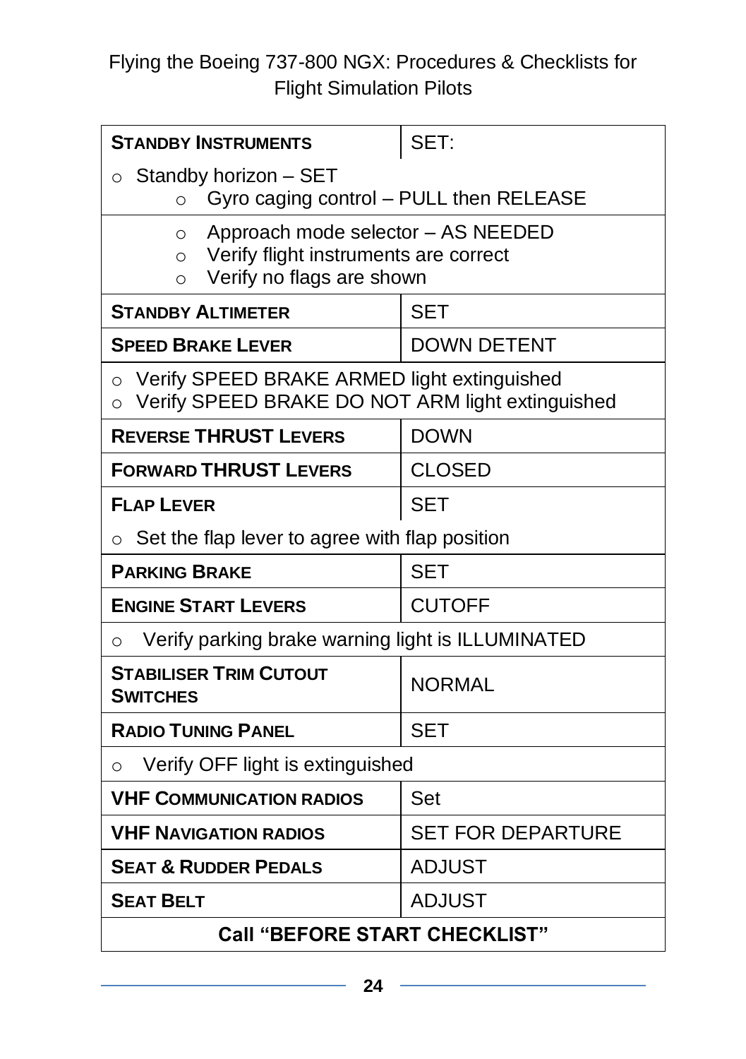| | |
|---|---|
| **STANDBY INSTRUMENTS** | SET: |
| ○ Standby horizon – SET<br>○ Gyro caging control – PULL then RELEASE | |
| ○ Approach mode selector – AS NEEDED<br>○ Verify flight instruments are correct<br>○ Verify no flags are shown | |
| **STANDBY ALTIMETER** | SET |
| **SPEED BRAKE LEVER** | DOWN DETENT |
| ○ Verify SPEED BRAKE ARMED light extinguished<br>○ Verify SPEED BRAKE DO NOT ARM light extinguished | |
| **REVERSE THRUST LEVERS** | DOWN |
| **FORWARD THRUST LEVERS** | CLOSED |
| **FLAP LEVER** | SET |
| ○ Set the flap lever to agree with flap position | |
| **PARKING BRAKE** | SET |
| **ENGINE START LEVERS** | CUTOFF |
| ○ Verify parking brake warning light is ILLUMINATED | |
| **STABILISER TRIM CUTOUT SWITCHES** | NORMAL |
| **RADIO TUNING PANEL** | SET |
| ○ Verify OFF light is extinguished | |
| **VHF COMMUNICATION RADIOS** | Set |
| **VHF NAVIGATION RADIOS** | SET FOR DEPARTURE |
| **SEAT & RUDDER PEDALS** | ADJUST |
| **SEAT BELT** | ADJUST |
| **Call "BEFORE START CHECKLIST"** | |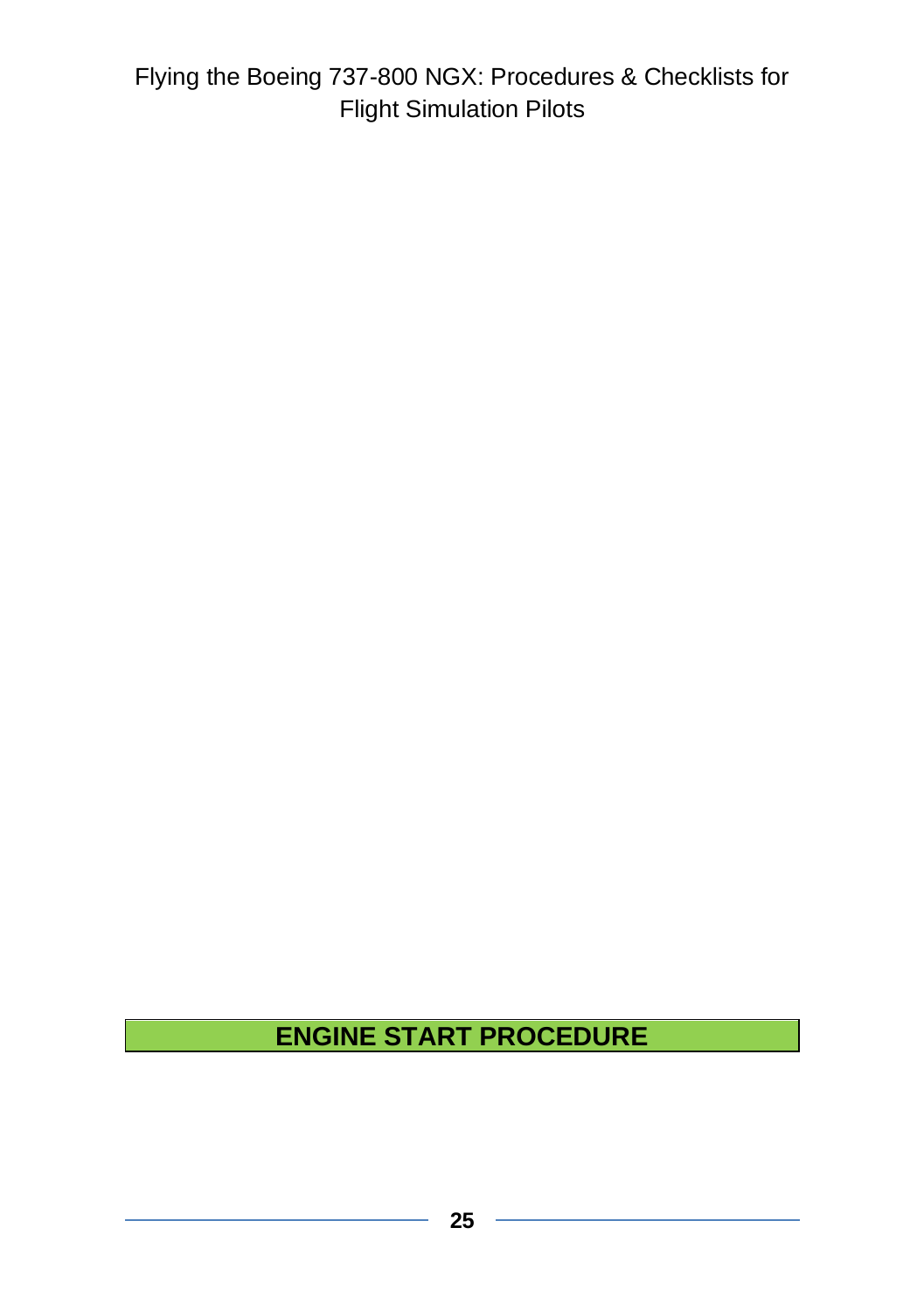## ENGINE START PROCEDURE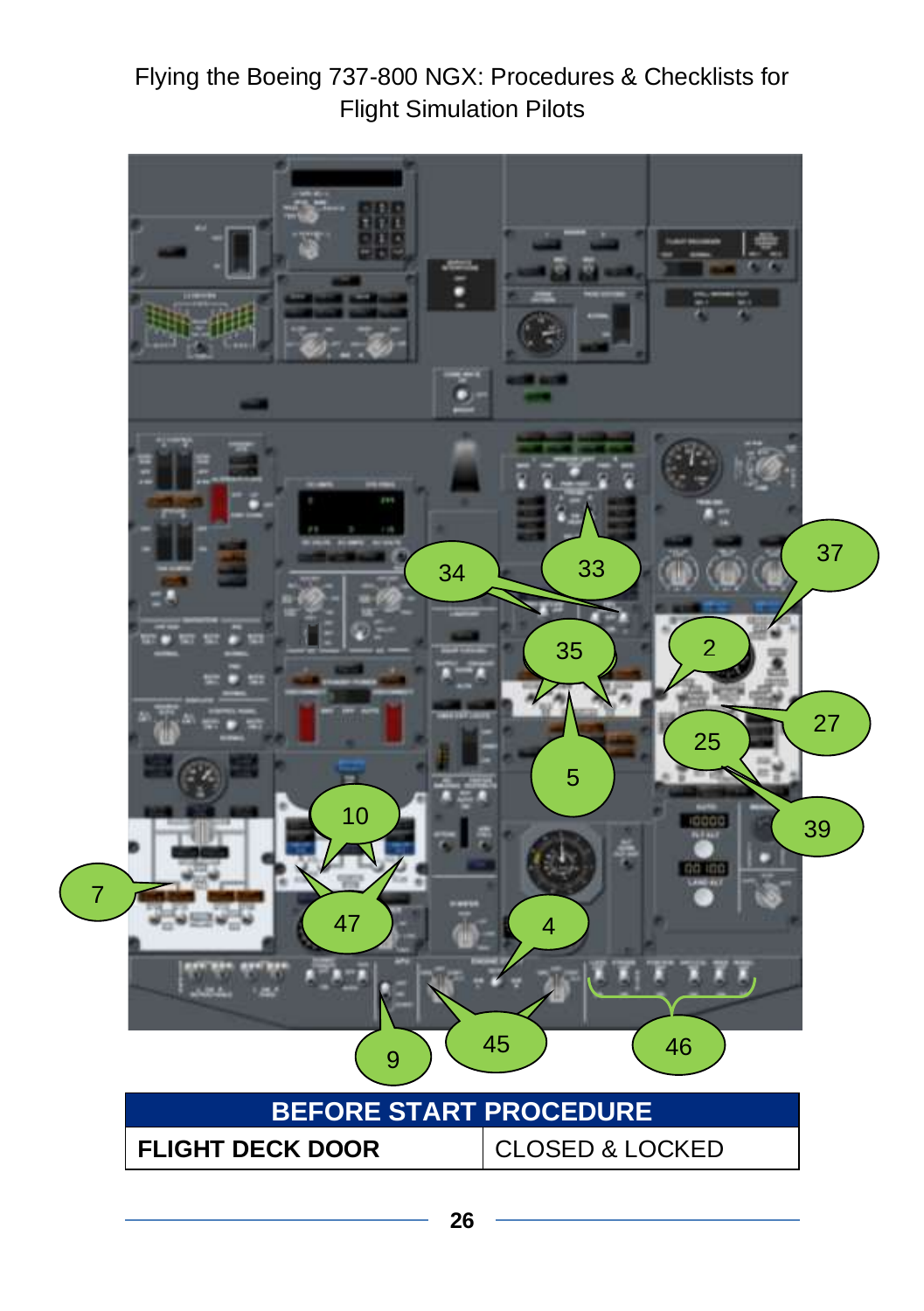7
10
47
9
45
46
4
5
35
34
33
37
2
27
25
39

| BEFORE START PROCEDURE | |
|---|---|
| **FLIGHT DECK DOOR** | CLOSED & LOCKED |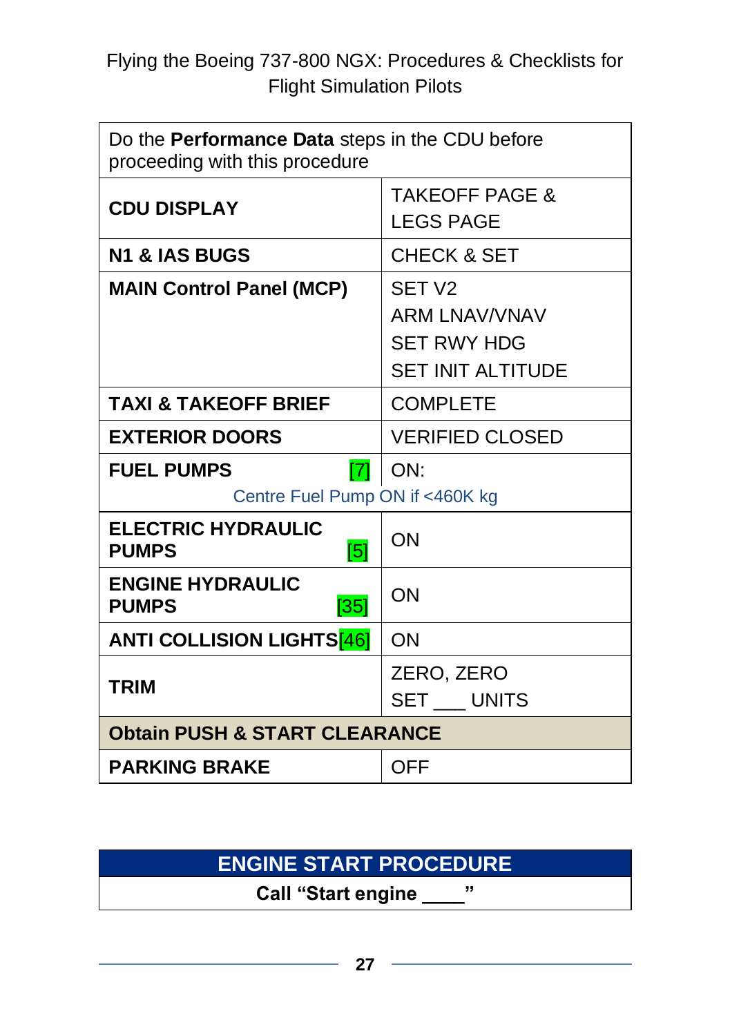| | |
|---|---|
| Do the **Performance Data** steps in the CDU before proceeding with this procedure | |
| **CDU DISPLAY** | TAKEOFF PAGE & LEGS PAGE |
| **N1 & IAS BUGS** | CHECK & SET |
| **MAIN Control Panel (MCP)** | SET V2<br>ARM LNAV/VNAV<br>SET RWY HDG<br>SET INIT ALTITUDE |
| **TAXI & TAKEOFF BRIEF** | COMPLETE |
| **EXTERIOR DOORS** | VERIFIED CLOSED |
| **FUEL PUMPS** [7] | ON:<br>Centre Fuel Pump ON if <460K kg |
| **ELECTRIC HYDRAULIC PUMPS** [5] | ON |
| **ENGINE HYDRAULIC PUMPS** [35] | ON |
| **ANTI COLLISION LIGHTS** [46] | ON |
| **TRIM** | ZERO, ZERO<br>SET ___ UNITS |
| **Obtain PUSH & START CLEARANCE** | |
| **PARKING BRAKE** | OFF |

| **ENGINE START PROCEDURE** |
|---|
| **Call "Start engine ____"** |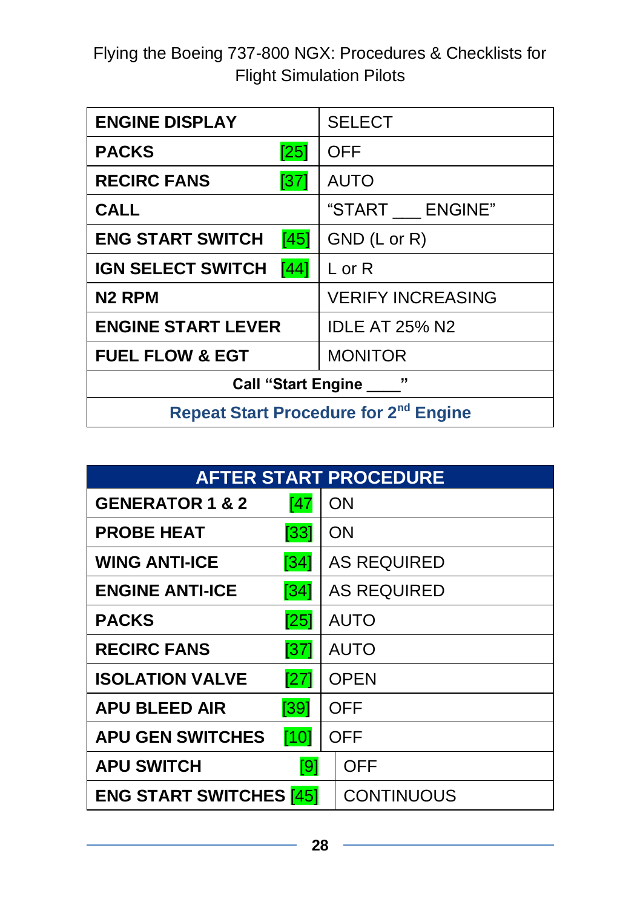| | |
|---|---|
| **ENGINE DISPLAY** | SELECT |
| **PACKS** [25] | OFF |
| **RECIRC FANS** [37] | AUTO |
| **CALL** | "START ___ ENGINE" |
| **ENG START SWITCH** [45] | GND (L or R) |
| **IGN SELECT SWITCH** [44] | L or R |
| **N2 RPM** | VERIFY INCREASING |
| **ENGINE START LEVER** | IDLE AT 25% N2 |
| **FUEL FLOW & EGT** | MONITOR |
| **Call "Start Engine ____"** | |
| **Repeat Start Procedure for 2nd Engine** | |

| **AFTER START PROCEDURE** | |
|---|---|
| **GENERATOR 1 & 2** [47 | ON |
| **PROBE HEAT** [33] | ON |
| **WING ANTI-ICE** [34] | AS REQUIRED |
| **ENGINE ANTI-ICE** [34] | AS REQUIRED |
| **PACKS** [25] | AUTO |
| **RECIRC FANS** [37] | AUTO |
| **ISOLATION VALVE** [27] | OPEN |
| **APU BLEED AIR** [39] | OFF |
| **APU GEN SWITCHES** [10] | OFF |
| **APU SWITCH** [9] | OFF |
| **ENG START SWITCHES** [45] | CONTINUOUS |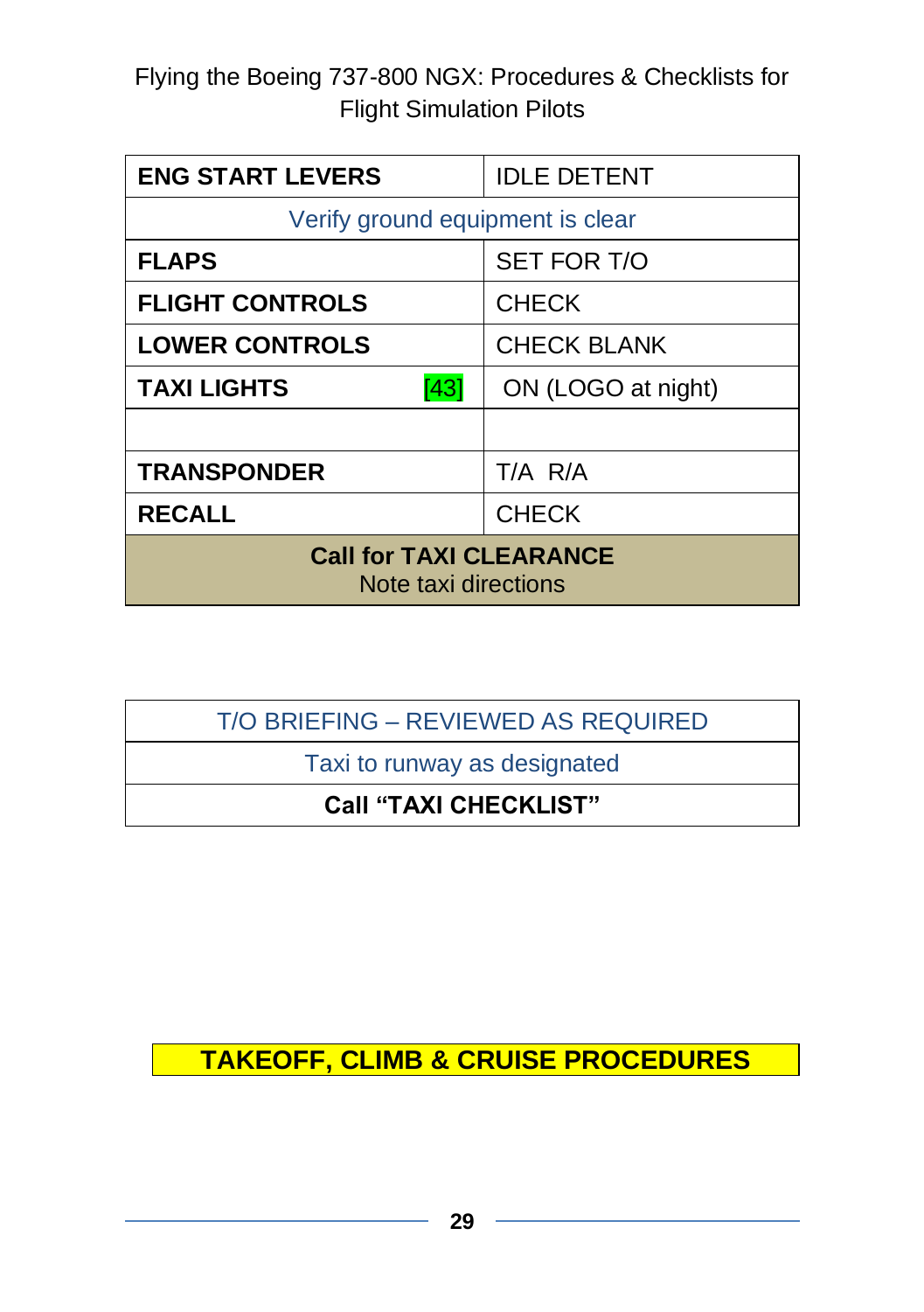| | |
|---|---|
| **ENG START LEVERS** | IDLE DETENT |
| Verify ground equipment is clear | |
| **FLAPS** | SET FOR T/O |
| **FLIGHT CONTROLS** | CHECK |
| **LOWER CONTROLS** | CHECK BLANK |
| **TAXI LIGHTS** [43] | ON (LOGO at night) |
| | |
| **TRANSPONDER** | T/A R/A |
| **RECALL** | CHECK |
| **Call for TAXI CLEARANCE** Note taxi directions | |

| |
|---|
| T/O BRIEFING – REVIEWED AS REQUIRED |
| Taxi to runway as designated |
| **Call “TAXI CHECKLIST”** |

## TAKEOFF, CLIMB & CRUISE PROCEDURES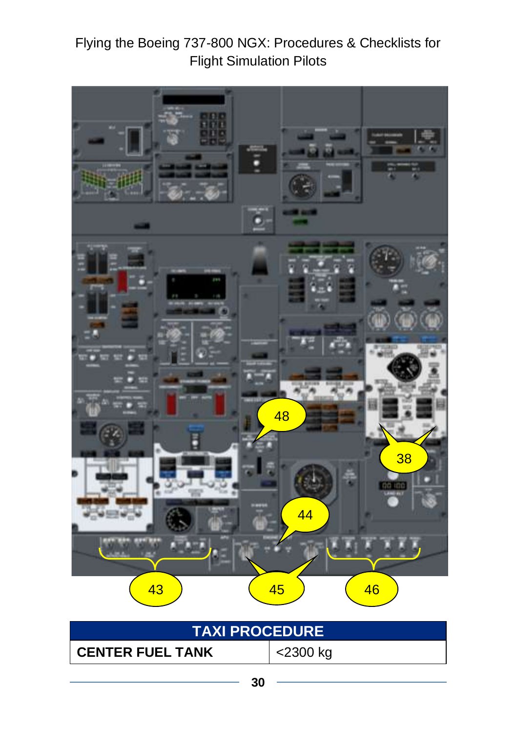| TAXI PROCEDURE | |
|---|---|
| **CENTER FUEL TANK** | <2300 kg |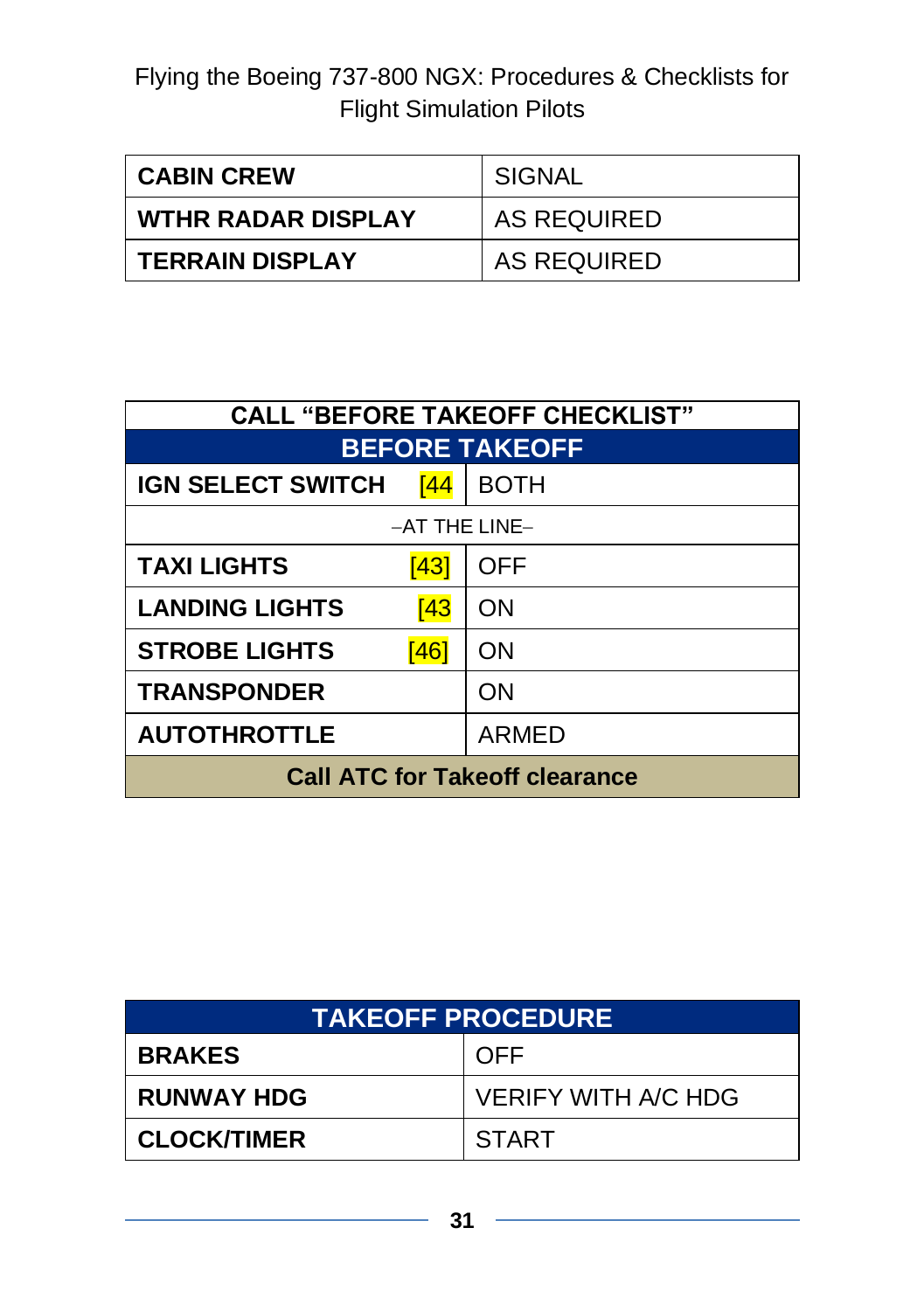| | |
|---|---|
| **CABIN CREW** | SIGNAL |
| **WTHR RADAR DISPLAY** | AS REQUIRED |
| **TERRAIN DISPLAY** | AS REQUIRED |

**CALL "BEFORE TAKEOFF CHECKLIST"**

| BEFORE TAKEOFF | |
|---|---|
| **IGN SELECT SWITCH** [44 | BOTH |
| –AT THE LINE– | |
| **TAXI LIGHTS** [43] | OFF |
| **LANDING LIGHTS** [43 | ON |
| **STROBE LIGHTS** [46] | ON |
| **TRANSPONDER** | ON |
| **AUTOTHROTTLE** | ARMED |
| **Call ATC for Takeoff clearance** | |

| TAKEOFF PROCEDURE | |
|---|---|
| **BRAKES** | OFF |
| **RUNWAY HDG** | VERIFY WITH A/C HDG |
| **CLOCK/TIMER** | START |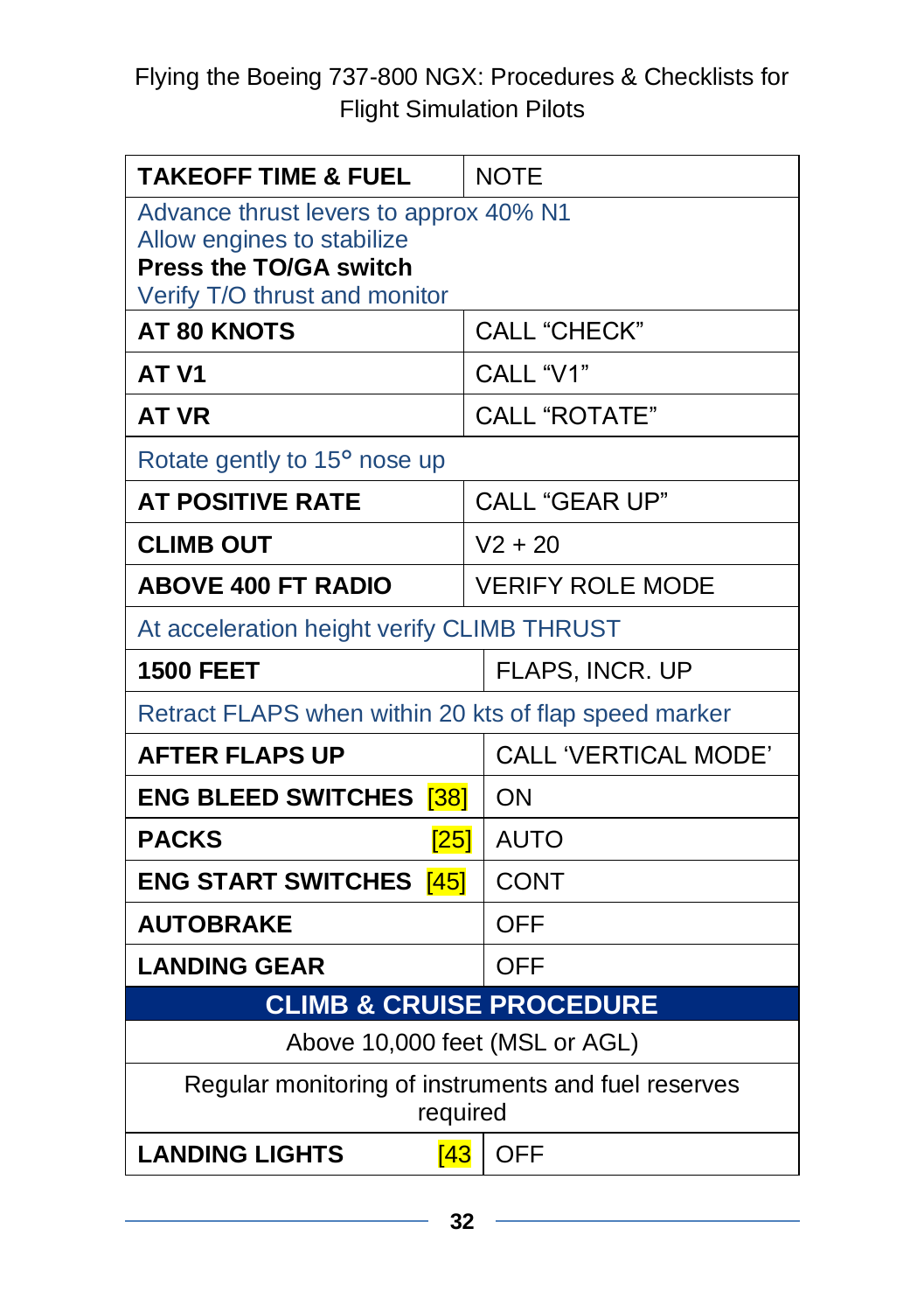| **TAKEOFF TIME & FUEL** | NOTE |
|---|---|
| Advance thrust levers to approx 40% N1<br>Allow engines to stabilize<br>**Press the TO/GA switch**<br>Verify T/O thrust and monitor | |
| **AT 80 KNOTS** | CALL “CHECK” |
| **AT V1** | CALL “V1” |
| **AT VR** | CALL “ROTATE” |
| Rotate gently to 15**°** nose up | |
| **AT POSITIVE RATE** | CALL “GEAR UP” |
| **CLIMB OUT** | V2 + 20 |
| **ABOVE 400 FT RADIO** | VERIFY ROLE MODE |
| At acceleration height verify CLIMB THRUST | |
| **1500 FEET** | FLAPS, INCR. UP |
| Retract FLAPS when within 20 kts of flap speed marker | |
| **AFTER FLAPS UP** | CALL ‘VERTICAL MODE’ |
| **ENG BLEED SWITCHES** [38] | ON |
| **PACKS** [25] | AUTO |
| **ENG START SWITCHES** [45] | CONT |
| **AUTOBRAKE** | OFF |
| **LANDING GEAR** | OFF |

## CLIMB & CRUISE PROCEDURE

| | |
|---|---|
| Above 10,000 feet (MSL or AGL) | |
| Regular monitoring of instruments and fuel reserves required | |
| **LANDING LIGHTS** [43 | OFF |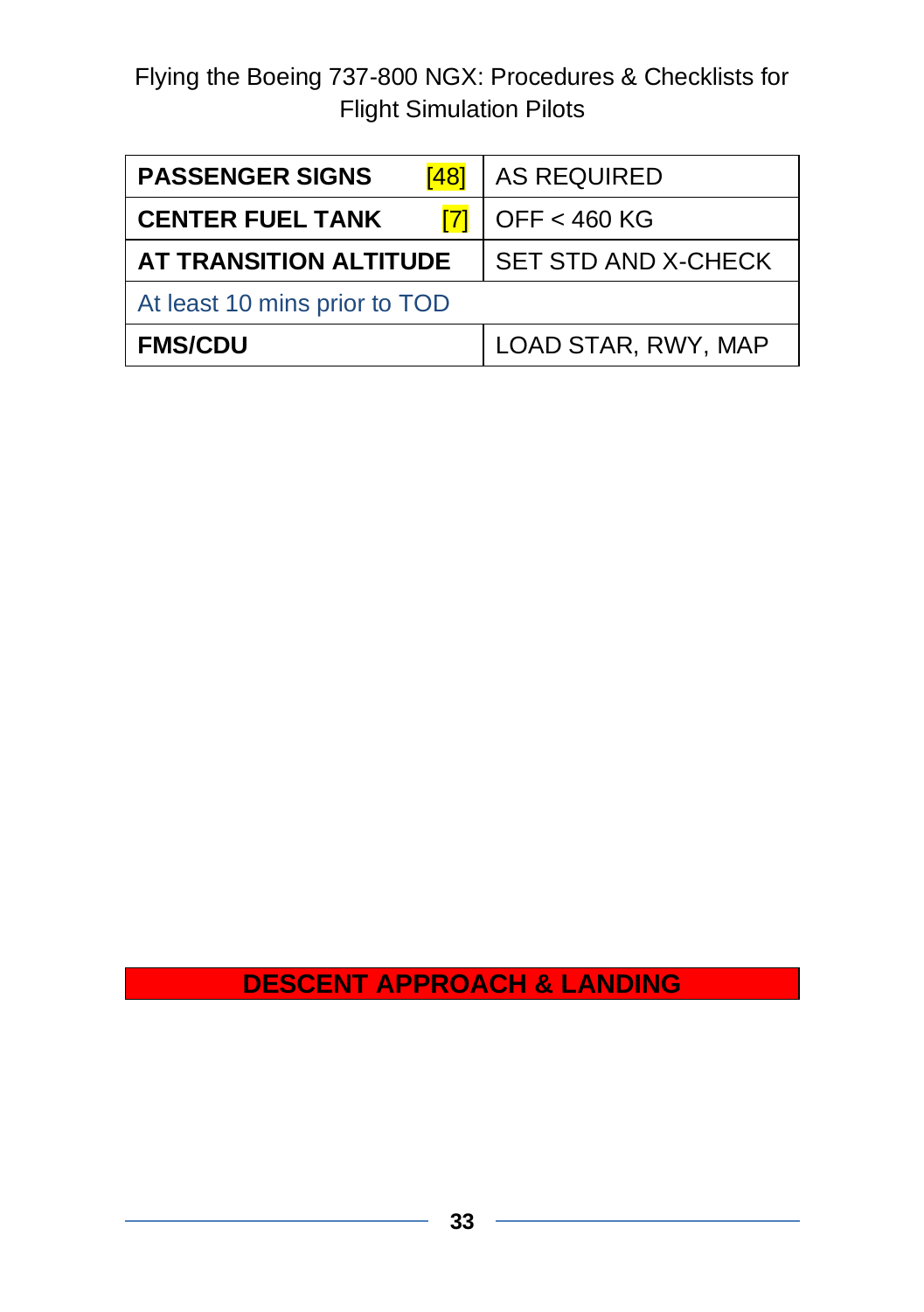| | |
|---|---|
| **PASSENGER SIGNS** [48] | AS REQUIRED |
| **CENTER FUEL TANK** [7] | OFF < 460 KG |
| **AT TRANSITION ALTITUDE** | SET STD AND X-CHECK |
| At least 10 mins prior to TOD | |
| **FMS/CDU** | LOAD STAR, RWY, MAP |

## DESCENT APPROACH & LANDING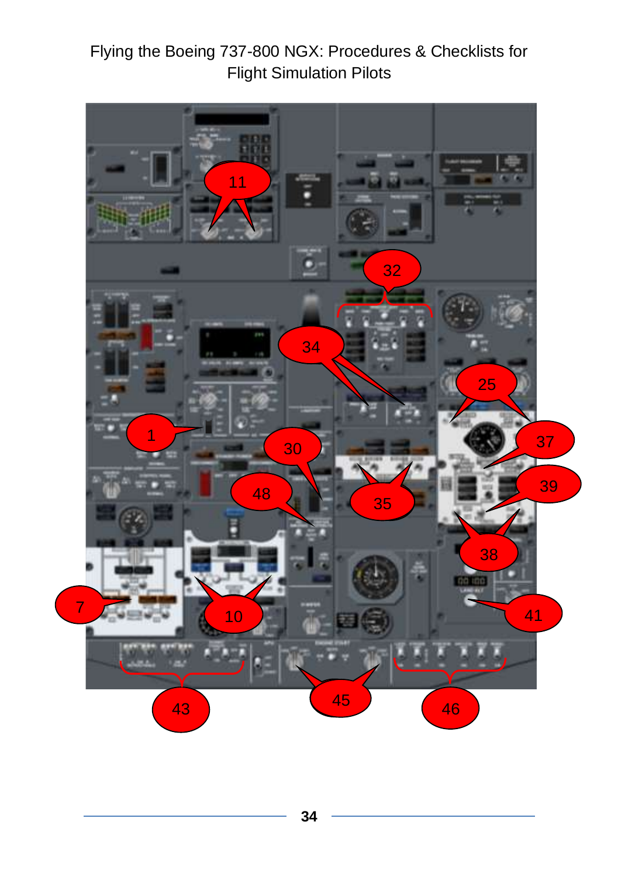11

32

34

25

37

1

30

39

48

35

38

7

10

41

43

45

46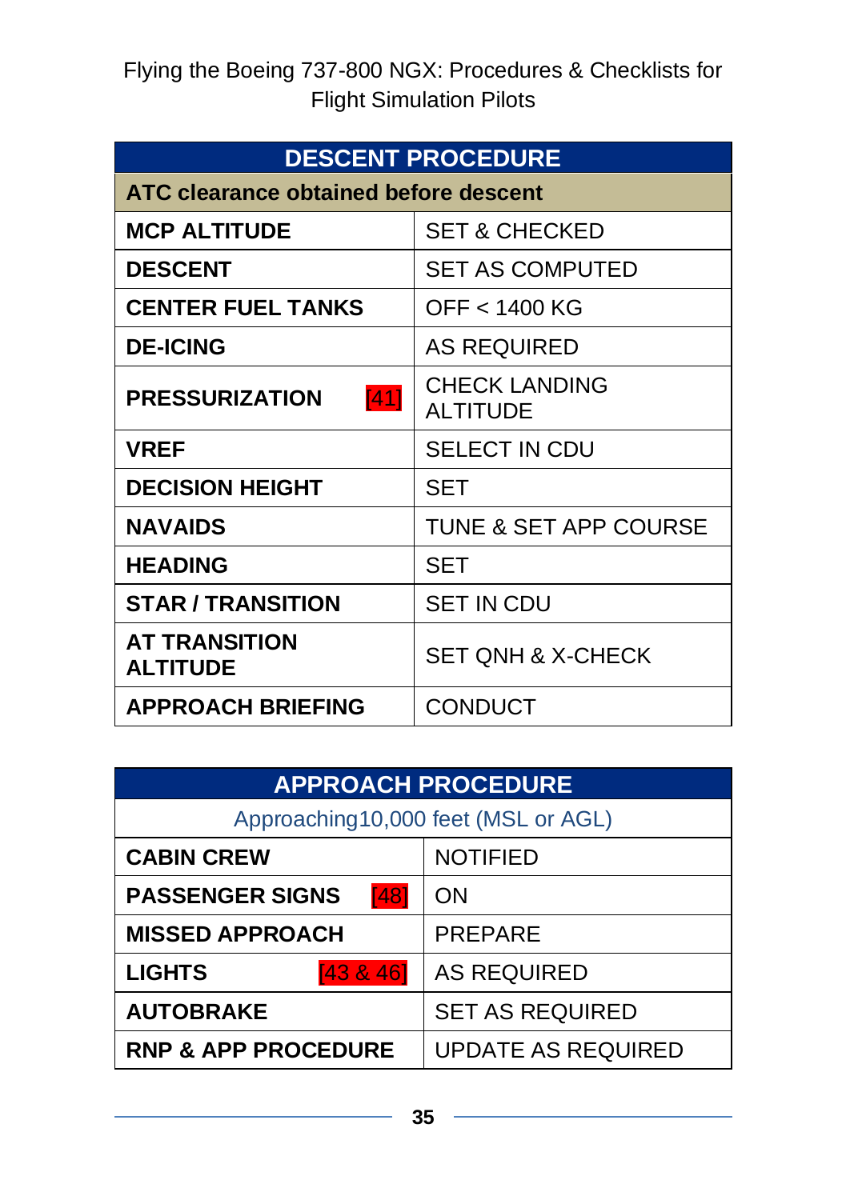| DESCENT PROCEDURE | |
|---|---|
| **ATC clearance obtained before descent** | |
| **MCP ALTITUDE** | SET & CHECKED |
| **DESCENT** | SET AS COMPUTED |
| **CENTER FUEL TANKS** | OFF < 1400 KG |
| **DE-ICING** | AS REQUIRED |
| **PRESSURIZATION** [41] | CHECK LANDING ALTITUDE |
| **VREF** | SELECT IN CDU |
| **DECISION HEIGHT** | SET |
| **NAVAIDS** | TUNE & SET APP COURSE |
| **HEADING** | SET |
| **STAR / TRANSITION** | SET IN CDU |
| **AT TRANSITION ALTITUDE** | SET QNH & X-CHECK |
| **APPROACH BRIEFING** | CONDUCT |

| APPROACH PROCEDURE | |
|---|---|
| Approaching10,000 feet (MSL or AGL) | |
| **CABIN CREW** | NOTIFIED |
| **PASSENGER SIGNS** [48] | ON |
| **MISSED APPROACH** | PREPARE |
| **LIGHTS** [43 & 46] | AS REQUIRED |
| **AUTOBRAKE** | SET AS REQUIRED |
| **RNP & APP PROCEDURE** | UPDATE AS REQUIRED |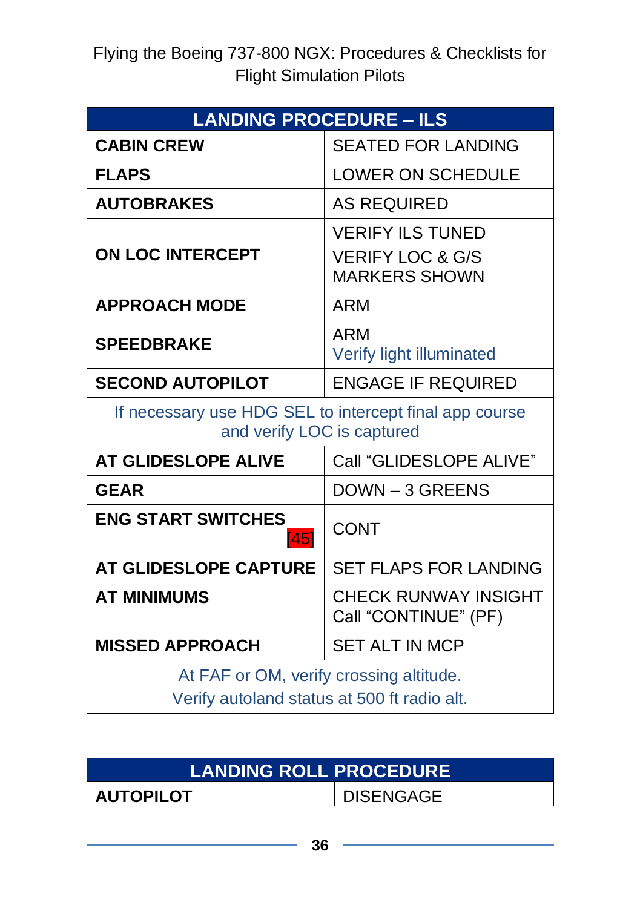| LANDING PROCEDURE – ILS | |
|---|---|
| **CABIN CREW** | SEATED FOR LANDING |
| **FLAPS** | LOWER ON SCHEDULE |
| **AUTOBRAKES** | AS REQUIRED |
| **ON LOC INTERCEPT** | VERIFY ILS TUNED<br>VERIFY LOC & G/S MARKERS SHOWN |
| **APPROACH MODE** | ARM |
| **SPEEDBRAKE** | ARM<br>Verify light illuminated |
| **SECOND AUTOPILOT** | ENGAGE IF REQUIRED |
| If necessary use HDG SEL to intercept final app course and verify LOC is captured | |
| **AT GLIDESLOPE ALIVE** | Call “GLIDESLOPE ALIVE” |
| **GEAR** | DOWN – 3 GREENS |
| **ENG START SWITCHES** [45] | CONT |
| **AT GLIDESLOPE CAPTURE** | SET FLAPS FOR LANDING |
| **AT MINIMUMS** | CHECK RUNWAY INSIGHT<br>Call “CONTINUE” (PF) |
| **MISSED APPROACH** | SET ALT IN MCP |
| At FAF or OM, verify crossing altitude.<br>Verify autoland status at 500 ft radio alt. | |

| LANDING ROLL PROCEDURE | |
|---|---|
| **AUTOPILOT** | DISENGAGE |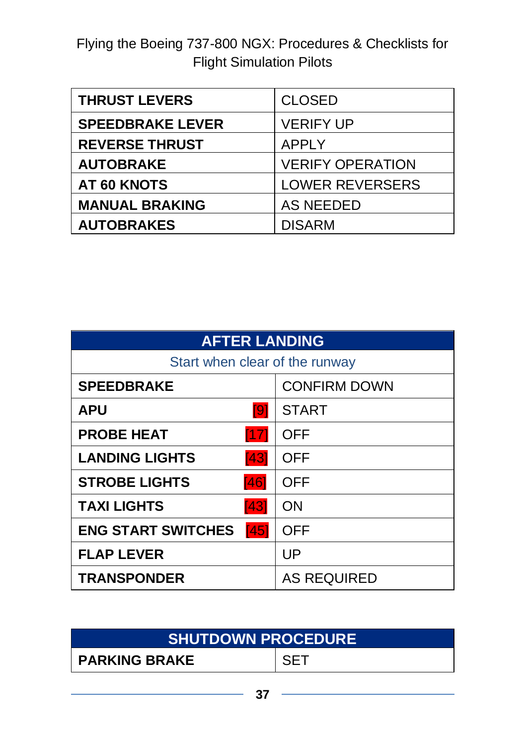| | |
|---|---|
| **THRUST LEVERS** | CLOSED |
| **SPEEDBRAKE LEVER** | VERIFY UP |
| **REVERSE THRUST** | APPLY |
| **AUTOBRAKE** | VERIFY OPERATION |
| **AT 60 KNOTS** | LOWER REVERSERS |
| **MANUAL BRAKING** | AS NEEDED |
| **AUTOBRAKES** | DISARM |

| **AFTER LANDING** | |
|---|---|
| Start when clear of the runway | |
| **SPEEDBRAKE** | CONFIRM DOWN |
| **APU** [9] | START |
| **PROBE HEAT** [17] | OFF |
| **LANDING LIGHTS** [43] | OFF |
| **STROBE LIGHTS** [46] | OFF |
| **TAXI LIGHTS** [43] | ON |
| **ENG START SWITCHES** [45] | OFF |
| **FLAP LEVER** | UP |
| **TRANSPONDER** | AS REQUIRED |

| **SHUTDOWN PROCEDURE** | |
|---|---|
| **PARKING BRAKE** | SET |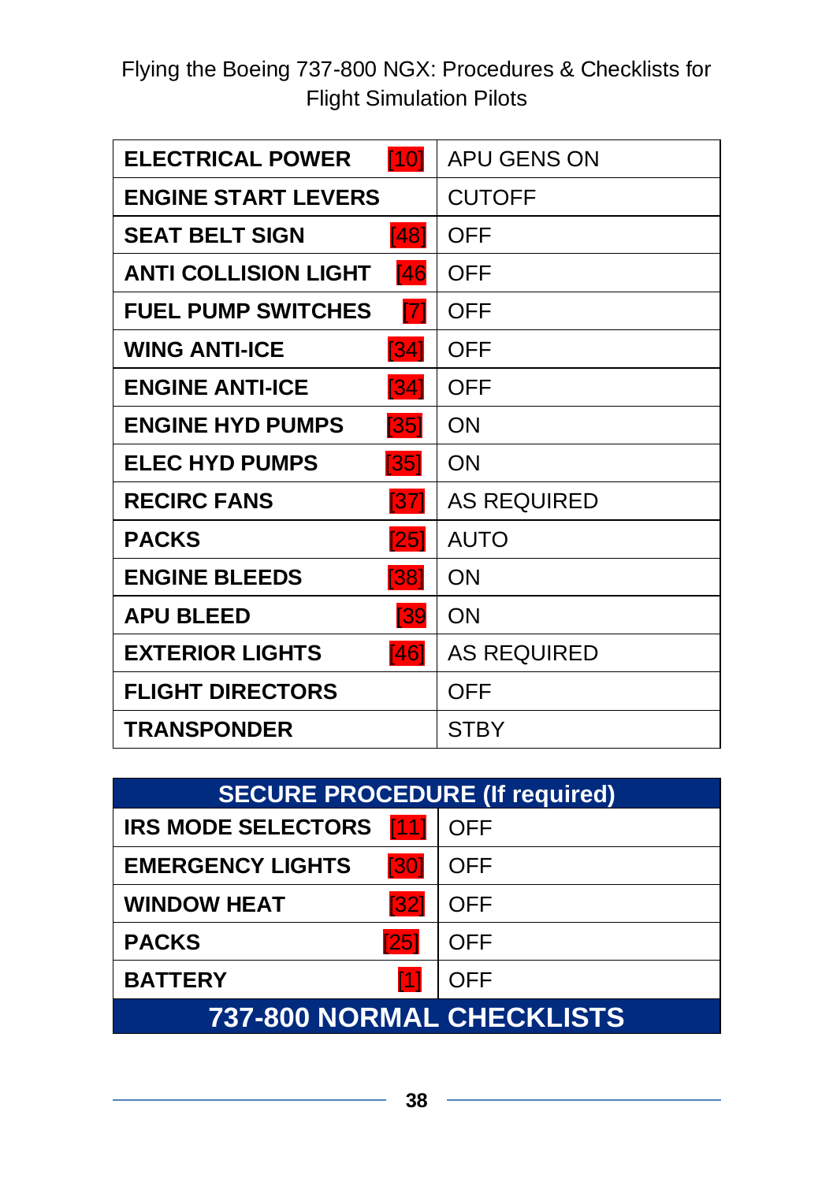| | |
|---|---|
| **ELECTRICAL POWER** [10] | APU GENS ON |
| **ENGINE START LEVERS** | CUTOFF |
| **SEAT BELT SIGN** [48] | OFF |
| **ANTI COLLISION LIGHT** [46 | OFF |
| **FUEL PUMP SWITCHES** [7] | OFF |
| **WING ANTI-ICE** [34] | OFF |
| **ENGINE ANTI-ICE** [34] | OFF |
| **ENGINE HYD PUMPS** [35] | ON |
| **ELEC HYD PUMPS** [35] | ON |
| **RECIRC FANS** [37] | AS REQUIRED |
| **PACKS** [25] | AUTO |
| **ENGINE BLEEDS** [38] | ON |
| **APU BLEED** [39 | ON |
| **EXTERIOR LIGHTS** [46] | AS REQUIRED |
| **FLIGHT DIRECTORS** | OFF |
| **TRANSPONDER** | STBY |

## SECURE PROCEDURE (If required)

| | |
|---|---|
| **IRS MODE SELECTORS** [11] | OFF |
| **EMERGENCY LIGHTS** [30] | OFF |
| **WINDOW HEAT** [32] | OFF |
| **PACKS** [25] | OFF |
| **BATTERY** [1] | OFF |

# 737-800 NORMAL CHECKLISTS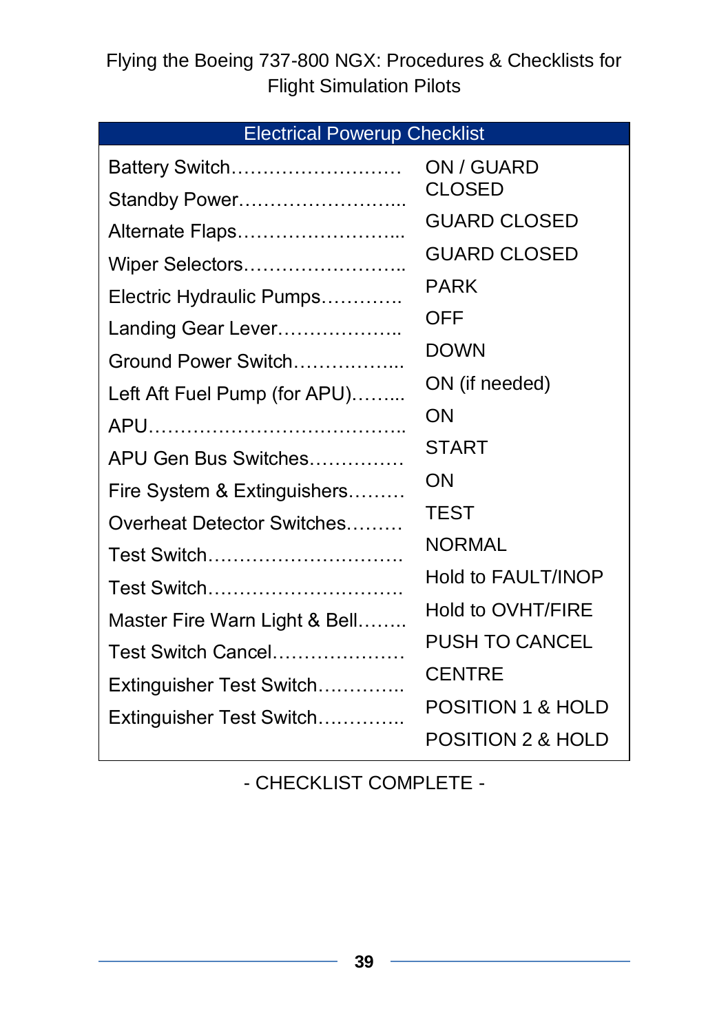| Electrical Powerup Checklist | |
| --- | --- |
| Battery Switch……………………… | ON / GUARD CLOSED |
| Standby Power…………………….. | GUARD CLOSED |
| Alternate Flaps…………………….. | GUARD CLOSED |
| Wiper Selectors…………………….. | PARK |
| Electric Hydraulic Pumps…………. | OFF |
| Landing Gear Lever……………….. | DOWN |
| Ground Power Switch…………….... | ON (if needed) |
| Left Aft Fuel Pump (for APU)…….... | ON |
| APU………………………………….. | START |
| APU Gen Bus Switches…………… | ON |
| Fire System & Extinguishers……… | TEST |
| Overheat Detector Switches……… | NORMAL |
| Test Switch………………………… | Hold to FAULT/INOP |
| Test Switch………………………… | Hold to OVHT/FIRE |
| Master Fire Warn Light & Bell…….. | PUSH TO CANCEL |
| Test Switch Cancel………………… | CENTRE |
| Extinguisher Test Switch………….. | POSITION 1 & HOLD |
| Extinguisher Test Switch………….. | POSITION 2 & HOLD |

- CHECKLIST COMPLETE -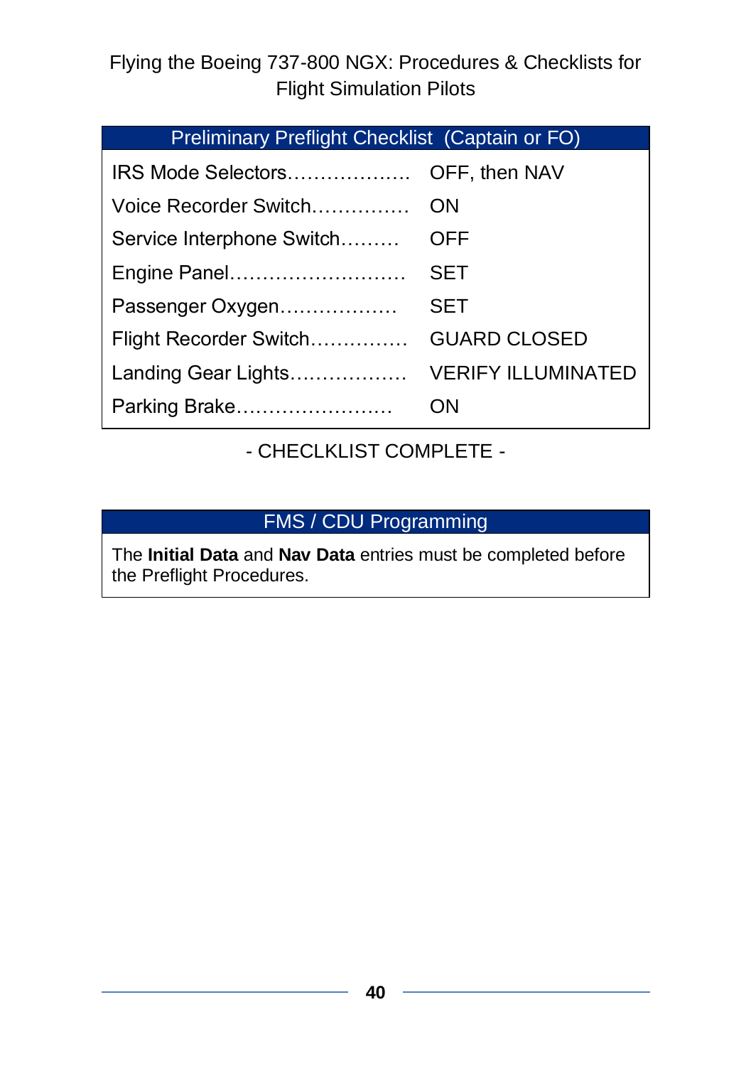## Preliminary Preflight Checklist (Captain or FO)

| | |
|---|---|
| IRS Mode Selectors………………. | OFF, then NAV |
| Voice Recorder Switch…………… | ON |
| Service Interphone Switch……… | OFF |
| Engine Panel……………………… | SET |
| Passenger Oxygen……………… | SET |
| Flight Recorder Switch…………… | GUARD CLOSED |
| Landing Gear Lights……………… | VERIFY ILLUMINATED |
| Parking Brake…………………… | ON |

- CHECLKLIST COMPLETE -

## FMS / CDU Programming

The **Initial Data** and **Nav Data** entries must be completed before the Preflight Procedures.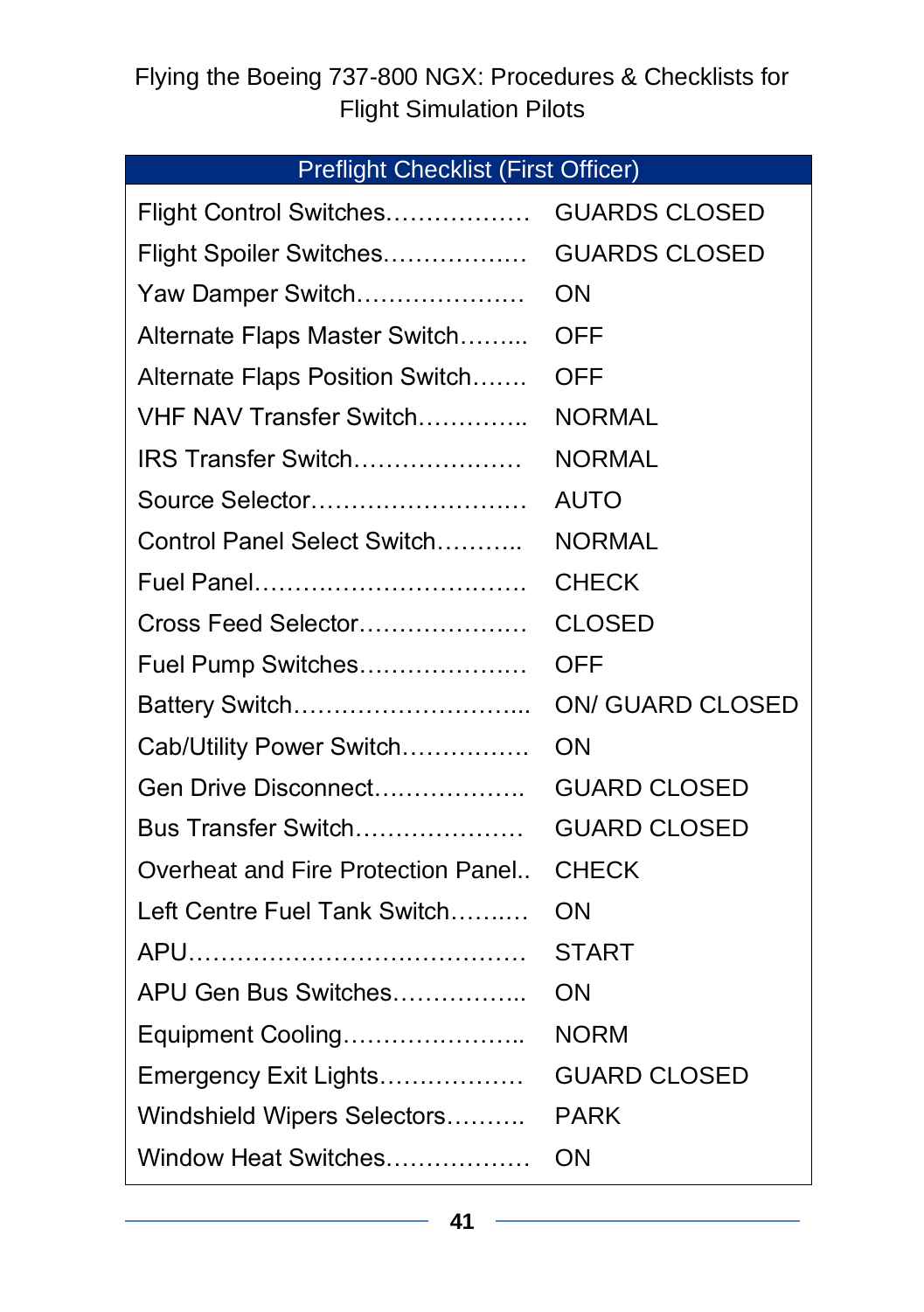| Preflight Checklist (First Officer) | |
|---|---|
| Flight Control Switches……………… | GUARDS CLOSED |
| Flight Spoiler Switches……………… | GUARDS CLOSED |
| Yaw Damper Switch………………… | ON |
| Alternate Flaps Master Switch……... | OFF |
| Alternate Flaps Position Switch……. | OFF |
| VHF NAV Transfer Switch………….. | NORMAL |
| IRS Transfer Switch………………… | NORMAL |
| Source Selector……………………… | AUTO |
| Control Panel Select Switch……….. | NORMAL |
| Fuel Panel…………………………… | CHECK |
| Cross Feed Selector………………… | CLOSED |
| Fuel Pump Switches………………… | OFF |
| Battery Switch……………………….. | ON/ GUARD CLOSED |
| Cab/Utility Power Switch……………. | ON |
| Gen Drive Disconnect………………. | GUARD CLOSED |
| Bus Transfer Switch………………… | GUARD CLOSED |
| Overheat and Fire Protection Panel.. | CHECK |
| Left Centre Fuel Tank Switch………. | ON |
| APU…………………………………… | START |
| APU Gen Bus Switches…………….. | ON |
| Equipment Cooling………………….. | NORM |
| Emergency Exit Lights……………… | GUARD CLOSED |
| Windshield Wipers Selectors………. | PARK |
| Window Heat Switches……………… | ON |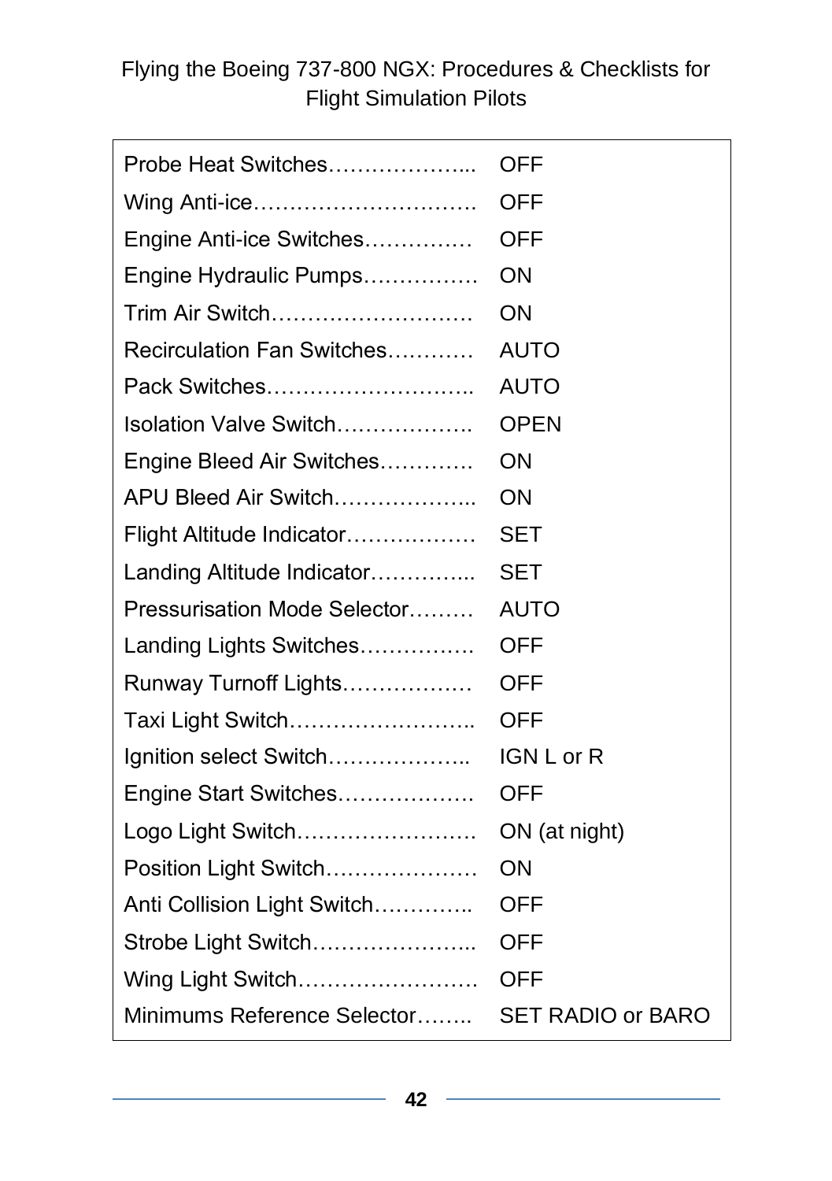| | |
|---|---|
| Probe Heat Switches……………….... | OFF |
| Wing Anti-ice…………………………. | OFF |
| Engine Anti-ice Switches…………… | OFF |
| Engine Hydraulic Pumps……………. | ON |
| Trim Air Switch………………………. | ON |
| Recirculation Fan Switches………… | AUTO |
| Pack Switches……………………….. | AUTO |
| Isolation Valve Switch………………. | OPEN |
| Engine Bleed Air Switches…………. | ON |
| APU Bleed Air Switch……………….. | ON |
| Flight Altitude Indicator……………… | SET |
| Landing Altitude Indicator………….. | SET |
| Pressurisation Mode Selector……… | AUTO |
| Landing Lights Switches……………. | OFF |
| Runway Turnoff Lights……………… | OFF |
| Taxi Light Switch…………………….. | OFF |
| Ignition select Switch……………….. | IGN L or R |
| Engine Start Switches………………. | OFF |
| Logo Light Switch……………………. | ON (at night) |
| Position Light Switch………………… | ON |
| Anti Collision Light Switch………….. | OFF |
| Strobe Light Switch………………….. | OFF |
| Wing Light Switch……………………. | OFF |
| Minimums Reference Selector…….. | SET RADIO or BARO |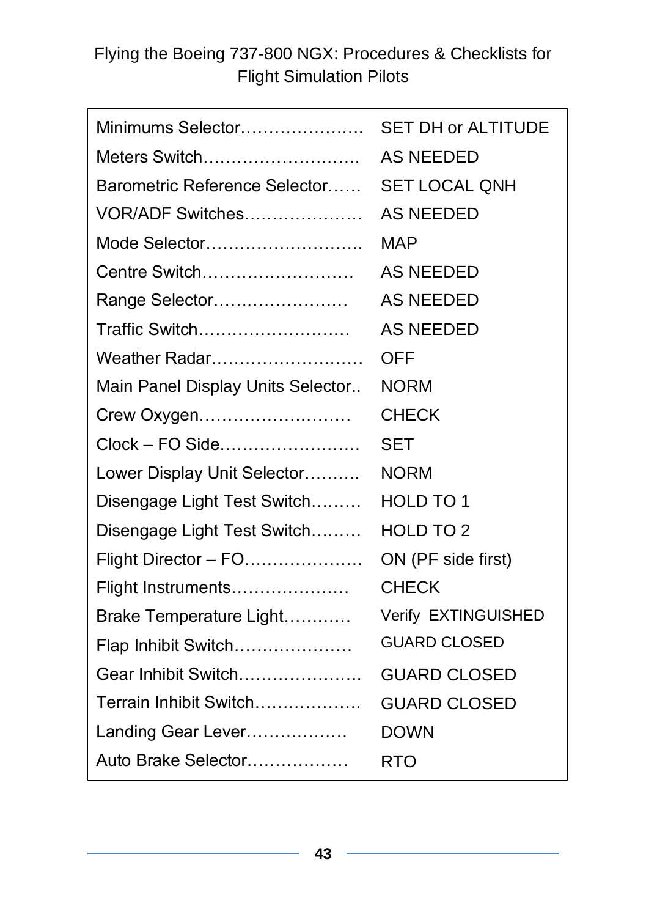| | |
|---|---|
| Minimums Selector………………….. | SET DH or ALTITUDE |
| Meters Switch……………………….. | AS NEEDED |
| Barometric Reference Selector…… | SET LOCAL QNH |
| VOR/ADF Switches………………… | AS NEEDED |
| Mode Selector………………………. | MAP |
| Centre Switch……………………… | AS NEEDED |
| Range Selector…………………… | AS NEEDED |
| Traffic Switch……………………… | AS NEEDED |
| Weather Radar……………………… | OFF |
| Main Panel Display Units Selector.. | NORM |
| Crew Oxygen……………………… | CHECK |
| Clock – FO Side…………………… | SET |
| Lower Display Unit Selector………. | NORM |
| Disengage Light Test Switch……… | HOLD TO 1 |
| Disengage Light Test Switch……… | HOLD TO 2 |
| Flight Director – FO………………… | ON (PF side first) |
| Flight Instruments………………… | CHECK |
| Brake Temperature Light………… | Verify EXTINGUISHED |
| Flap Inhibit Switch………………… | GUARD CLOSED |
| Gear Inhibit Switch…………………. | GUARD CLOSED |
| Terrain Inhibit Switch………………. | GUARD CLOSED |
| Landing Gear Lever……………… | DOWN |
| Auto Brake Selector……………… | RTO |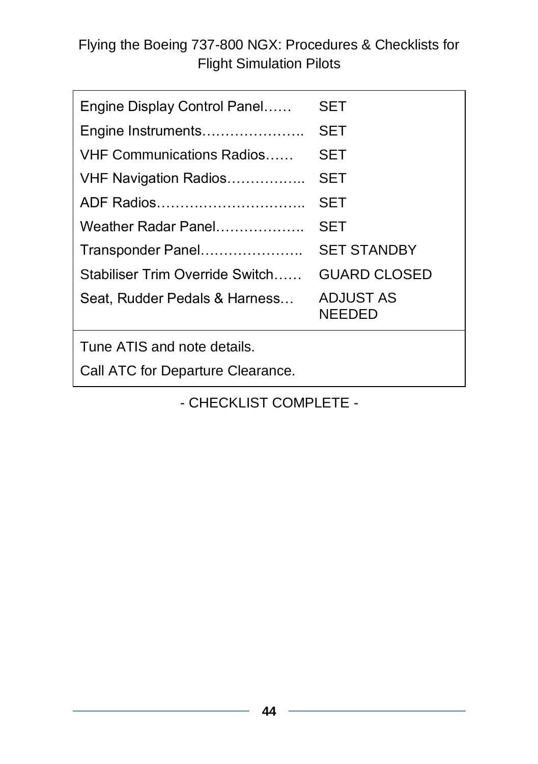| | |
|---|---|
| Engine Display Control Panel…… | SET |
| Engine Instruments………………….. | SET |
| VHF Communications Radios…… | SET |
| VHF Navigation Radios…………….. | SET |
| ADF Radios………………………….. | SET |
| Weather Radar Panel………………. | SET |
| Transponder Panel…………………. | SET STANDBY |
| Stabiliser Trim Override Switch…… | GUARD CLOSED |
| Seat, Rudder Pedals & Harness… | ADJUST AS NEEDED |

Tune ATIS and note details.

Call ATC for Departure Clearance.

- CHECKLIST COMPLETE -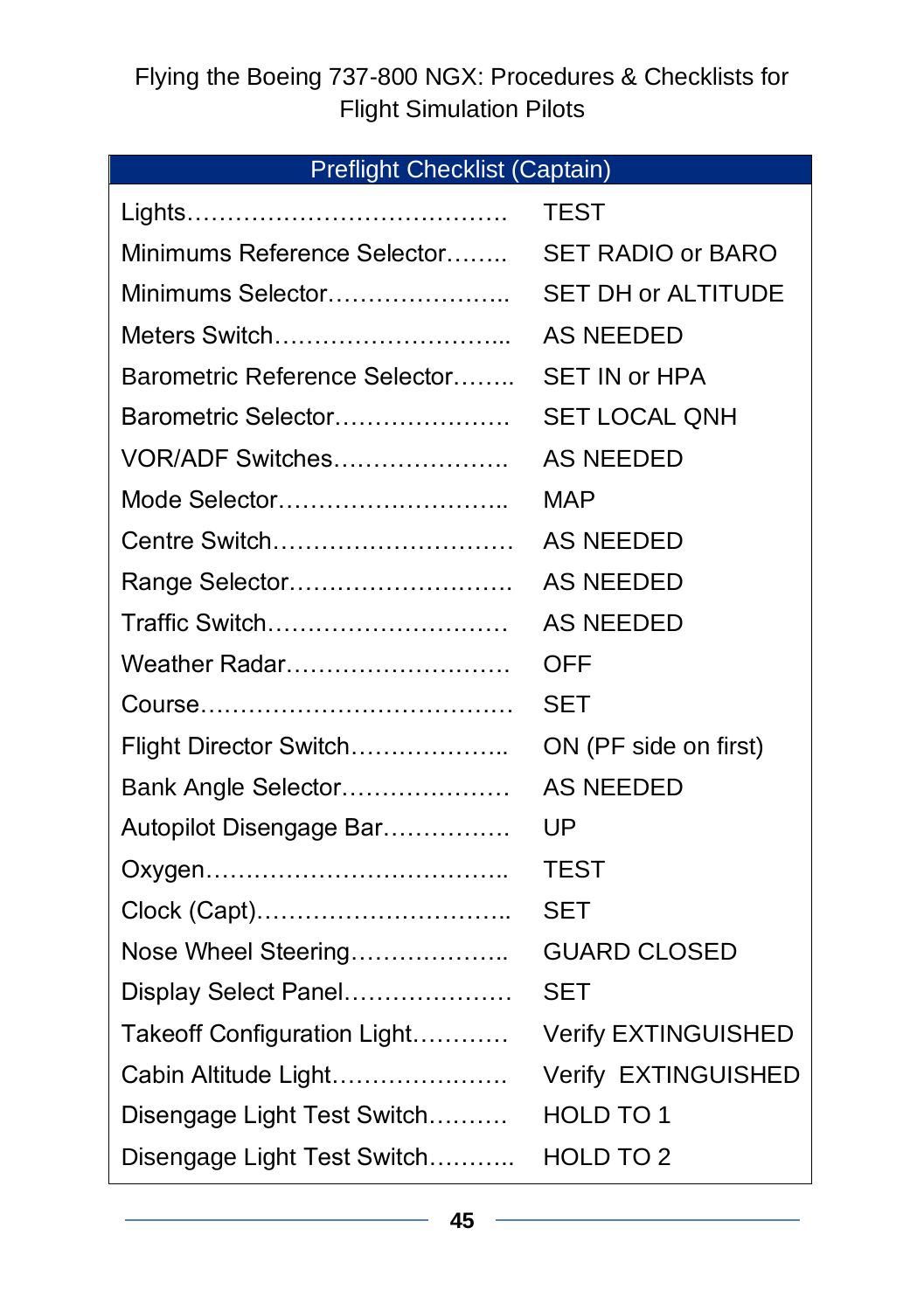| Preflight Checklist (Captain) | |
|---|---|
| Lights…………………………………… | TEST |
| Minimums Reference Selector…….. | SET RADIO or BARO |
| Minimums Selector………………….. | SET DH or ALTITUDE |
| Meters Switch………………………... | AS NEEDED |
| Barometric Reference Selector…….. | SET IN or HPA |
| Barometric Selector…………………. | SET LOCAL QNH |
| VOR/ADF Switches…………………. | AS NEEDED |
| Mode Selector……………………….. | MAP |
| Centre Switch………………………… | AS NEEDED |
| Range Selector………………………. | AS NEEDED |
| Traffic Switch………………………… | AS NEEDED |
| Weather Radar………………………. | OFF |
| Course………………………………… | SET |
| Flight Director Switch……………….. | ON (PF side on first) |
| Bank Angle Selector………………… | AS NEEDED |
| Autopilot Disengage Bar……………. | UP |
| Oxygen……………………………….. | TEST |
| Clock (Capt)………………………….. | SET |
| Nose Wheel Steering……………….. | GUARD CLOSED |
| Display Select Panel………………… | SET |
| Takeoff Configuration Light………… | Verify EXTINGUISHED |
| Cabin Altitude Light…………………. | Verify EXTINGUISHED |
| Disengage Light Test Switch………. | HOLD TO 1 |
| Disengage Light Test Switch……….. | HOLD TO 2 |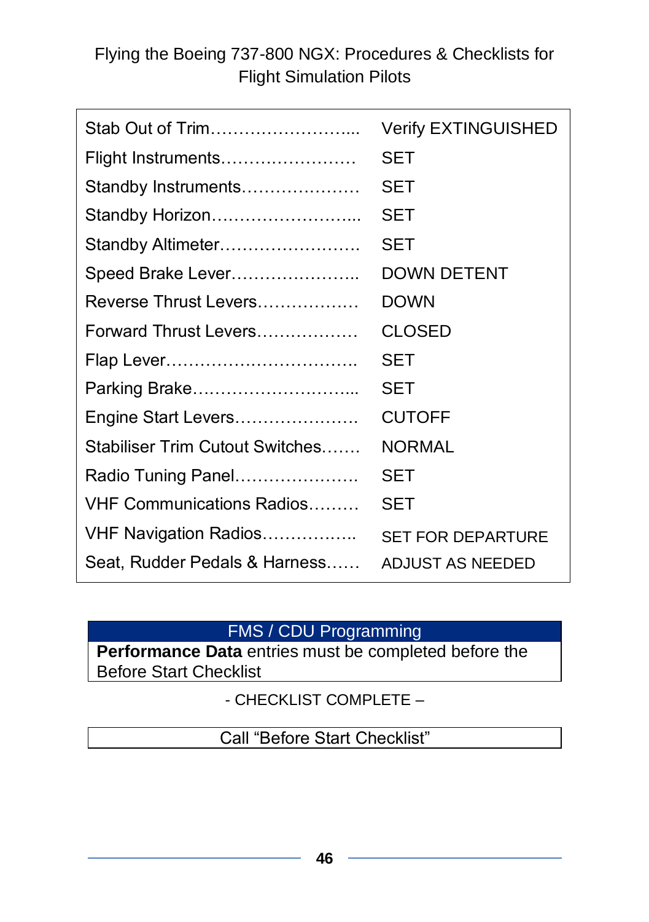| | |
|---|---|
| Stab Out of Trim……………………….. | Verify EXTINGUISHED |
| Flight Instruments…………………… | SET |
| Standby Instruments………………… | SET |
| Standby Horizon…………………….... | SET |
| Standby Altimeter……………………. | SET |
| Speed Brake Lever………………….. | DOWN DETENT |
| Reverse Thrust Levers……………… | DOWN |
| Forward Thrust Levers……………… | CLOSED |
| Flap Lever……………………………. | SET |
| Parking Brake……………………….... | SET |
| Engine Start Levers…………………. | CUTOFF |
| Stabiliser Trim Cutout Switches……. | NORMAL |
| Radio Tuning Panel…………………. | SET |
| VHF Communications Radios……… | SET |
| VHF Navigation Radios…………….. | SET FOR DEPARTURE |
| Seat, Rudder Pedals & Harness…… | ADJUST AS NEEDED |

| FMS / CDU Programming |
|---|
| **Performance Data** entries must be completed before the Before Start Checklist |

- CHECKLIST COMPLETE –

| Call "Before Start Checklist" |
|---|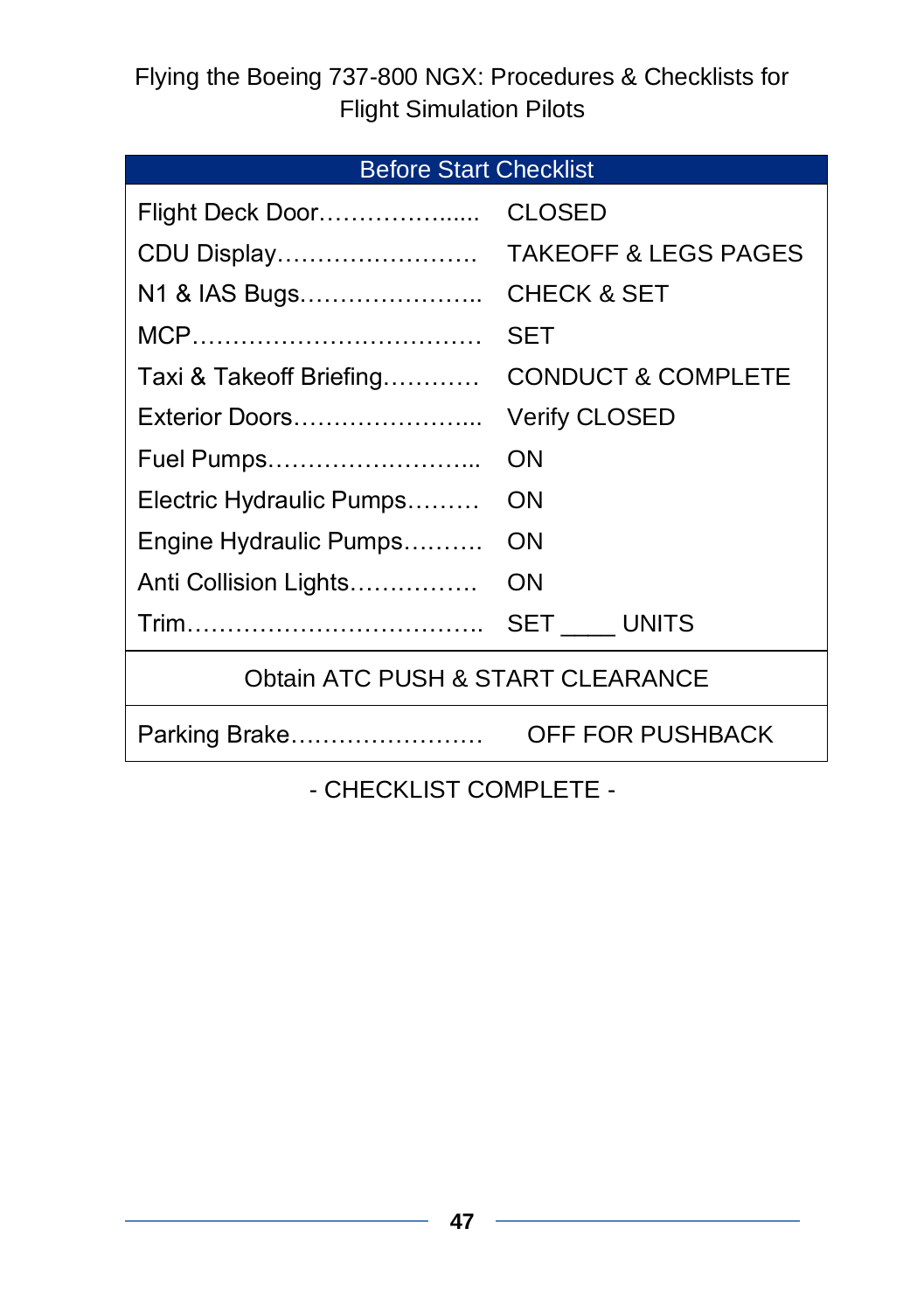## Before Start Checklist

| | |
|---|---|
| Flight Deck Door……………...... | CLOSED |
| CDU Display……………………. | TAKEOFF & LEGS PAGES |
| N1 & IAS Bugs………………….. | CHECK & SET |
| MCP……………………………… | SET |
| Taxi & Takeoff Briefing………… | CONDUCT & COMPLETE |
| Exterior Doors………………….... | Verify CLOSED |
| Fuel Pumps……………………... | ON |
| Electric Hydraulic Pumps……… | ON |
| Engine Hydraulic Pumps………. | ON |
| Anti Collision Lights……………. | ON |
| Trim………………………………. | SET ____ UNITS |
| Obtain ATC PUSH & START CLEARANCE | |
| Parking Brake…………………… | OFF FOR PUSHBACK |

- CHECKLIST COMPLETE -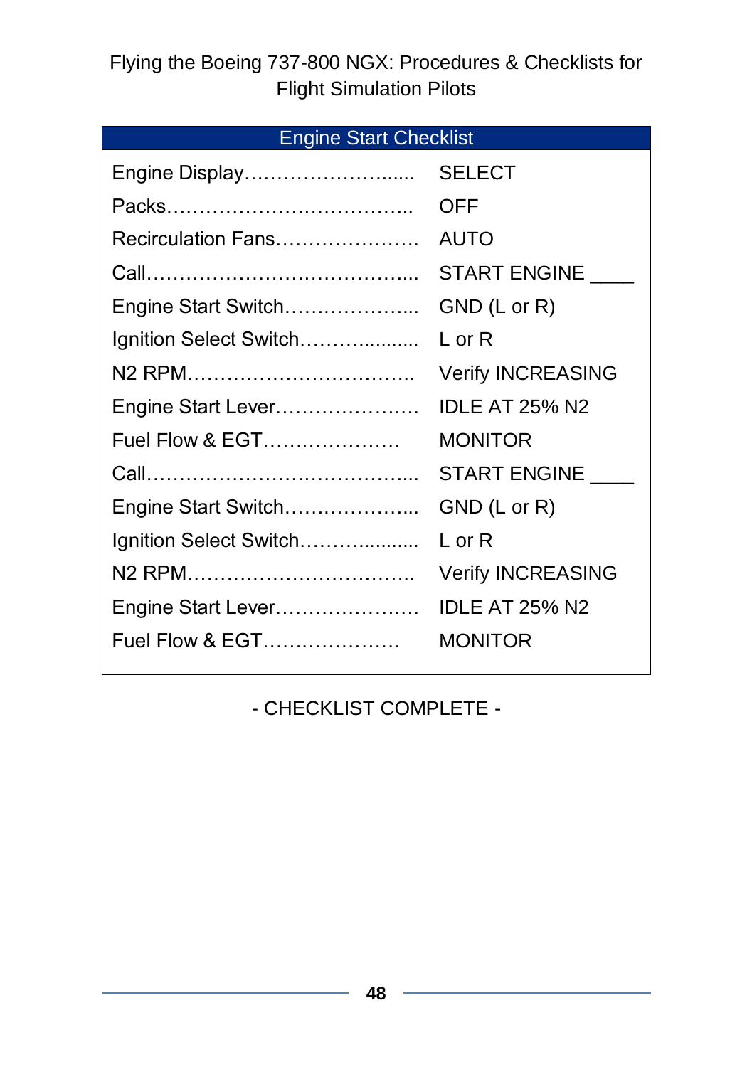## Engine Start Checklist

| | |
|---|---|
| Engine Display…………………….... | SELECT |
| Packs……………………………….. | OFF |
| Recirculation Fans…………………. | AUTO |
| Call………………………………….. | START ENGINE ____ |
| Engine Start Switch……………….. | GND (L or R) |
| Ignition Select Switch……….......... | L or R |
| N2 RPM……………………………. | Verify INCREASING |
| Engine Start Lever…………………. | IDLE AT 25% N2 |
| Fuel Flow & EGT………………… | MONITOR |
| Call………………………………….. | START ENGINE ____ |
| Engine Start Switch……………….. | GND (L or R) |
| Ignition Select Switch……….......... | L or R |
| N2 RPM……………………………. | Verify INCREASING |
| Engine Start Lever…………………. | IDLE AT 25% N2 |
| Fuel Flow & EGT………………… | MONITOR |

- CHECKLIST COMPLETE -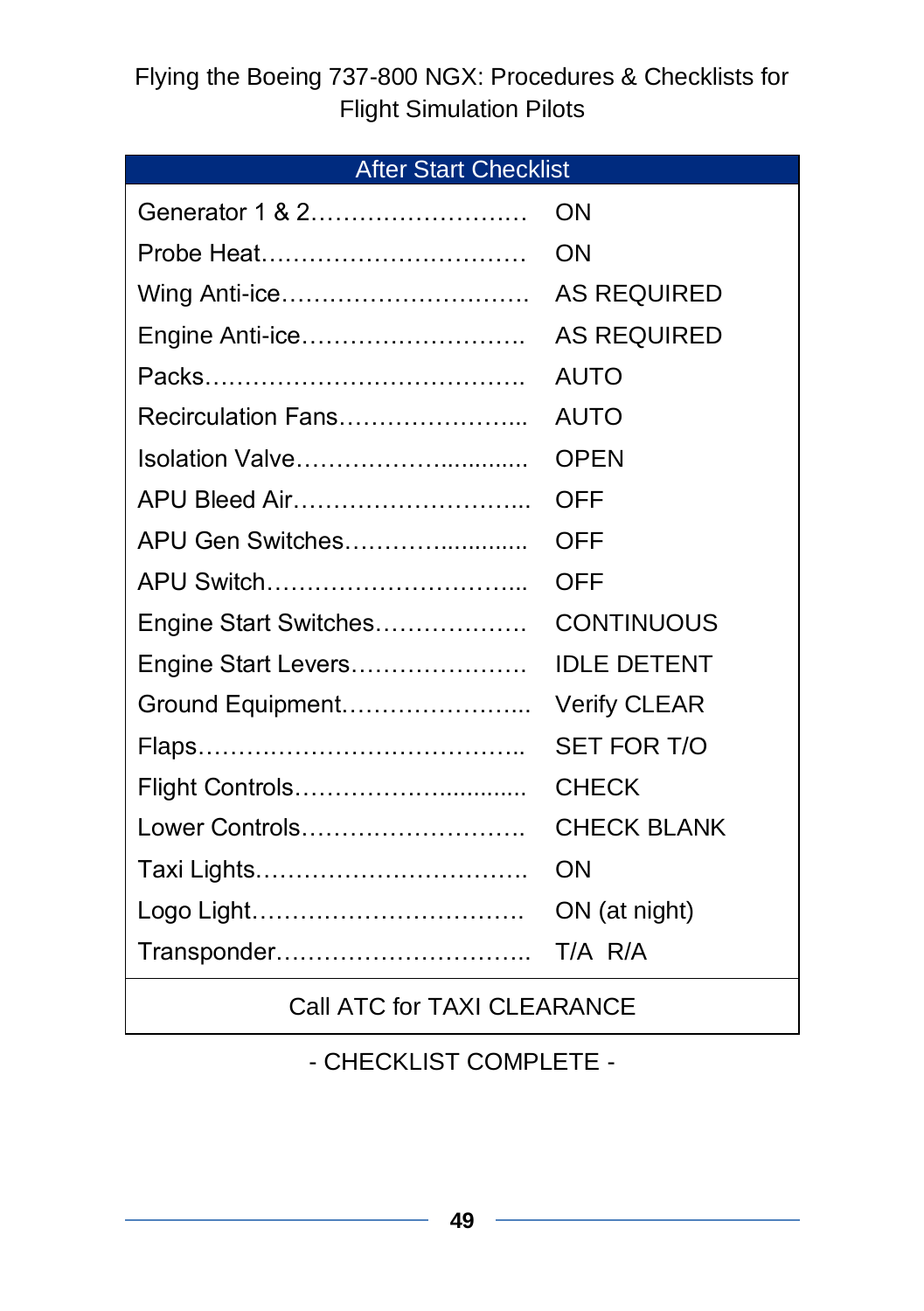## After Start Checklist

| | |
|---|---|
| Generator 1 & 2………………………. | ON |
| Probe Heat……………………………. | ON |
| Wing Anti-ice…………………………. | AS REQUIRED |
| Engine Anti-ice………………………. | AS REQUIRED |
| Packs…………………………………. | AUTO |
| Recirculation Fans…………………... | AUTO |
| Isolation Valve……………….......... | OPEN |
| APU Bleed Air………………………... | OFF |
| APU Gen Switches……….............. | OFF |
| APU Switch…………………………... | OFF |
| Engine Start Switches………………. | CONTINUOUS |
| Engine Start Levers…………………. | IDLE DETENT |
| Ground Equipment…………………... | Verify CLEAR |
| Flaps………………………………….. | SET FOR T/O |
| Flight Controls……………….......... | CHECK |
| Lower Controls………………………. | CHECK BLANK |
| Taxi Lights……………………………. | ON |
| Logo Light……………………………. | ON (at night) |
| Transponder………………………….. | T/A R/A |

Call ATC for TAXI CLEARANCE

- CHECKLIST COMPLETE -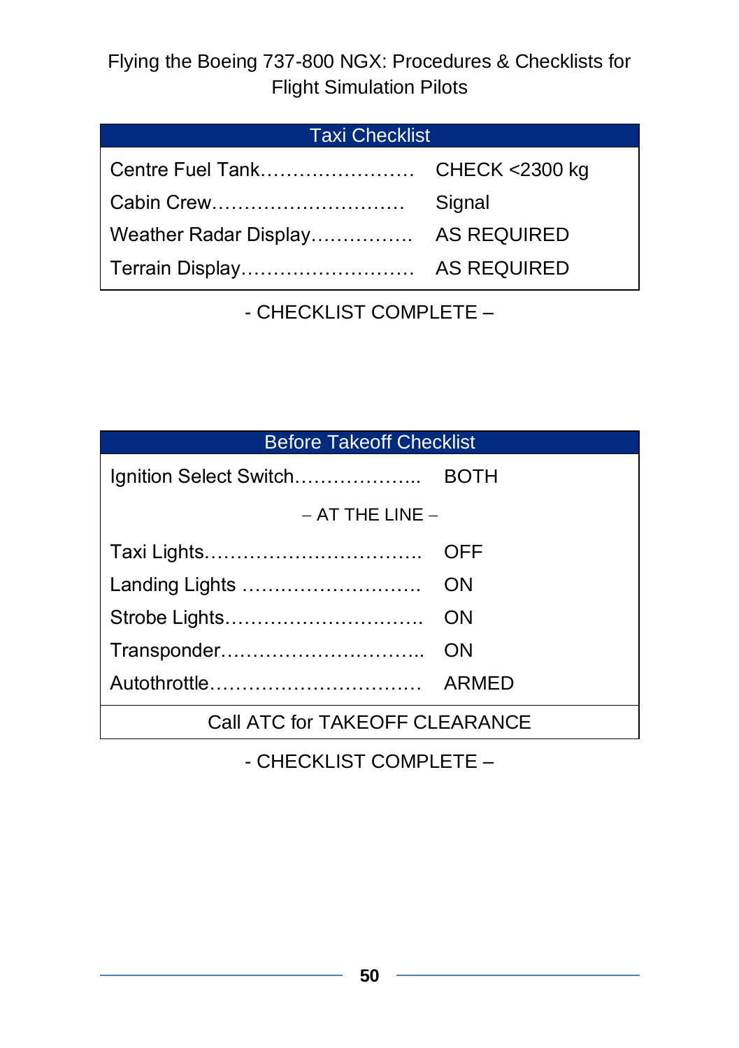| Taxi Checklist | |
|---|---|
| Centre Fuel Tank…………………… | CHECK <2300 kg |
| Cabin Crew………………………… | Signal |
| Weather Radar Display……………. | AS REQUIRED |
| Terrain Display……………………… | AS REQUIRED |

- CHECKLIST COMPLETE –

| Before Takeoff Checklist | |
|---|---|
| Ignition Select Switch……………….. | BOTH |
| – AT THE LINE – | |
| Taxi Lights……………………………. | OFF |
| Landing Lights ………………………. | ON |
| Strobe Lights………………………… | ON |
| Transponder………………………….. | ON |
| Autothrottle…………………………… | ARMED |
| Call ATC for TAKEOFF CLEARANCE | |

- CHECKLIST COMPLETE –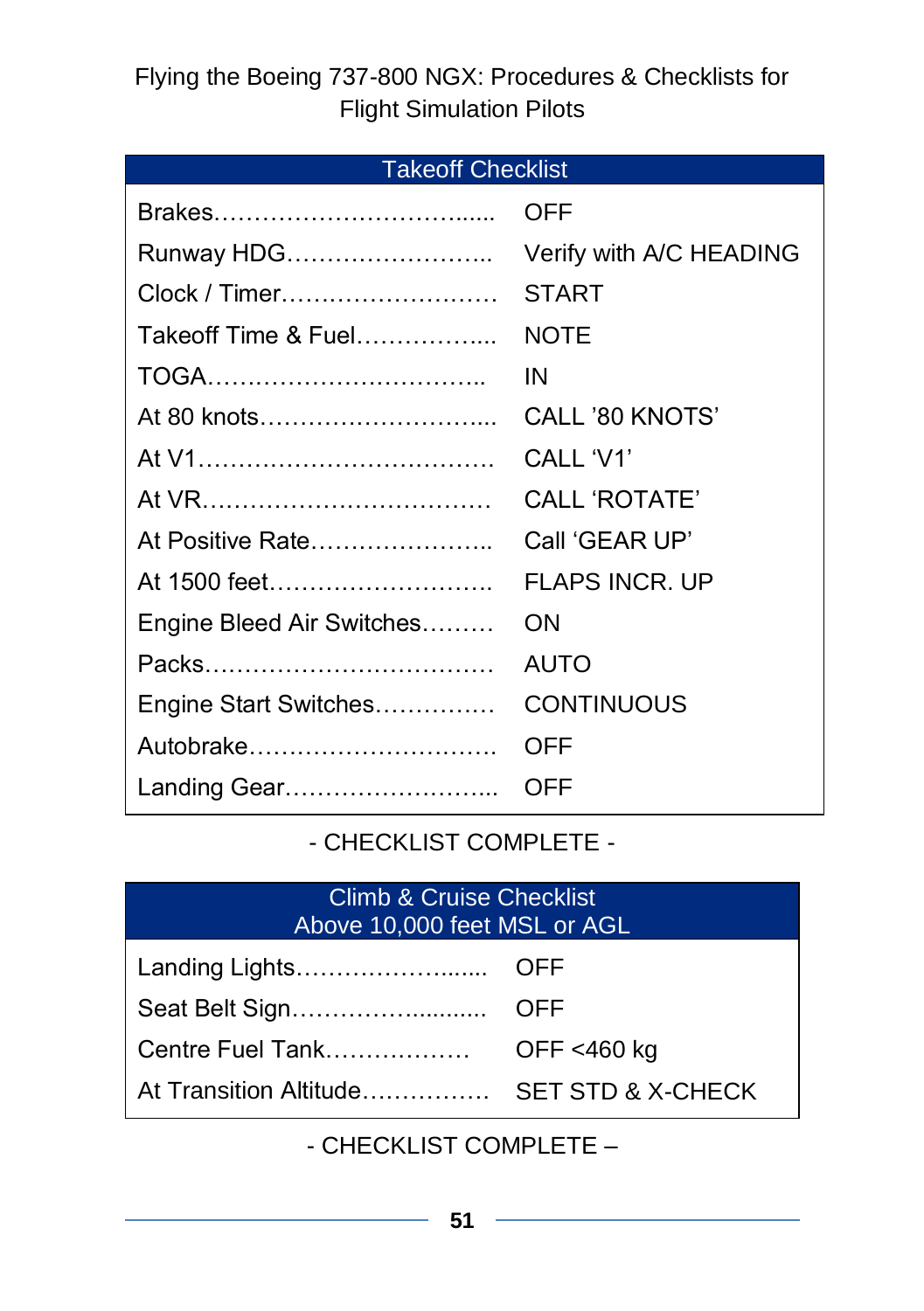| Takeoff Checklist | |
|---|---|
| Brakes………………………………...... | OFF |
| Runway HDG…………………….... | Verify with A/C HEADING |
| Clock / Timer…………………….… | START |
| Takeoff Time & Fuel……………... | NOTE |
| TOGA…………………………….... | IN |
| At 80 knots………………………... | CALL '80 KNOTS' |
| At V1……………………………… | CALL 'V1' |
| At VR……………………………… | CALL 'ROTATE' |
| At Positive Rate………………….. | Call 'GEAR UP' |
| At 1500 feet………………………. | FLAPS INCR. UP |
| Engine Bleed Air Switches……… | ON |
| Packs……………………………… | AUTO |
| Engine Start Switches…………… | CONTINUOUS |
| Autobrake…………………………. | OFF |
| Landing Gear…………………….... | OFF |

- CHECKLIST COMPLETE -

| Climb & Cruise Checklist Above 10,000 feet MSL or AGL | |
|---|---|
| Landing Lights…………………....... | OFF |
| Seat Belt Sign……………….......... | OFF |
| Centre Fuel Tank……………… | OFF <460 kg |
| At Transition Altitude……………. | SET STD & X-CHECK |

- CHECKLIST COMPLETE –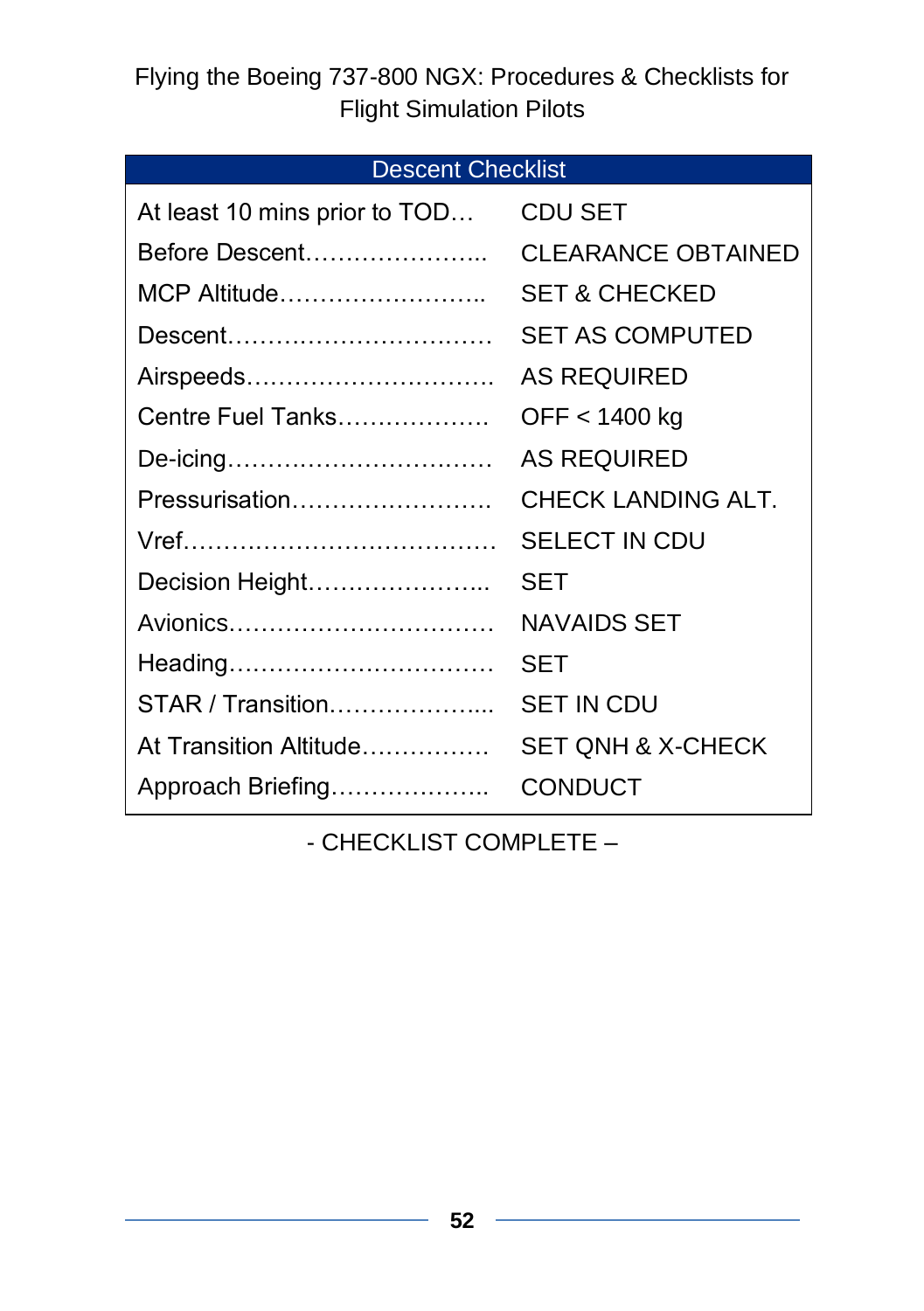| Descent Checklist | |
| --- | --- |
| At least 10 mins prior to TOD… | CDU SET |
| Before Descent………………….. | CLEARANCE OBTAINED |
| MCP Altitude…………………….. | SET & CHECKED |
| Descent…………………………… | SET AS COMPUTED |
| Airspeeds…………………………. | AS REQUIRED |
| Centre Fuel Tanks………………. | OFF < 1400 kg |
| De-icing…………………………… | AS REQUIRED |
| Pressurisation……………………. | CHECK LANDING ALT. |
| Vref………………………………… | SELECT IN CDU |
| Decision Height………………….. | SET |
| Avionics……………………………. | NAVAIDS SET |
| Heading……………………………. | SET |
| STAR / Transition……………….... | SET IN CDU |
| At Transition Altitude……………. | SET QNH & X-CHECK |
| Approach Briefing……………….. | CONDUCT |

- CHECKLIST COMPLETE –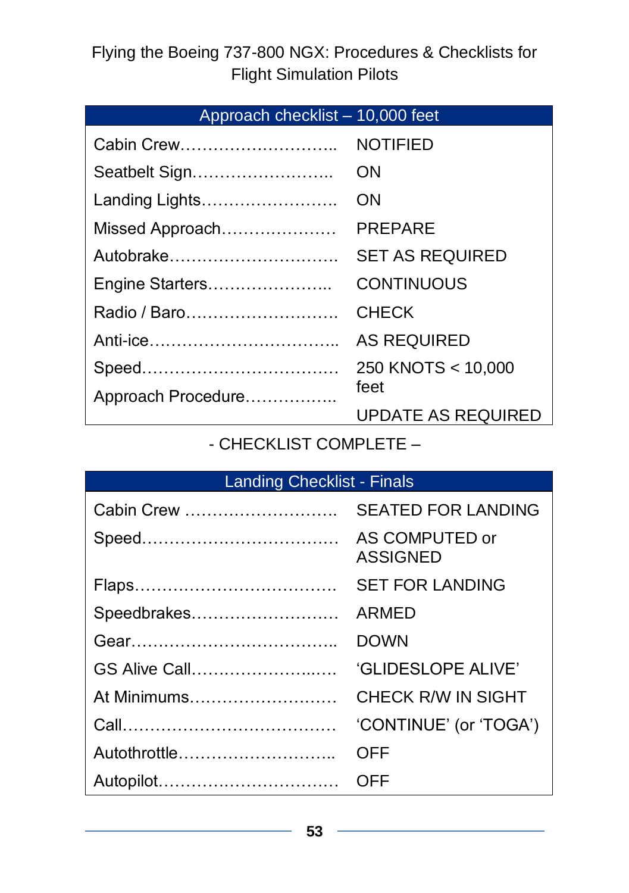| Approach checklist – 10,000 feet | |
|---|---|
| Cabin Crew……………………….. | NOTIFIED |
| Seatbelt Sign…………………….. | ON |
| Landing Lights……………………. | ON |
| Missed Approach………………… | PREPARE |
| Autobrake…………………………. | SET AS REQUIRED |
| Engine Starters………………….. | CONTINUOUS |
| Radio / Baro………………………. | CHECK |
| Anti-ice…………………………….. | AS REQUIRED |
| Speed………………………………. | 250 KNOTS < 10,000 feet |
| Approach Procedure…………….. | UPDATE AS REQUIRED |

- CHECKLIST COMPLETE –

| Landing Checklist - Finals | |
|---|---|
| Cabin Crew ……………………….. | SEATED FOR LANDING |
| Speed………………………………. | AS COMPUTED or ASSIGNED |
| Flaps………………………………. | SET FOR LANDING |
| Speedbrakes……………………… | ARMED |
| Gear……………………………….. | DOWN |
| GS Alive Call…………………..…. | 'GLIDESLOPE ALIVE' |
| At Minimums……………………… | CHECK R/W IN SIGHT |
| Call…………………………………. | 'CONTINUE' (or 'TOGA') |
| Autothrottle……………………….. | OFF |
| Autopilot…………………………… | OFF |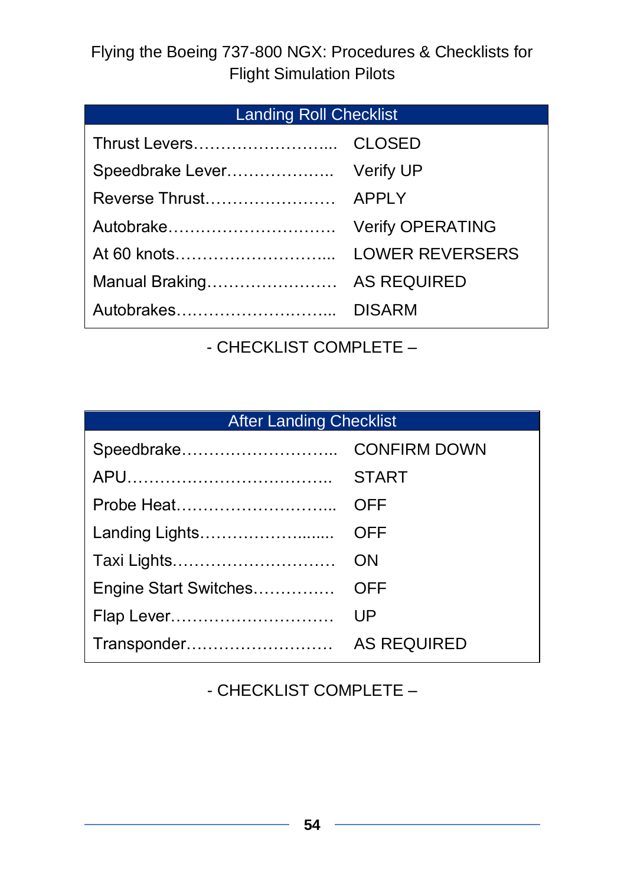| Landing Roll Checklist | |
|---|---|
| Thrust Levers……………………... | CLOSED |
| Speedbrake Lever……………….. | Verify UP |
| Reverse Thrust…………………… | APPLY |
| Autobrake…………………………. | Verify OPERATING |
| At 60 knots……………………….. | LOWER REVERSERS |
| Manual Braking…………………… | AS REQUIRED |
| Autobrakes………………………... | DISARM |

- CHECKLIST COMPLETE –

| After Landing Checklist | |
|---|---|
| Speedbrake………………………... | CONFIRM DOWN |
| APU……………………………….. | START |
| Probe Heat………………………... | OFF |
| Landing Lights……………….…..... | OFF |
| Taxi Lights………………………… | ON |
| Engine Start Switches…………… | OFF |
| Flap Lever………………………… | UP |
| Transponder……………………… | AS REQUIRED |

- CHECKLIST COMPLETE –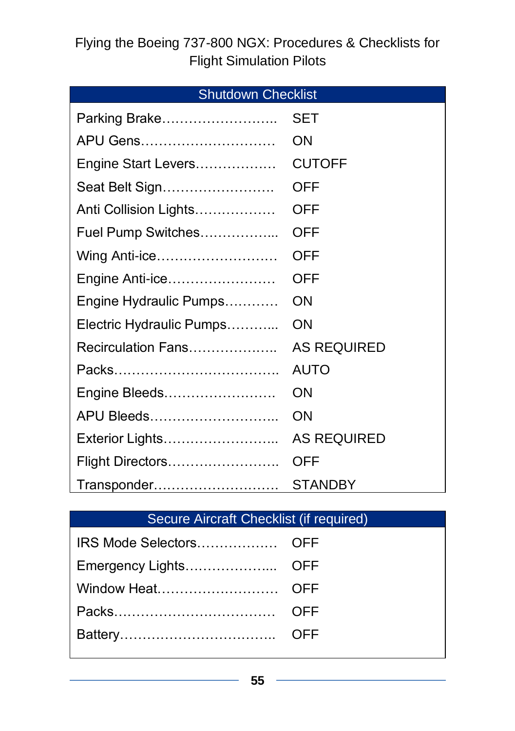| Shutdown Checklist | |
|---|---|
| Parking Brake…………………….. | SET |
| APU Gens……………………….. | ON |
| Engine Start Levers……………… | CUTOFF |
| Seat Belt Sign…………………… | OFF |
| Anti Collision Lights……………… | OFF |
| Fuel Pump Switches…………….... | OFF |
| Wing Anti-ice……………………. | OFF |
| Engine Anti-ice………………….. | OFF |
| Engine Hydraulic Pumps………… | ON |
| Electric Hydraulic Pumps………... | ON |
| Recirculation Fans………………. | AS REQUIRED |
| Packs…………………………….. | AUTO |
| Engine Bleeds……………………. | ON |
| APU Bleeds……………………….. | ON |
| Exterior Lights…………………….. | AS REQUIRED |
| Flight Directors……………………. | OFF |
| Transponder………………………. | STANDBY |

| Secure Aircraft Checklist (if required) | |
|---|---|
| IRS Mode Selectors……………… | OFF |
| Emergency Lights……………….... | OFF |
| Window Heat……………………… | OFF |
| Packs…………………………….. | OFF |
| Battery…………………………….. | OFF |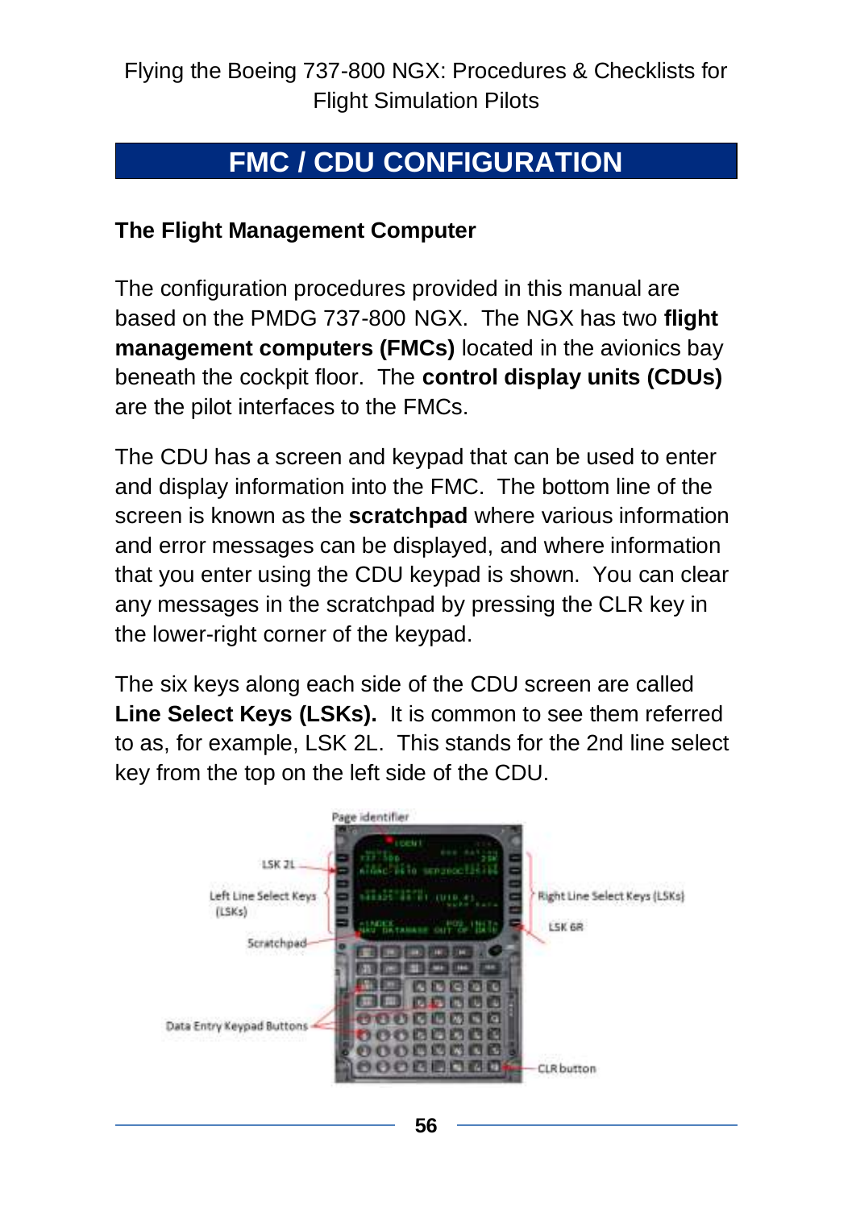# FMC / CDU CONFIGURATION

## The Flight Management Computer

The configuration procedures provided in this manual are based on the PMDG 737-800 NGX. The NGX has two **flight management computers (FMCs)** located in the avionics bay beneath the cockpit floor. The **control display units (CDUs)** are the pilot interfaces to the FMCs.

The CDU has a screen and keypad that can be used to enter and display information into the FMC. The bottom line of the screen is known as the **scratchpad** where various information and error messages can be displayed, and where information that you enter using the CDU keypad is shown. You can clear any messages in the scratchpad by pressing the CLR key in the lower-right corner of the keypad.

The six keys along each side of the CDU screen are called **Line Select Keys (LSKs).** It is common to see them referred to as, for example, LSK 2L. This stands for the 2nd line select key from the top on the left side of the CDU.

Page identifier

LSK 2L

Left Line Select Keys (LSKs)

Right Line Select Keys (LSKs)

LSK 6R

Scratchpad

Data Entry Keypad Buttons

CLR button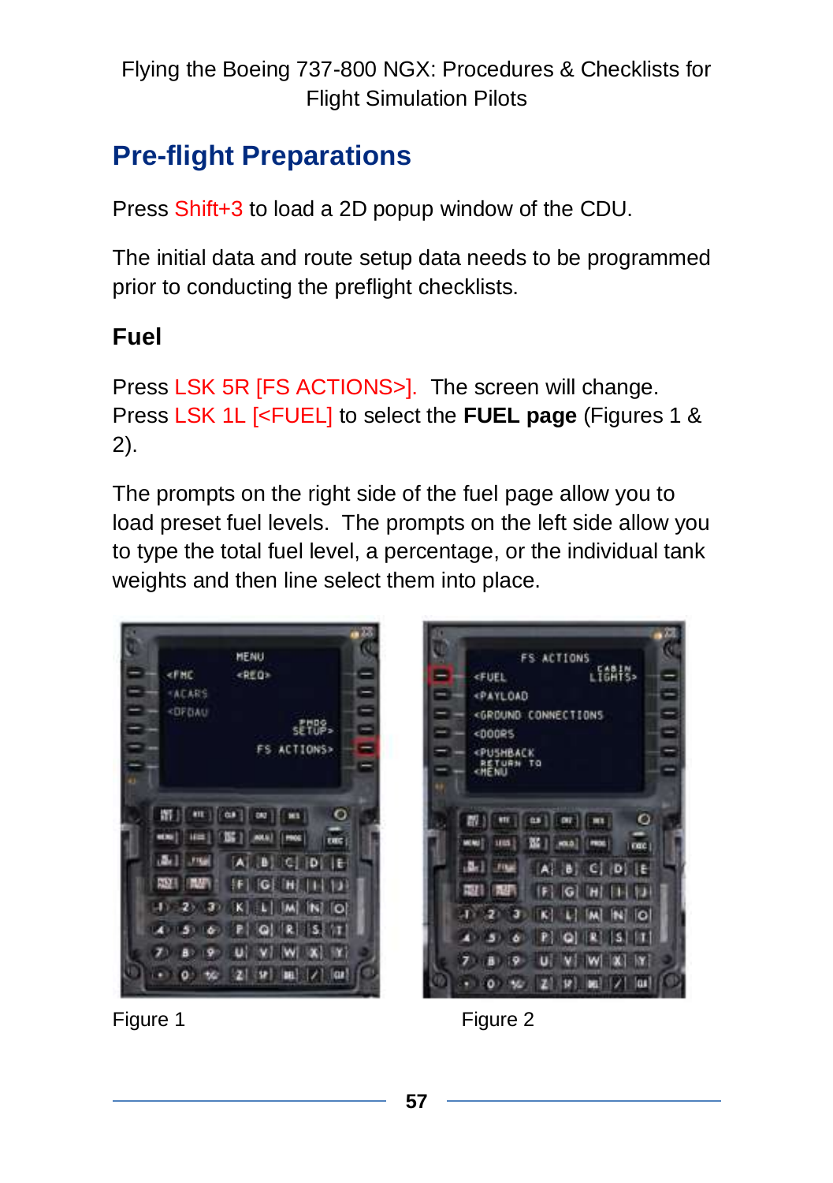## Pre-flight Preparations

Press Shift+3 to load a 2D popup window of the CDU.

The initial data and route setup data needs to be programmed prior to conducting the preflight checklists.

### Fuel

Press LSK 5R [FS ACTIONS>]. The screen will change. Press LSK 1L [<FUEL] to select the **FUEL page** (Figures 1 & 2).

The prompts on the right side of the fuel page allow you to load preset fuel levels. The prompts on the left side allow you to type the total fuel level, a percentage, or the individual tank weights and then line select them into place.

Figure 1

Figure 2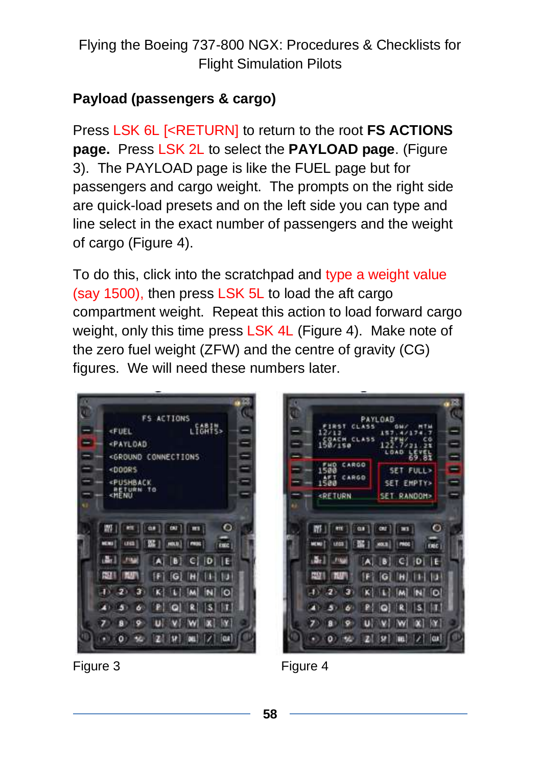## Payload (passengers & cargo)

Press LSK 6L [<RETURN] to return to the root **FS ACTIONS page.** Press LSK 2L to select the **PAYLOAD page**. (Figure 3). The PAYLOAD page is like the FUEL page but for passengers and cargo weight. The prompts on the right side are quick-load presets and on the left side you can type and line select in the exact number of passengers and the weight of cargo (Figure 4).

To do this, click into the scratchpad and type a weight value (say 1500), then press LSK 5L to load the aft cargo compartment weight. Repeat this action to load forward cargo weight, only this time press LSK 4L (Figure 4). Make note of the zero fuel weight (ZFW) and the centre of gravity (CG) figures. We will need these numbers later.

Figure 3

Figure 4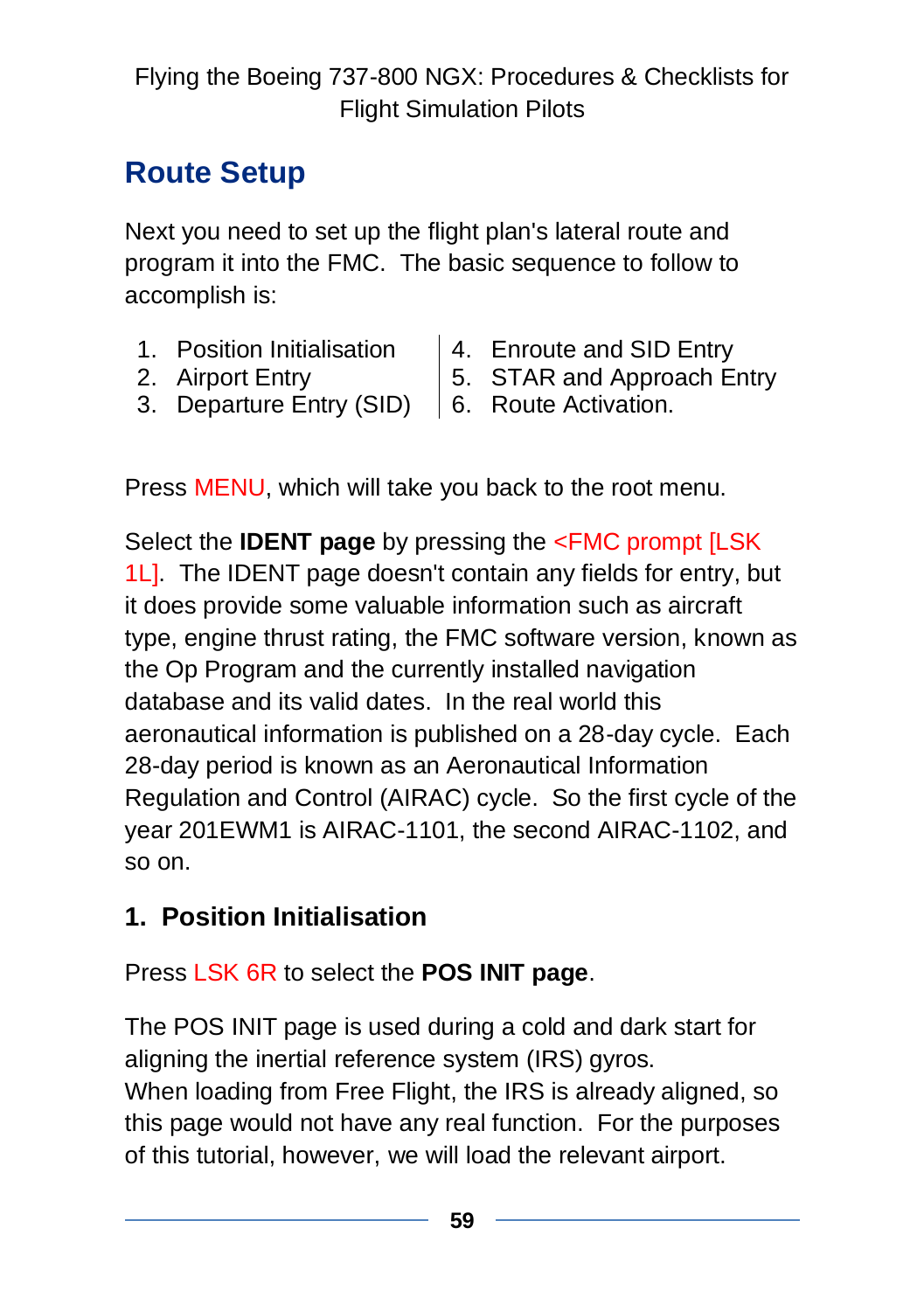## Route Setup

Next you need to set up the flight plan's lateral route and program it into the FMC. The basic sequence to follow to accomplish is:

1. Position Initialisation
2. Airport Entry
3. Departure Entry (SID)
4. Enroute and SID Entry
5. STAR and Approach Entry
6. Route Activation.

Press MENU, which will take you back to the root menu.

Select the **IDENT page** by pressing the <FMC prompt [LSK 1L]. The IDENT page doesn't contain any fields for entry, but it does provide some valuable information such as aircraft type, engine thrust rating, the FMC software version, known as the Op Program and the currently installed navigation database and its valid dates. In the real world this aeronautical information is published on a 28-day cycle. Each 28-day period is known as an Aeronautical Information Regulation and Control (AIRAC) cycle. So the first cycle of the year 201EWM1 is AIRAC-1101, the second AIRAC-1102, and so on.

### 1. Position Initialisation

Press LSK 6R to select the **POS INIT page**.

The POS INIT page is used during a cold and dark start for aligning the inertial reference system (IRS) gyros.
When loading from Free Flight, the IRS is already aligned, so this page would not have any real function. For the purposes of this tutorial, however, we will load the relevant airport.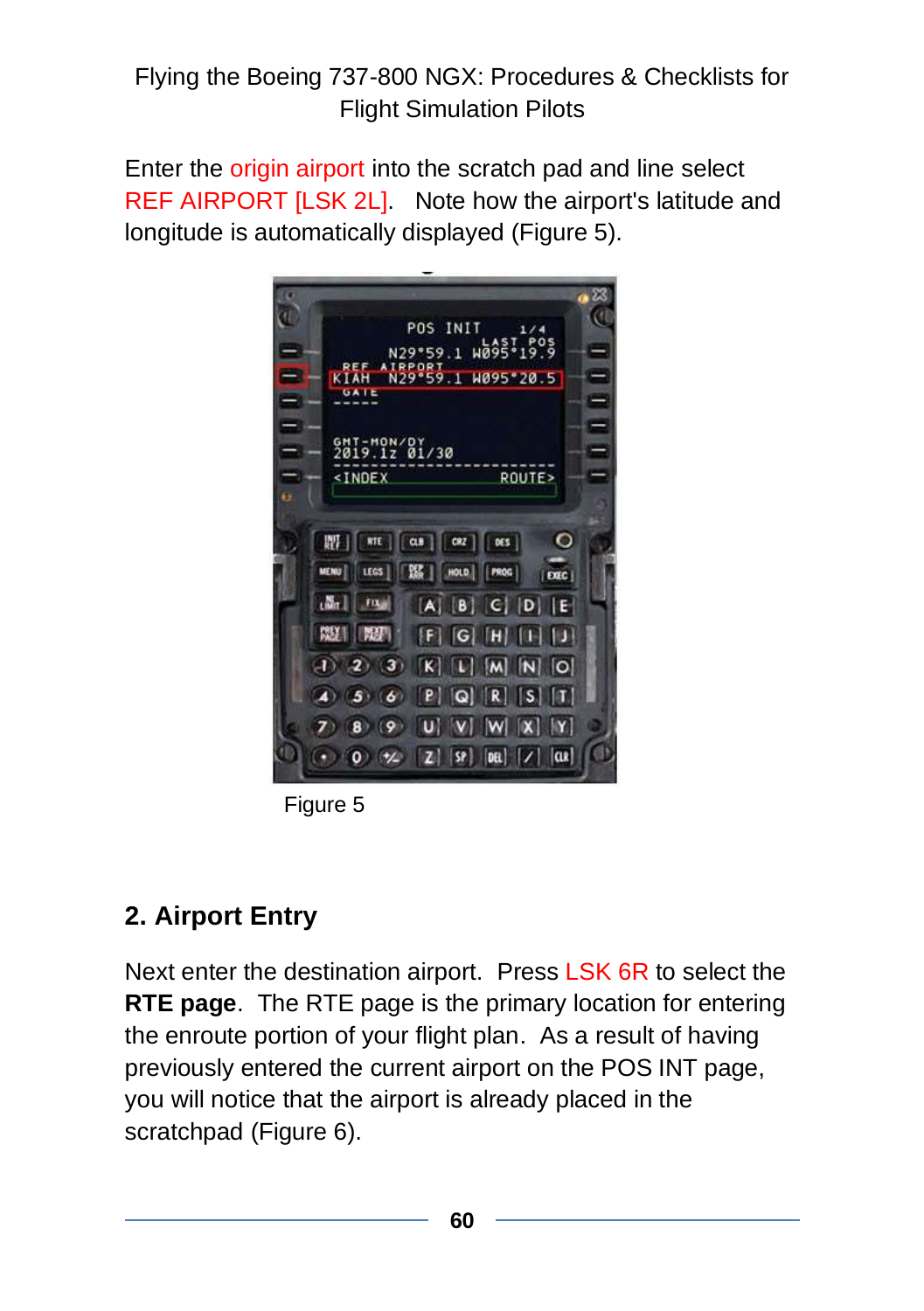Enter the origin airport into the scratch pad and line select REF AIRPORT [LSK 2L]. Note how the airport's latitude and longitude is automatically displayed (Figure 5).

Figure 5

## 2. Airport Entry

Next enter the destination airport. Press LSK 6R to select the **RTE page**. The RTE page is the primary location for entering the enroute portion of your flight plan. As a result of having previously entered the current airport on the POS INT page, you will notice that the airport is already placed in the scratchpad (Figure 6).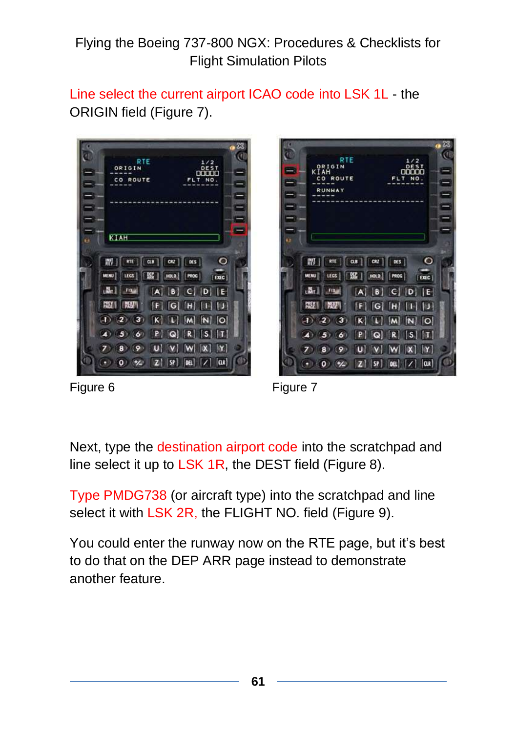Line select the current airport ICAO code into LSK 1L - the ORIGIN field (Figure 7).

Figure 6

Figure 7

Next, type the destination airport code into the scratchpad and line select it up to LSK 1R, the DEST field (Figure 8).

Type PMDG738 (or aircraft type) into the scratchpad and line select it with LSK 2R, the FLIGHT NO. field (Figure 9).

You could enter the runway now on the RTE page, but it's best to do that on the DEP ARR page instead to demonstrate another feature.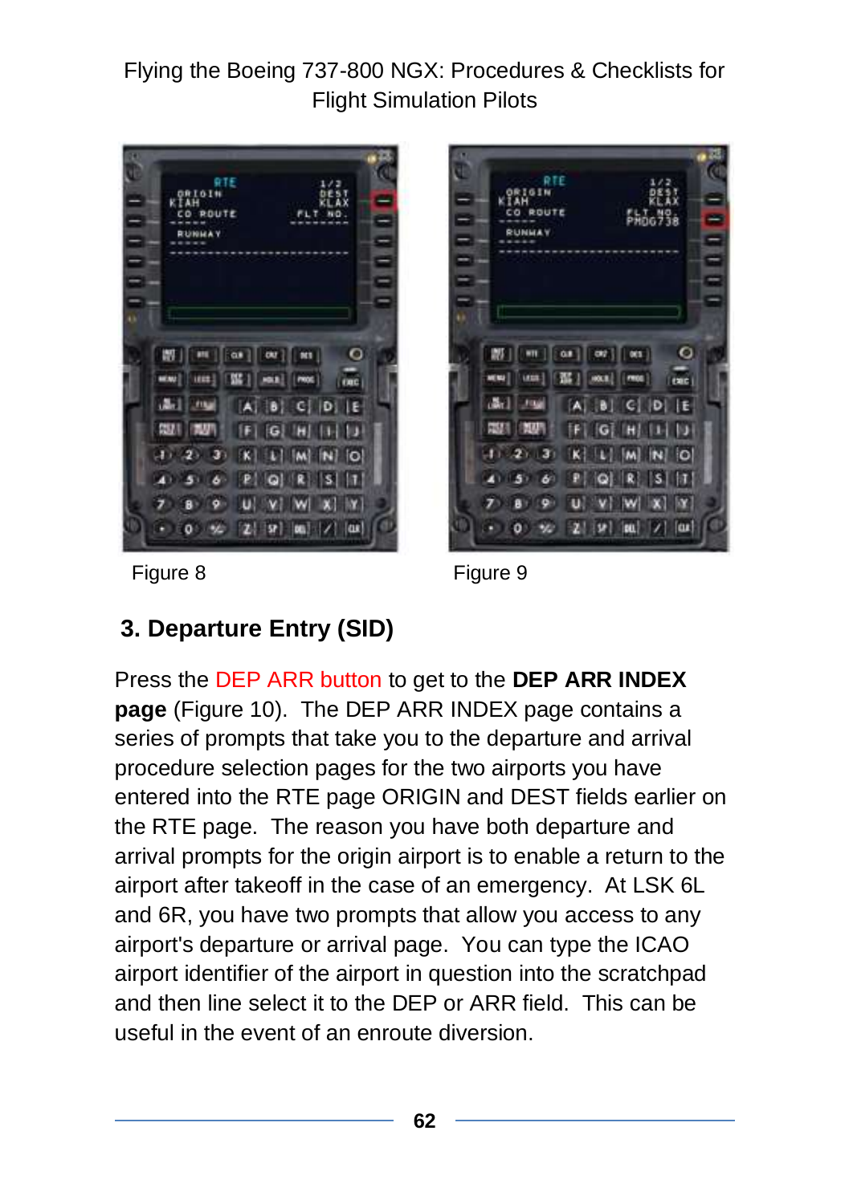Figure 8

Figure 9

## 3. Departure Entry (SID)

Press the DEP ARR button to get to the **DEP ARR INDEX page** (Figure 10). The DEP ARR INDEX page contains a series of prompts that take you to the departure and arrival procedure selection pages for the two airports you have entered into the RTE page ORIGIN and DEST fields earlier on the RTE page. The reason you have both departure and arrival prompts for the origin airport is to enable a return to the airport after takeoff in the case of an emergency. At LSK 6L and 6R, you have two prompts that allow you access to any airport's departure or arrival page. You can type the ICAO airport identifier of the airport in question into the scratchpad and then line select it to the DEP or ARR field. This can be useful in the event of an enroute diversion.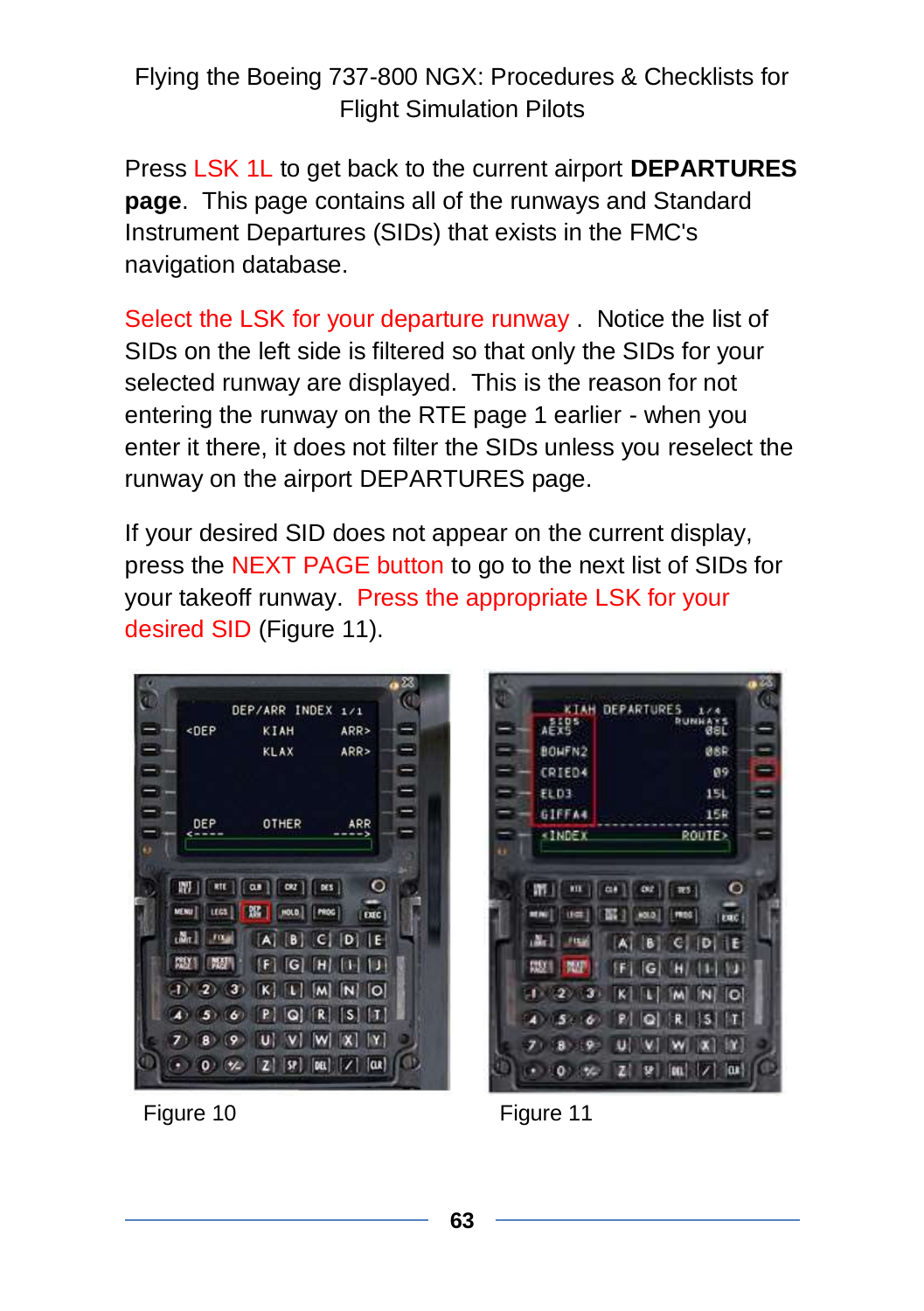Press LSK 1L to get back to the current airport **DEPARTURES page**. This page contains all of the runways and Standard Instrument Departures (SIDs) that exists in the FMC's navigation database.

Select the LSK for your departure runway . Notice the list of SIDs on the left side is filtered so that only the SIDs for your selected runway are displayed. This is the reason for not entering the runway on the RTE page 1 earlier - when you enter it there, it does not filter the SIDs unless you reselect the runway on the airport DEPARTURES page.

If your desired SID does not appear on the current display, press the NEXT PAGE button to go to the next list of SIDs for your takeoff runway. Press the appropriate LSK for your desired SID (Figure 11).

Figure 10

Figure 11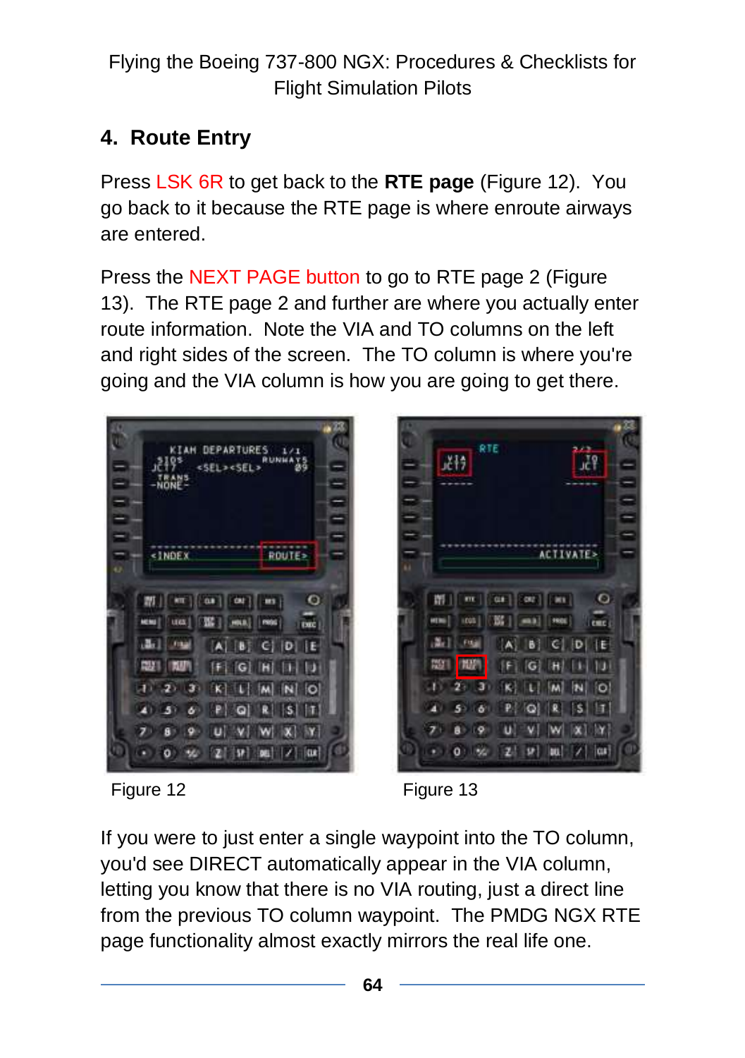## 4. Route Entry

Press LSK 6R to get back to the **RTE page** (Figure 12). You go back to it because the RTE page is where enroute airways are entered.

Press the NEXT PAGE button to go to RTE page 2 (Figure 13). The RTE page 2 and further are where you actually enter route information. Note the VIA and TO columns on the left and right sides of the screen. The TO column is where you're going and the VIA column is how you are going to get there.

Figure 12

Figure 13

If you were to just enter a single waypoint into the TO column, you'd see DIRECT automatically appear in the VIA column, letting you know that there is no VIA routing, just a direct line from the previous TO column waypoint. The PMDG NGX RTE page functionality almost exactly mirrors the real life one.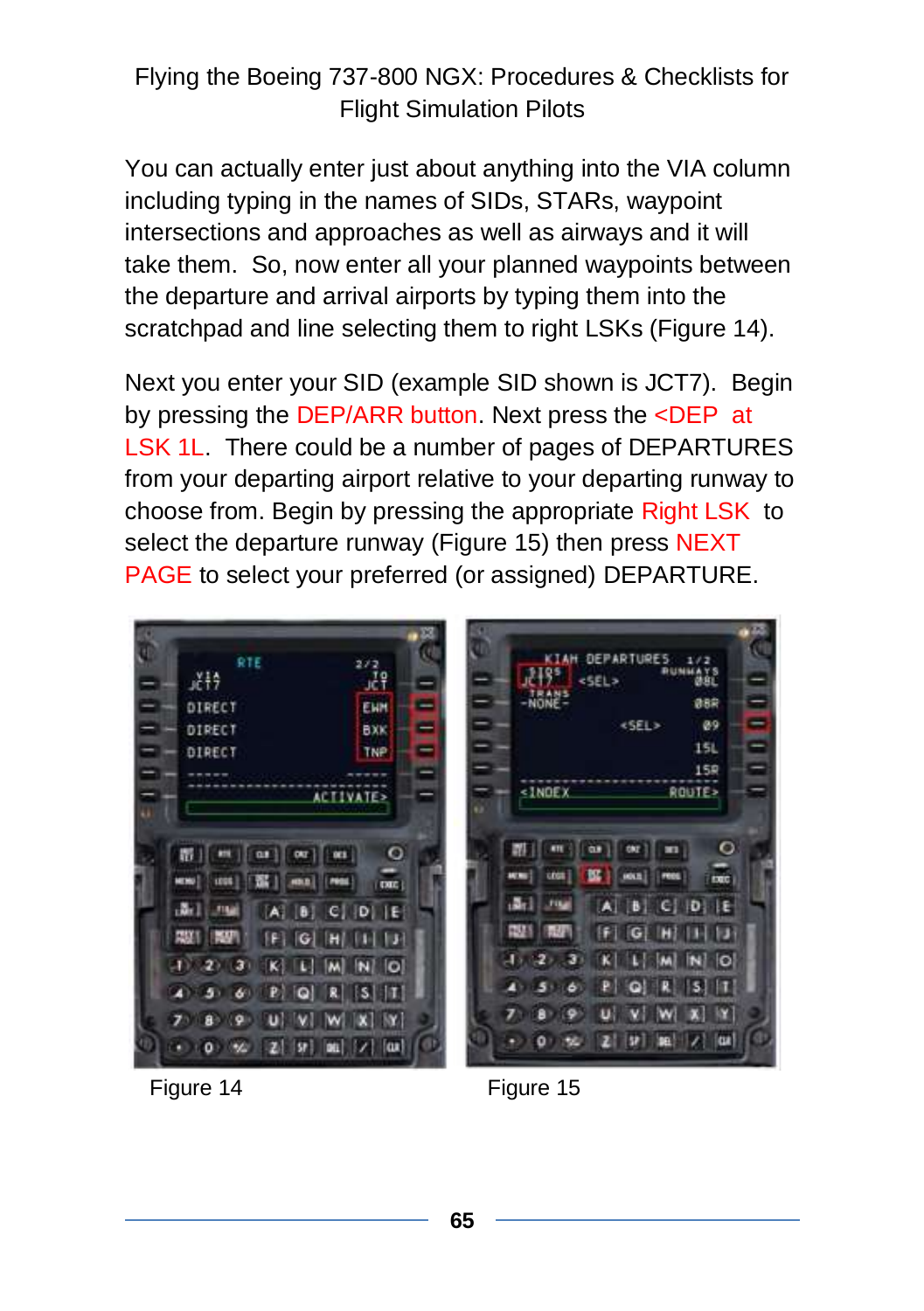You can actually enter just about anything into the VIA column including typing in the names of SIDs, STARs, waypoint intersections and approaches as well as airways and it will take them.  So, now enter all your planned waypoints between the departure and arrival airports by typing them into the scratchpad and line selecting them to right LSKs (Figure 14).

Next you enter your SID (example SID shown is JCT7).  Begin by pressing the DEP/ARR button. Next press the <DEP  at LSK 1L.  There could be a number of pages of DEPARTURES from your departing airport relative to your departing runway to choose from. Begin by pressing the appropriate Right LSK  to select the departure runway (Figure 15) then press NEXT PAGE to select your preferred (or assigned) DEPARTURE.

Figure 14

Figure 15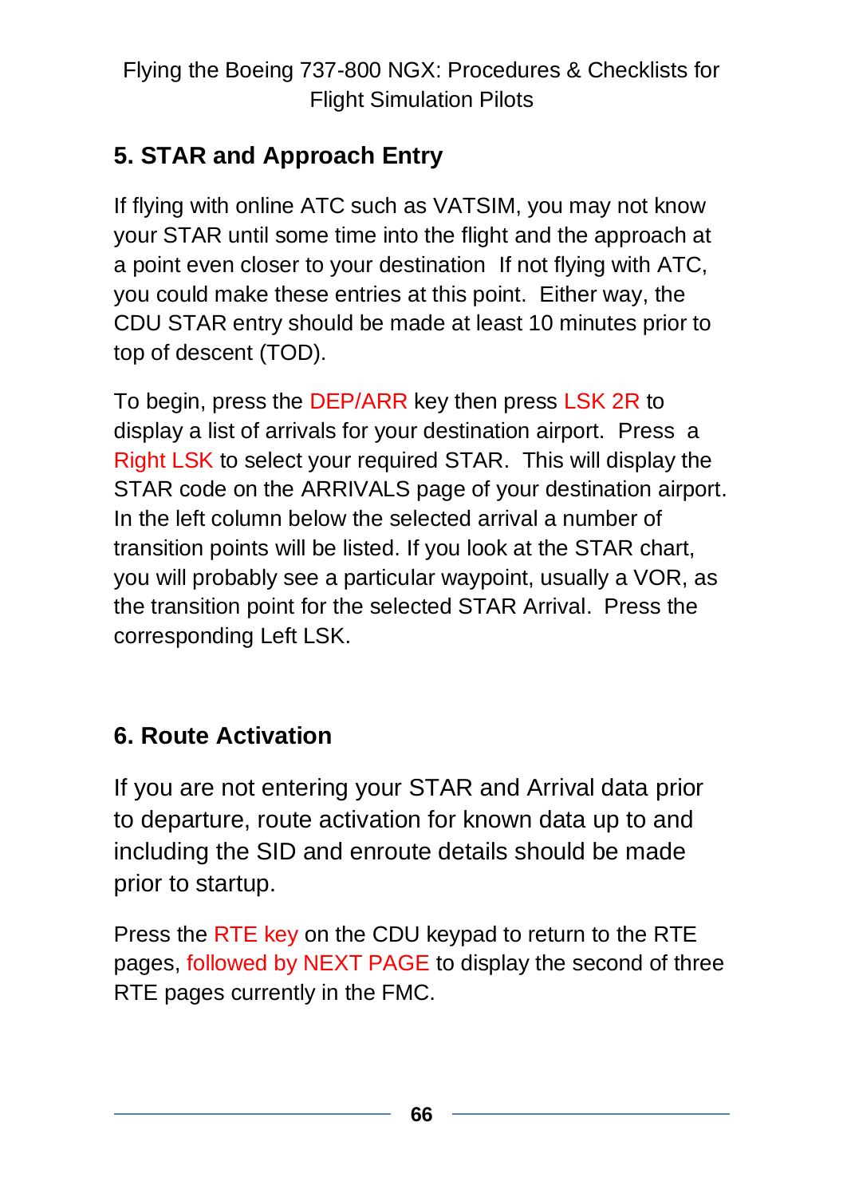## 5. STAR and Approach Entry

If flying with online ATC such as VATSIM, you may not know your STAR until some time into the flight and the approach at a point even closer to your destination  If not flying with ATC, you could make these entries at this point.  Either way, the CDU STAR entry should be made at least 10 minutes prior to top of descent (TOD).

To begin, press the DEP/ARR key then press LSK 2R to display a list of arrivals for your destination airport.  Press  a Right LSK to select your required STAR.  This will display the STAR code on the ARRIVALS page of your destination airport. In the left column below the selected arrival a number of transition points will be listed. If you look at the STAR chart, you will probably see a particular waypoint, usually a VOR, as the transition point for the selected STAR Arrival.  Press the corresponding Left LSK.

## 6. Route Activation

If you are not entering your STAR and Arrival data prior to departure, route activation for known data up to and including the SID and enroute details should be made prior to startup.

Press the RTE key on the CDU keypad to return to the RTE pages, followed by NEXT PAGE to display the second of three RTE pages currently in the FMC.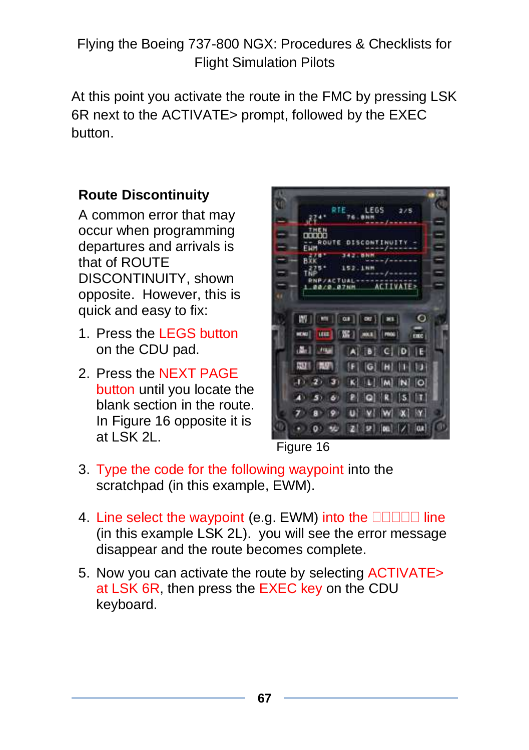At this point you activate the route in the FMC by pressing LSK 6R next to the ACTIVATE> prompt, followed by the EXEC button.

## Route Discontinuity

A common error that may occur when programming departures and arrivals is that of ROUTE DISCONTINUITY, shown opposite. However, this is quick and easy to fix:

1. Press the LEGS button on the CDU pad.
2. Press the NEXT PAGE button until you locate the blank section in the route. In Figure 16 opposite it is at LSK 2L.

Figure 16

3. Type the code for the following waypoint into the scratchpad (in this example, EWM).
4. Line select the waypoint (e.g. EWM) into the □□□□□ line (in this example LSK 2L). you will see the error message disappear and the route becomes complete.
5. Now you can activate the route by selecting ACTIVATE> at LSK 6R, then press the EXEC key on the CDU keyboard.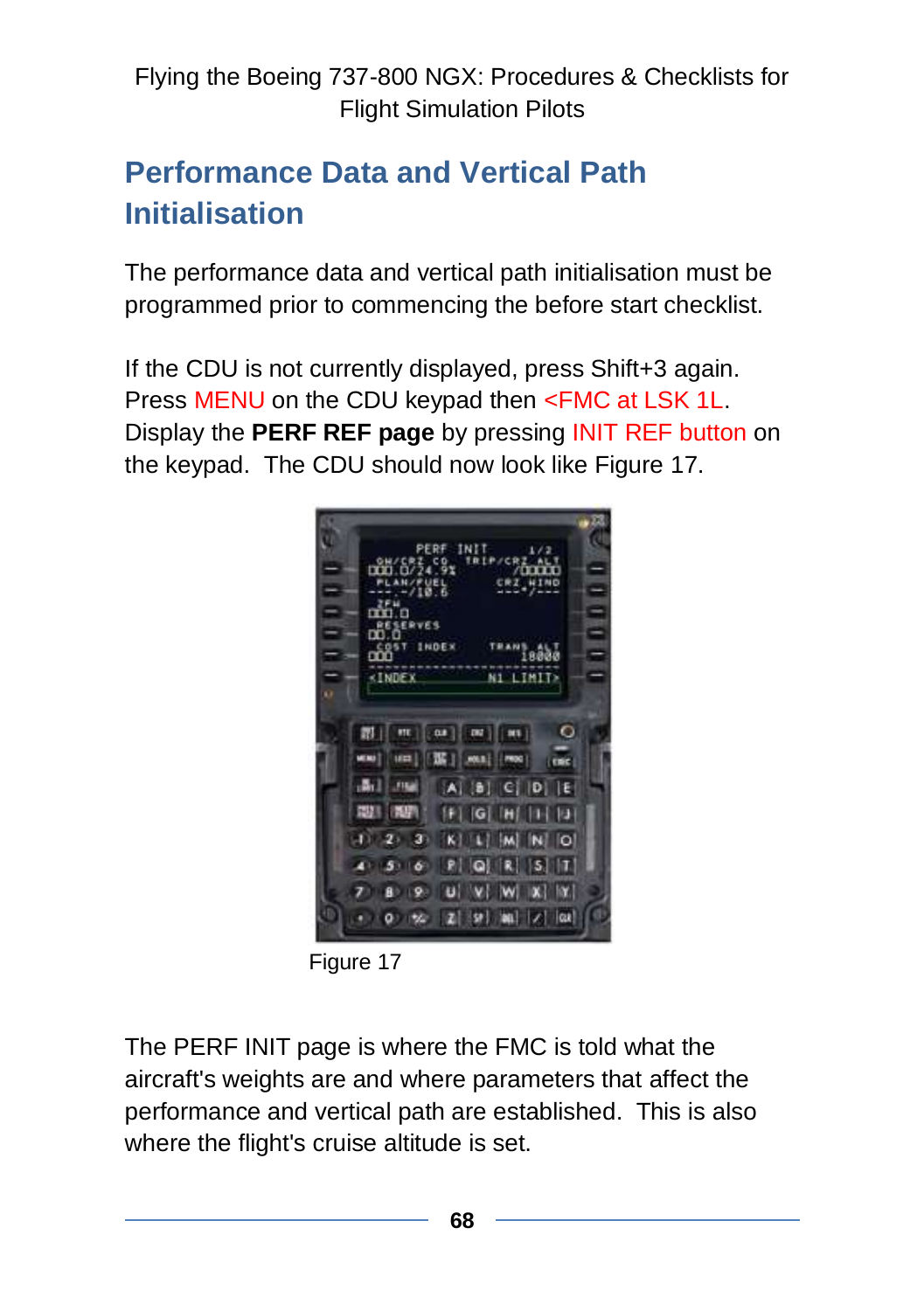## Performance Data and Vertical Path Initialisation

The performance data and vertical path initialisation must be programmed prior to commencing the before start checklist.

If the CDU is not currently displayed, press Shift+3 again. Press MENU on the CDU keypad then <FMC at LSK 1L. Display the **PERF REF page** by pressing INIT REF button on the keypad. The CDU should now look like Figure 17.

Figure 17

The PERF INIT page is where the FMC is told what the aircraft's weights are and where parameters that affect the performance and vertical path are established. This is also where the flight's cruise altitude is set.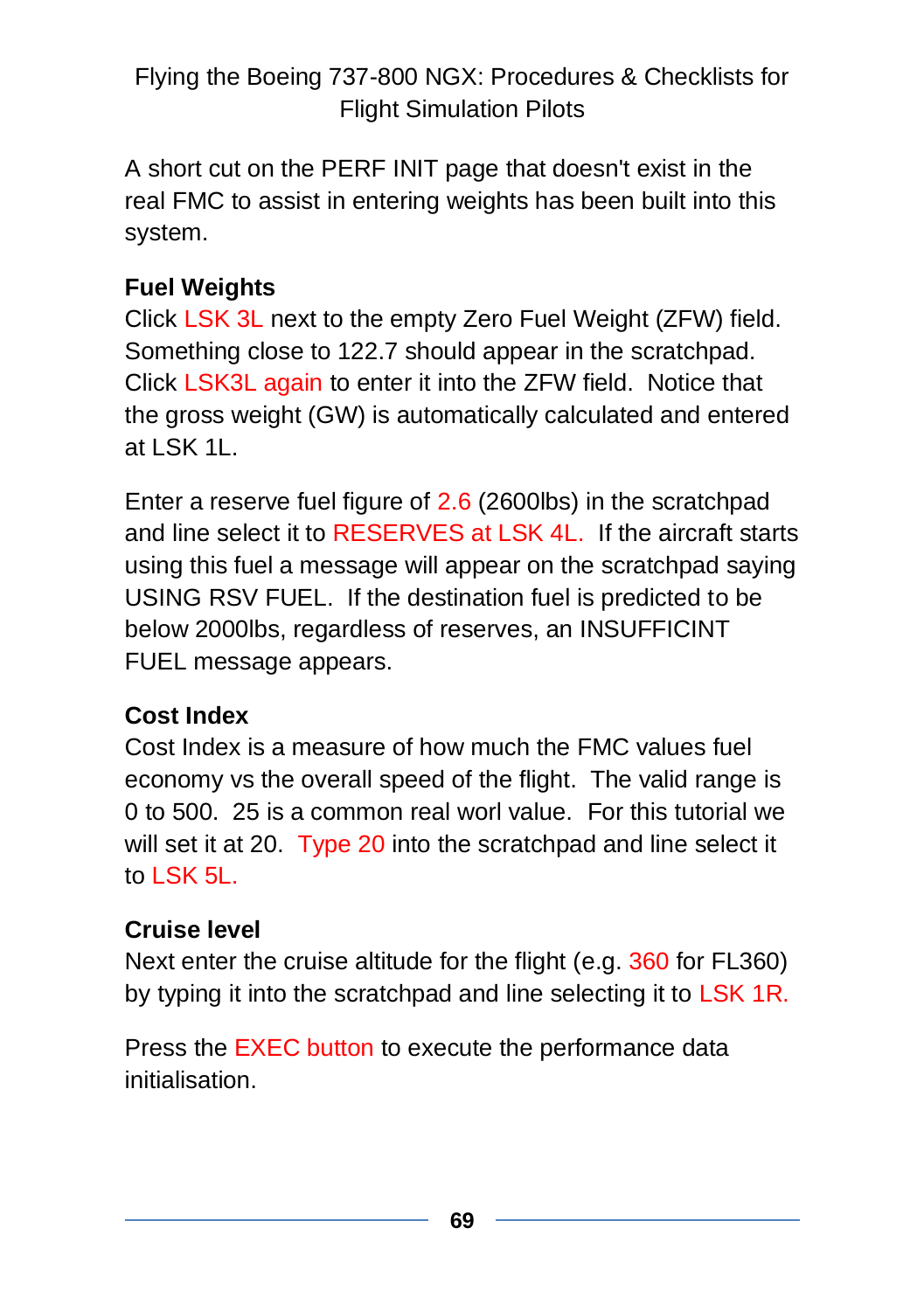A short cut on the PERF INIT page that doesn't exist in the real FMC to assist in entering weights has been built into this system.

### Fuel Weights

Click LSK 3L next to the empty Zero Fuel Weight (ZFW) field. Something close to 122.7 should appear in the scratchpad. Click LSK3L again to enter it into the ZFW field. Notice that the gross weight (GW) is automatically calculated and entered at LSK 1L.

Enter a reserve fuel figure of 2.6 (2600lbs) in the scratchpad and line select it to RESERVES at LSK 4L. If the aircraft starts using this fuel a message will appear on the scratchpad saying USING RSV FUEL. If the destination fuel is predicted to be below 2000lbs, regardless of reserves, an INSUFFICINT FUEL message appears.

### Cost Index

Cost Index is a measure of how much the FMC values fuel economy vs the overall speed of the flight. The valid range is 0 to 500. 25 is a common real worl value. For this tutorial we will set it at 20. Type 20 into the scratchpad and line select it to LSK 5L.

### Cruise level

Next enter the cruise altitude for the flight (e.g. 360 for FL360) by typing it into the scratchpad and line selecting it to LSK 1R.

Press the EXEC button to execute the performance data initialisation.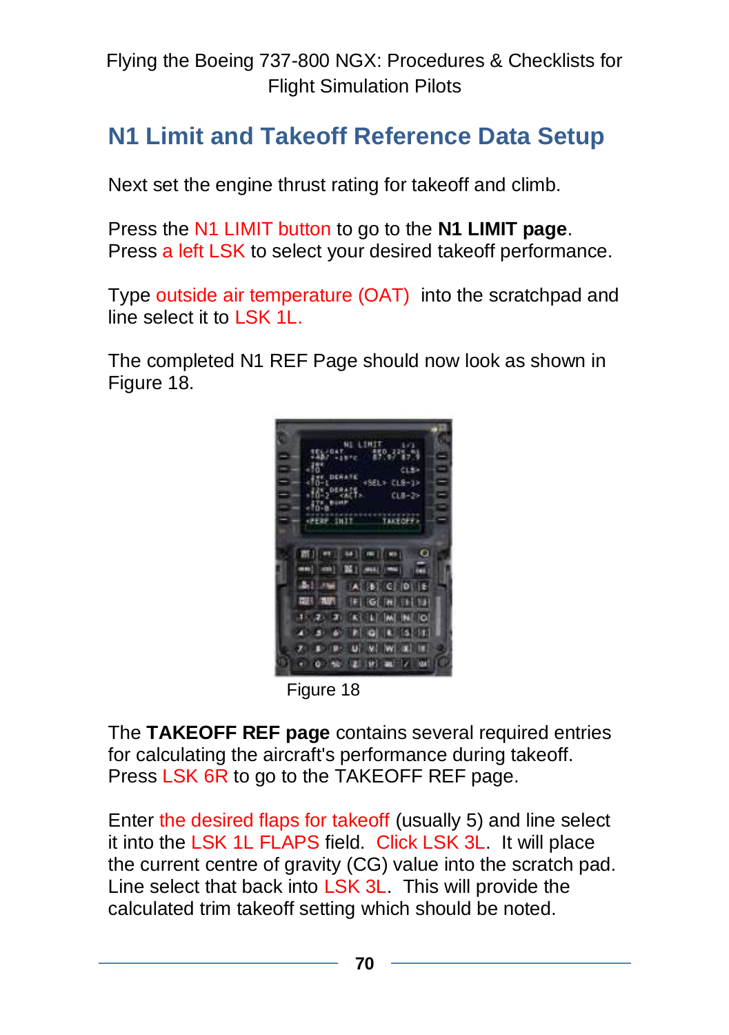## N1 Limit and Takeoff Reference Data Setup

Next set the engine thrust rating for takeoff and climb.

Press the N1 LIMIT button to go to the **N1 LIMIT page**. Press a left LSK to select your desired takeoff performance.

Type outside air temperature (OAT) into the scratchpad and line select it to LSK 1L.

The completed N1 REF Page should now look as shown in Figure 18.

Figure 18

The **TAKEOFF REF page** contains several required entries for calculating the aircraft's performance during takeoff. Press LSK 6R to go to the TAKEOFF REF page.

Enter the desired flaps for takeoff (usually 5) and line select it into the LSK 1L FLAPS field. Click LSK 3L. It will place the current centre of gravity (CG) value into the scratch pad. Line select that back into LSK 3L. This will provide the calculated trim takeoff setting which should be noted.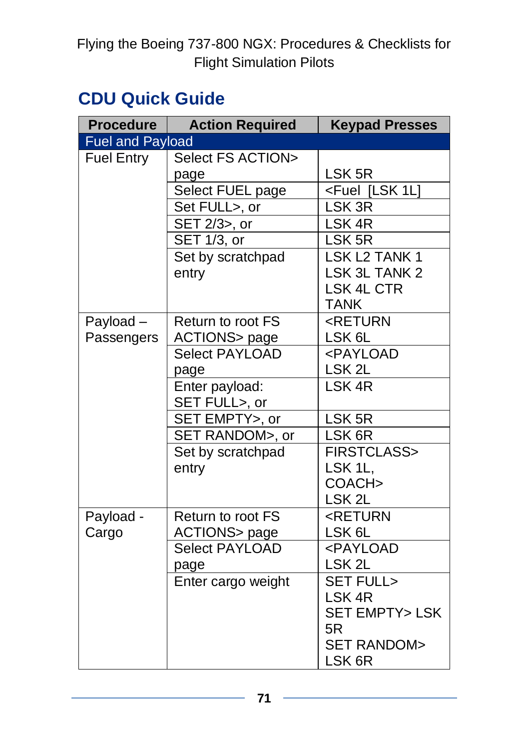## CDU Quick Guide

| Procedure | Action Required | Keypad Presses |
|---|---|---|
| Fuel and Payload | | |
| Fuel Entry | Select FS ACTION> page | LSK 5R |
| | Select FUEL page | <Fuel [LSK 1L] |
| | Set FULL>, or | LSK 3R |
| | SET 2/3>, or | LSK 4R |
| | SET 1/3, or | LSK 5R |
| | Set by scratchpad entry | LSK L2 TANK 1 LSK 3L TANK 2 LSK 4L CTR TANK |
| Payload – Passengers | Return to root FS ACTIONS> page | <RETURN LSK 6L |
| | Select PAYLOAD page | <PAYLOAD LSK 2L |
| | Enter payload: SET FULL>, or | LSK 4R |
| | SET EMPTY>, or | LSK 5R |
| | SET RANDOM>, or | LSK 6R |
| | Set by scratchpad entry | FIRSTCLASS> LSK 1L, COACH> LSK 2L |
| Payload - Cargo | Return to root FS ACTIONS> page | <RETURN LSK 6L |
| | Select PAYLOAD page | <PAYLOAD LSK 2L |
| | Enter cargo weight | SET FULL> LSK 4R SET EMPTY> LSK 5R SET RANDOM> LSK 6R |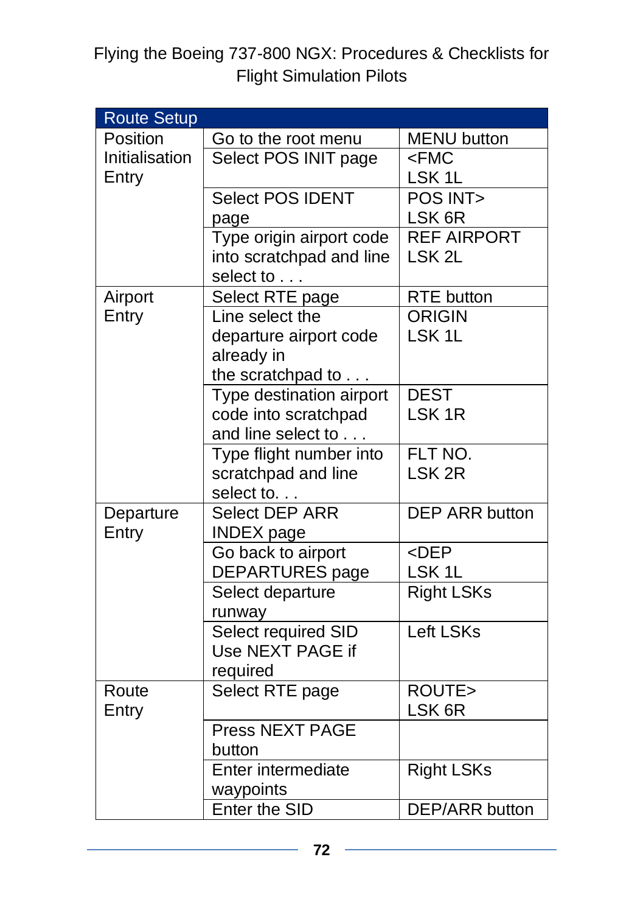| Route Setup | | |
|---|---|---|
| Position Initialisation Entry | Go to the root menu | MENU button |
| | Select POS INIT page | <FMC LSK 1L |
| | Select POS IDENT page | POS INT> LSK 6R |
| | Type origin airport code into scratchpad and line select to . . . | REF AIRPORT LSK 2L |
| Airport Entry | Select RTE page | RTE button |
| | Line select the departure airport code already in the scratchpad to . . . | ORIGIN LSK 1L |
| | Type destination airport code into scratchpad and line select to . . . | DEST LSK 1R |
| | Type flight number into scratchpad and line select to. . . | FLT NO. LSK 2R |
| Departure Entry | Select DEP ARR INDEX page | DEP ARR button |
| | Go back to airport DEPARTURES page | <DEP LSK 1L |
| | Select departure runway | Right LSKs |
| | Select required SID Use NEXT PAGE if required | Left LSKs |
| Route Entry | Select RTE page | ROUTE> LSK 6R |
| | Press NEXT PAGE button | |
| | Enter intermediate waypoints | Right LSKs |
| | Enter the SID | DEP/ARR button |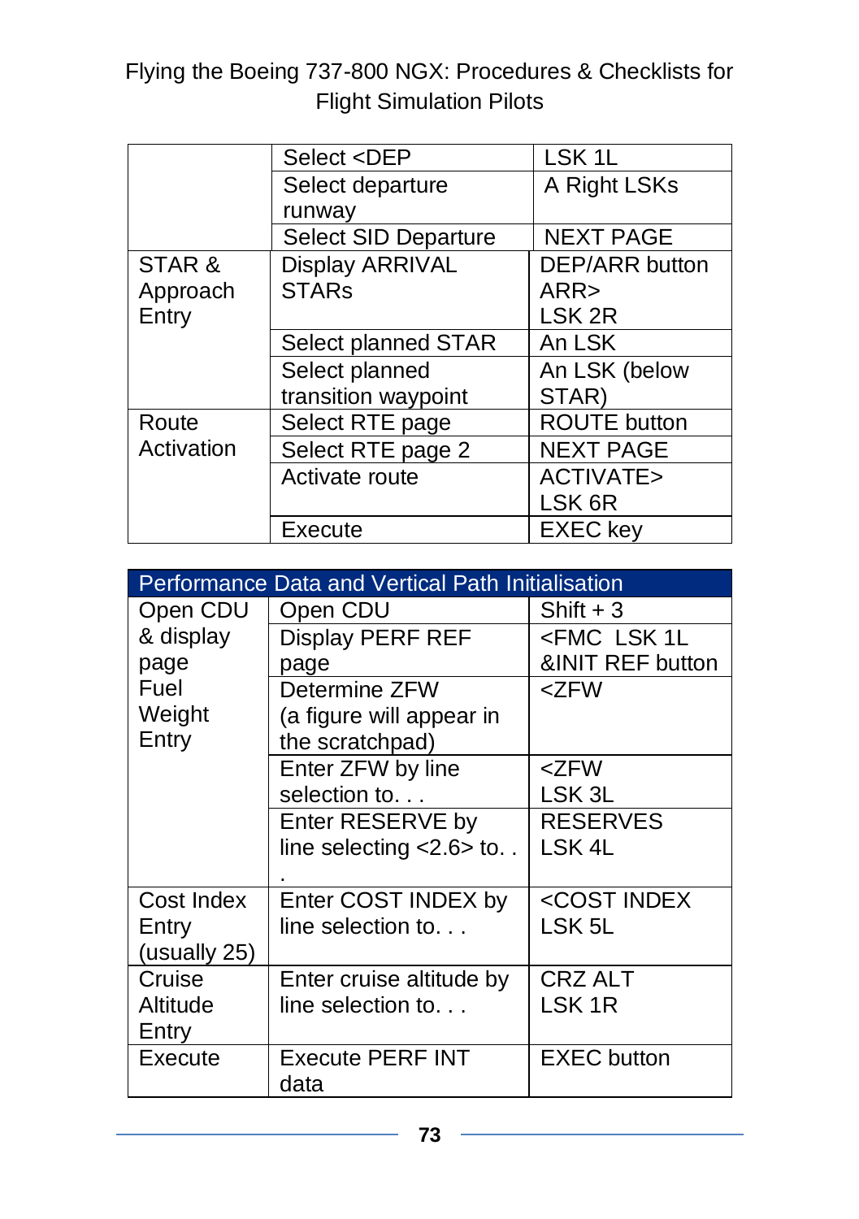| | | |
|---|---|---|
| | Select <DEP | LSK 1L |
| | Select departure runway | A Right LSKs |
| | Select SID Departure | NEXT PAGE |
| STAR & Approach Entry | Display ARRIVAL STARs | DEP/ARR button ARR> LSK 2R |
| | Select planned STAR | An LSK |
| | Select planned transition waypoint | An LSK (below STAR) |
| Route Activation | Select RTE page | ROUTE button |
| | Select RTE page 2 | NEXT PAGE |
| | Activate route | ACTIVATE> LSK 6R |
| | Execute | EXEC key |

| Performance Data and Vertical Path Initialisation | | |
|---|---|---|
| Open CDU & display page | Open CDU | Shift + 3 |
| | Display PERF REF page | <FMC LSK 1L &INIT REF button |
| Fuel Weight Entry | Determine ZFW (a figure will appear in the scratchpad) | <ZFW |
| | Enter ZFW by line selection to. . . | <ZFW LSK 3L |
| | Enter RESERVE by line selecting <2.6> to. . . | RESERVES LSK 4L |
| Cost Index Entry (usually 25) | Enter COST INDEX by line selection to. . . | <COST INDEX LSK 5L |
| Cruise Altitude Entry | Enter cruise altitude by line selection to. . . | CRZ ALT LSK 1R |
| Execute | Execute PERF INT data | EXEC button |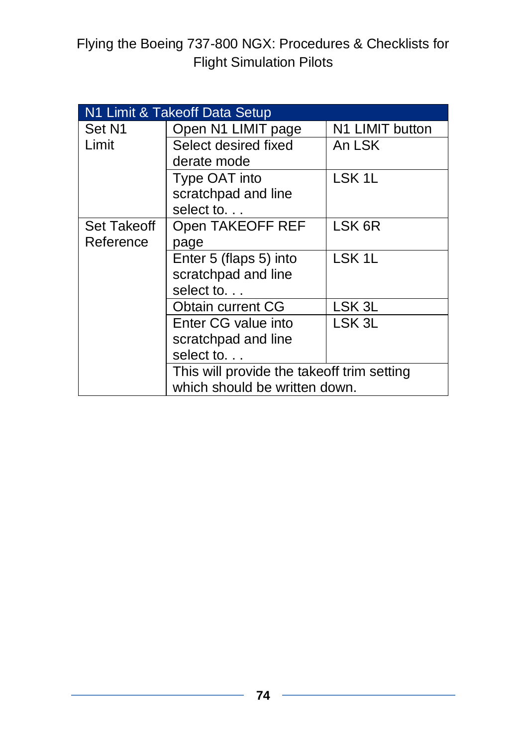| N1 Limit & Takeoff Data Setup | | |
|---|---|---|
| Set N1 Limit | Open N1 LIMIT page | N1 LIMIT button |
| | Select desired fixed derate mode | An LSK |
| | Type OAT into scratchpad and line select to. . . | LSK 1L |
| Set Takeoff Reference | Open TAKEOFF REF page | LSK 6R |
| | Enter 5 (flaps 5) into scratchpad and line select to. . . | LSK 1L |
| | Obtain current CG | LSK 3L |
| | Enter CG value into scratchpad and line select to. . . | LSK 3L |
| | This will provide the takeoff trim setting which should be written down. | |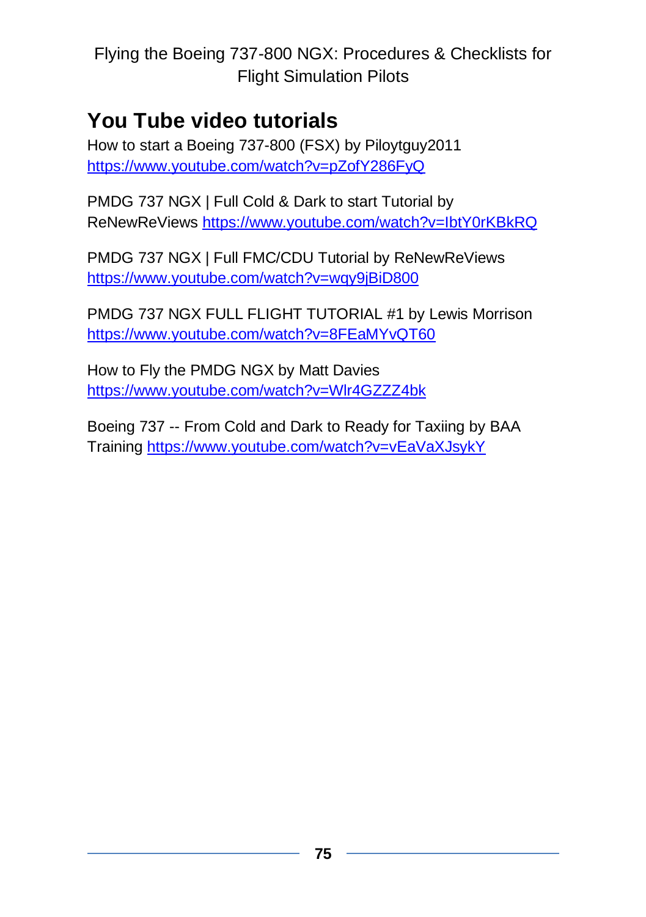## You Tube video tutorials

How to start a Boeing 737-800 (FSX) by Piloytguy2011
https://www.youtube.com/watch?v=pZofY286FyQ

PMDG 737 NGX | Full Cold & Dark to start Tutorial by ReNewReViews https://www.youtube.com/watch?v=IbtY0rKBkRQ

PMDG 737 NGX | Full FMC/CDU Tutorial by ReNewReViews
https://www.youtube.com/watch?v=wqy9jBiD800

PMDG 737 NGX FULL FLIGHT TUTORIAL #1 by Lewis Morrison
https://www.youtube.com/watch?v=8FEaMYvQT60

How to Fly the PMDG NGX by Matt Davies
https://www.youtube.com/watch?v=Wlr4GZZZ4bk

Boeing 737 -- From Cold and Dark to Ready for Taxiing by BAA Training https://www.youtube.com/watch?v=vEaVaXJsykY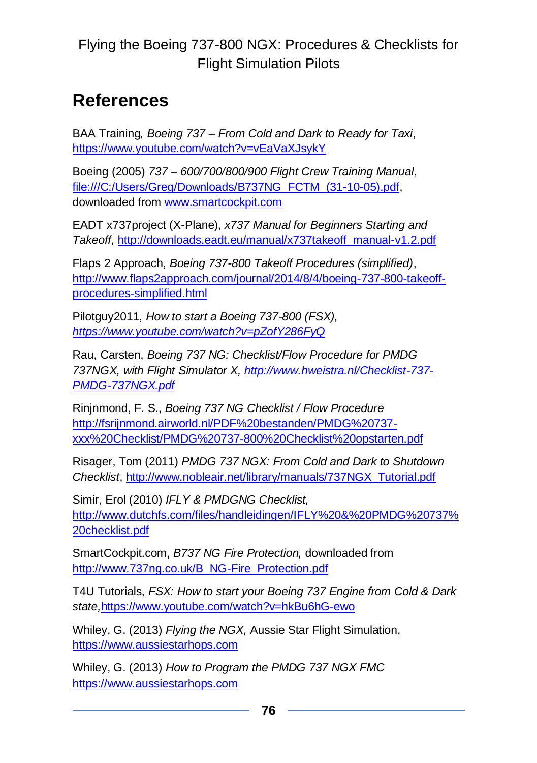## References

BAA Training*, Boeing 737 – From Cold and Dark to Ready for Taxi*, https://www.youtube.com/watch?v=vEaVaXJsykY

Boeing (2005) *737 – 600/700/800/900 Flight Crew Training Manual*, file:///C:/Users/Greg/Downloads/B737NG_FCTM_(31-10-05).pdf, downloaded from www.smartcockpit.com

EADT x737project (X-Plane), *x737 Manual for Beginners Starting and Takeoff*, http://downloads.eadt.eu/manual/x737takeoff_manual-v1.2.pdf

Flaps 2 Approach, *Boeing 737-800 Takeoff Procedures (simplified)*, http://www.flaps2approach.com/journal/2014/8/4/boeing-737-800-takeoff-procedures-simplified.html

Pilotguy2011, *How to start a Boeing 737-800 (FSX), https://www.youtube.com/watch?v=pZofY286FyQ*

Rau, Carsten, *Boeing 737 NG: Checklist/Flow Procedure for PMDG 737NGX, with Flight Simulator X, http://www.hweistra.nl/Checklist-737-PMDG-737NGX.pdf*

Rinjnmond, F. S., *Boeing 737 NG Checklist / Flow Procedure* http://fsrijnmond.airworld.nl/PDF%20bestanden/PMDG%20737-xxx%20Checklist/PMDG%20737-800%20Checklist%20opstarten.pdf

Risager, Tom (2011) *PMDG 737 NGX: From Cold and Dark to Shutdown Checklist*, http://www.nobleair.net/library/manuals/737NGX_Tutorial.pdf

Simir, Erol (2010) *IFLY & PMDGNG Checklist,* http://www.dutchfs.com/files/handleidingen/IFLY%20&%20PMDG%20737%20checklist.pdf

SmartCockpit.com, *B737 NG Fire Protection,* downloaded from http://www.737ng.co.uk/B_NG-Fire_Protection.pdf

T4U Tutorials, *FSX: How to start your Boeing 737 Engine from Cold & Dark state,*https://www.youtube.com/watch?v=hkBu6hG-ewo

Whiley, G. (2013) *Flying the NGX,* Aussie Star Flight Simulation, https://www.aussiestarhops.com

Whiley, G. (2013) *How to Program the PMDG 737 NGX FMC* https://www.aussiestarhops.com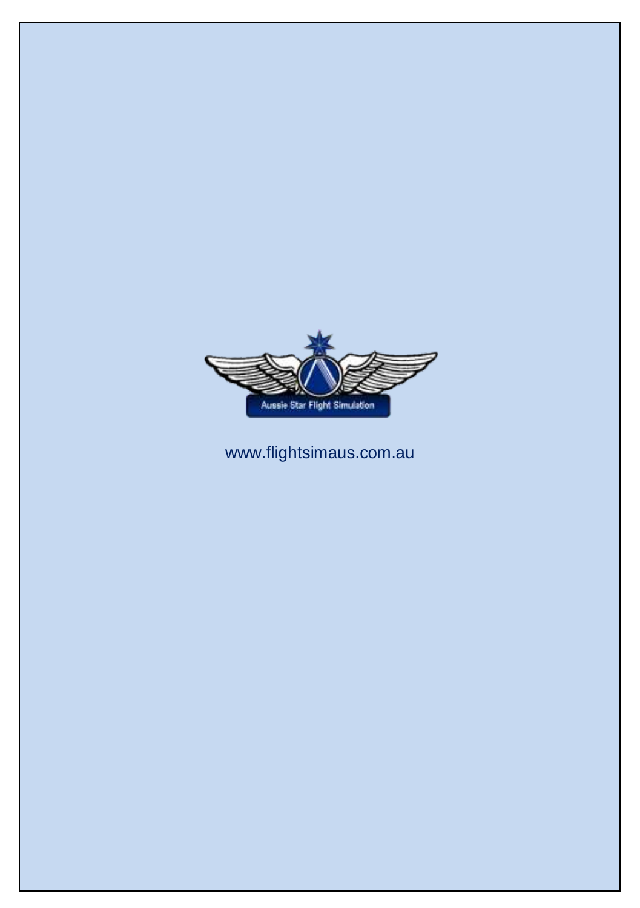Aussie Star Flight Simulation

www.flightsimaus.com.au